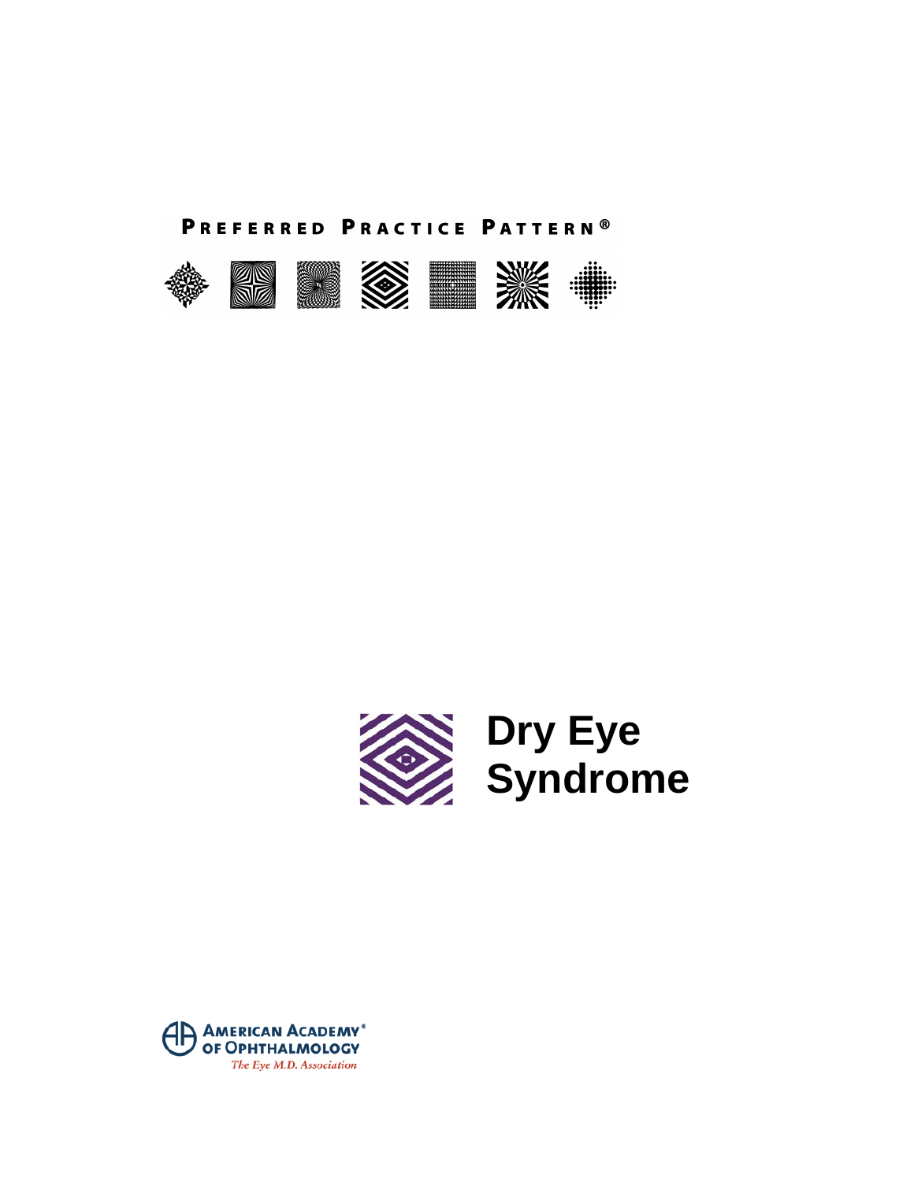PREFERRED PRACTICE PATTERN®

# Dry Eye Syndrome

AMERICAN ACADEMY® OF OPHTHALMOLOGY

*The Eye M.D. Association*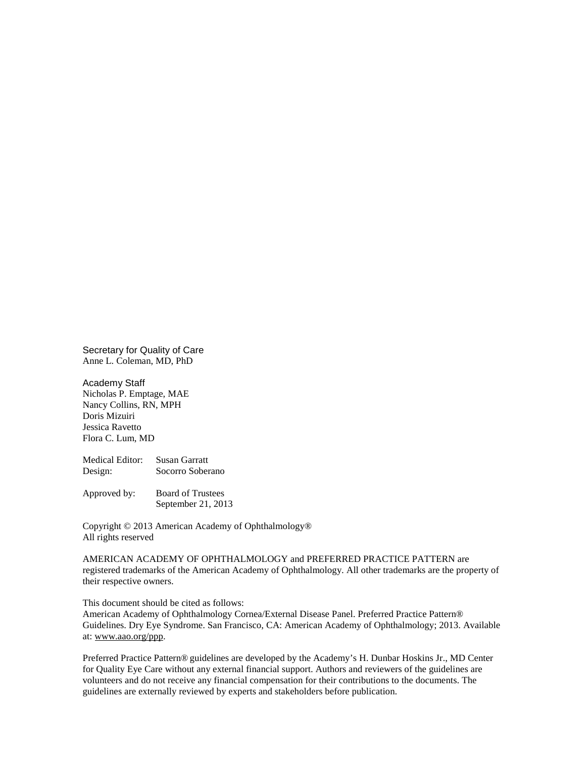Secretary for Quality of Care
Anne L. Coleman, MD, PhD

Academy Staff
Nicholas P. Emptage, MAE
Nancy Collins, RN, MPH
Doris Mizuiri
Jessica Ravetto
Flora C. Lum, MD

Medical Editor: Susan Garratt
Design: Socorro Soberano

Approved by: Board of Trustees
September 21, 2013

Copyright © 2013 American Academy of Ophthalmology®
All rights reserved

AMERICAN ACADEMY OF OPHTHALMOLOGY and PREFERRED PRACTICE PATTERN are registered trademarks of the American Academy of Ophthalmology. All other trademarks are the property of their respective owners.

This document should be cited as follows:
American Academy of Ophthalmology Cornea/External Disease Panel. Preferred Practice Pattern® Guidelines. Dry Eye Syndrome. San Francisco, CA: American Academy of Ophthalmology; 2013. Available at: www.aao.org/ppp.

Preferred Practice Pattern® guidelines are developed by the Academy's H. Dunbar Hoskins Jr., MD Center for Quality Eye Care without any external financial support. Authors and reviewers of the guidelines are volunteers and do not receive any financial compensation for their contributions to the documents. The guidelines are externally reviewed by experts and stakeholders before publication.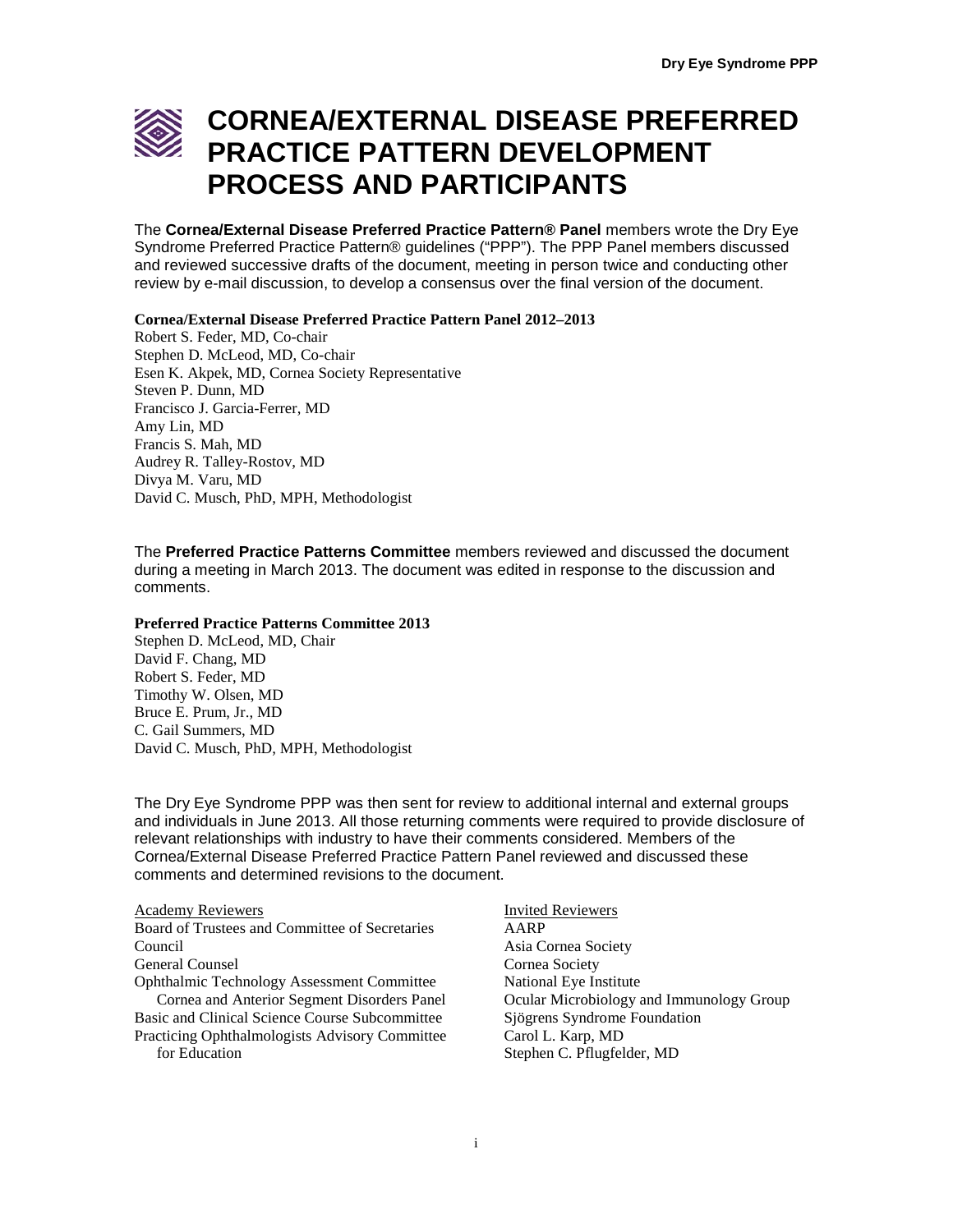# CORNEA/EXTERNAL DISEASE PREFERRED PRACTICE PATTERN DEVELOPMENT PROCESS AND PARTICIPANTS

The **Cornea/External Disease Preferred Practice Pattern® Panel** members wrote the Dry Eye Syndrome Preferred Practice Pattern® guidelines ("PPP"). The PPP Panel members discussed and reviewed successive drafts of the document, meeting in person twice and conducting other review by e-mail discussion, to develop a consensus over the final version of the document.

**Cornea/External Disease Preferred Practice Pattern Panel 2012–2013**

Robert S. Feder, MD, Co-chair
Stephen D. McLeod, MD, Co-chair
Esen K. Akpek, MD, Cornea Society Representative
Steven P. Dunn, MD
Francisco J. Garcia-Ferrer, MD
Amy Lin, MD
Francis S. Mah, MD
Audrey R. Talley-Rostov, MD
Divya M. Varu, MD
David C. Musch, PhD, MPH, Methodologist

The **Preferred Practice Patterns Committee** members reviewed and discussed the document during a meeting in March 2013. The document was edited in response to the discussion and comments.

**Preferred Practice Patterns Committee 2013**

Stephen D. McLeod, MD, Chair
David F. Chang, MD
Robert S. Feder, MD
Timothy W. Olsen, MD
Bruce E. Prum, Jr., MD
C. Gail Summers, MD
David C. Musch, PhD, MPH, Methodologist

The Dry Eye Syndrome PPP was then sent for review to additional internal and external groups and individuals in June 2013. All those returning comments were required to provide disclosure of relevant relationships with industry to have their comments considered. Members of the Cornea/External Disease Preferred Practice Pattern Panel reviewed and discussed these comments and determined revisions to the document.

Academy Reviewers
Board of Trustees and Committee of Secretaries
Council
General Counsel
Ophthalmic Technology Assessment Committee
Cornea and Anterior Segment Disorders Panel
Basic and Clinical Science Course Subcommittee
Practicing Ophthalmologists Advisory Committee for Education

Invited Reviewers
AARP
Asia Cornea Society
Cornea Society
National Eye Institute
Ocular Microbiology and Immunology Group
Sjögrens Syndrome Foundation
Carol L. Karp, MD
Stephen C. Pflugfelder, MD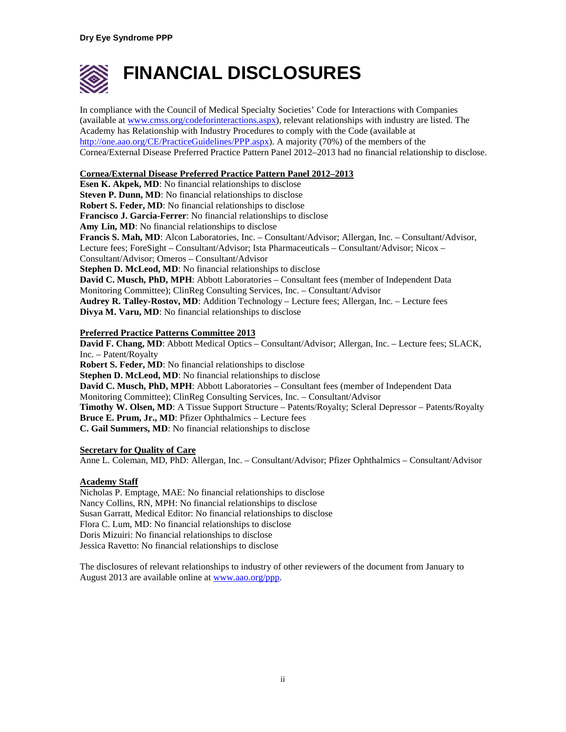# FINANCIAL DISCLOSURES

In compliance with the Council of Medical Specialty Societies' Code for Interactions with Companies (available at [www.cmss.org/codeforinteractions.aspx](www.cmss.org/codeforinteractions.aspx)), relevant relationships with industry are listed. The Academy has Relationship with Industry Procedures to comply with the Code (available at [http://one.aao.org/CE/PracticeGuidelines/PPP.aspx](http://one.aao.org/CE/PracticeGuidelines/PPP.aspx)). A majority (70%) of the members of the Cornea/External Disease Preferred Practice Pattern Panel 2012–2013 had no financial relationship to disclose.

**Cornea/External Disease Preferred Practice Pattern Panel 2012–2013**

**Esen K. Akpek, MD**: No financial relationships to disclose
**Steven P. Dunn, MD**: No financial relationships to disclose
**Robert S. Feder, MD**: No financial relationships to disclose
**Francisco J. Garcia-Ferrer**: No financial relationships to disclose
**Amy Lin, MD**: No financial relationships to disclose
**Francis S. Mah, MD**: Alcon Laboratories, Inc. – Consultant/Advisor; Allergan, Inc. – Consultant/Advisor, Lecture fees; ForeSight – Consultant/Advisor; Ista Pharmaceuticals – Consultant/Advisor; Nicox – Consultant/Advisor; Omeros – Consultant/Advisor
**Stephen D. McLeod, MD**: No financial relationships to disclose
**David C. Musch, PhD, MPH**: Abbott Laboratories – Consultant fees (member of Independent Data Monitoring Committee); ClinReg Consulting Services, Inc. – Consultant/Advisor
**Audrey R. Talley-Rostov, MD**: Addition Technology – Lecture fees; Allergan, Inc. – Lecture fees
**Divya M. Varu, MD**: No financial relationships to disclose

**Preferred Practice Patterns Committee 2013**

**David F. Chang, MD**: Abbott Medical Optics – Consultant/Advisor; Allergan, Inc. – Lecture fees; SLACK, Inc. – Patent/Royalty
**Robert S. Feder, MD**: No financial relationships to disclose
**Stephen D. McLeod, MD**: No financial relationships to disclose
**David C. Musch, PhD, MPH**: Abbott Laboratories – Consultant fees (member of Independent Data Monitoring Committee); ClinReg Consulting Services, Inc. – Consultant/Advisor
**Timothy W. Olsen, MD**: A Tissue Support Structure – Patents/Royalty; Scleral Depressor – Patents/Royalty
**Bruce E. Prum, Jr., MD**: Pfizer Ophthalmics – Lecture fees
**C. Gail Summers, MD**: No financial relationships to disclose

**Secretary for Quality of Care**

Anne L. Coleman, MD, PhD: Allergan, Inc. – Consultant/Advisor; Pfizer Ophthalmics – Consultant/Advisor

**Academy Staff**

Nicholas P. Emptage, MAE: No financial relationships to disclose
Nancy Collins, RN, MPH: No financial relationships to disclose
Susan Garratt, Medical Editor: No financial relationships to disclose
Flora C. Lum, MD: No financial relationships to disclose
Doris Mizuiri: No financial relationships to disclose
Jessica Ravetto: No financial relationships to disclose

The disclosures of relevant relationships to industry of other reviewers of the document from January to August 2013 are available online at [www.aao.org/ppp](www.aao.org/ppp).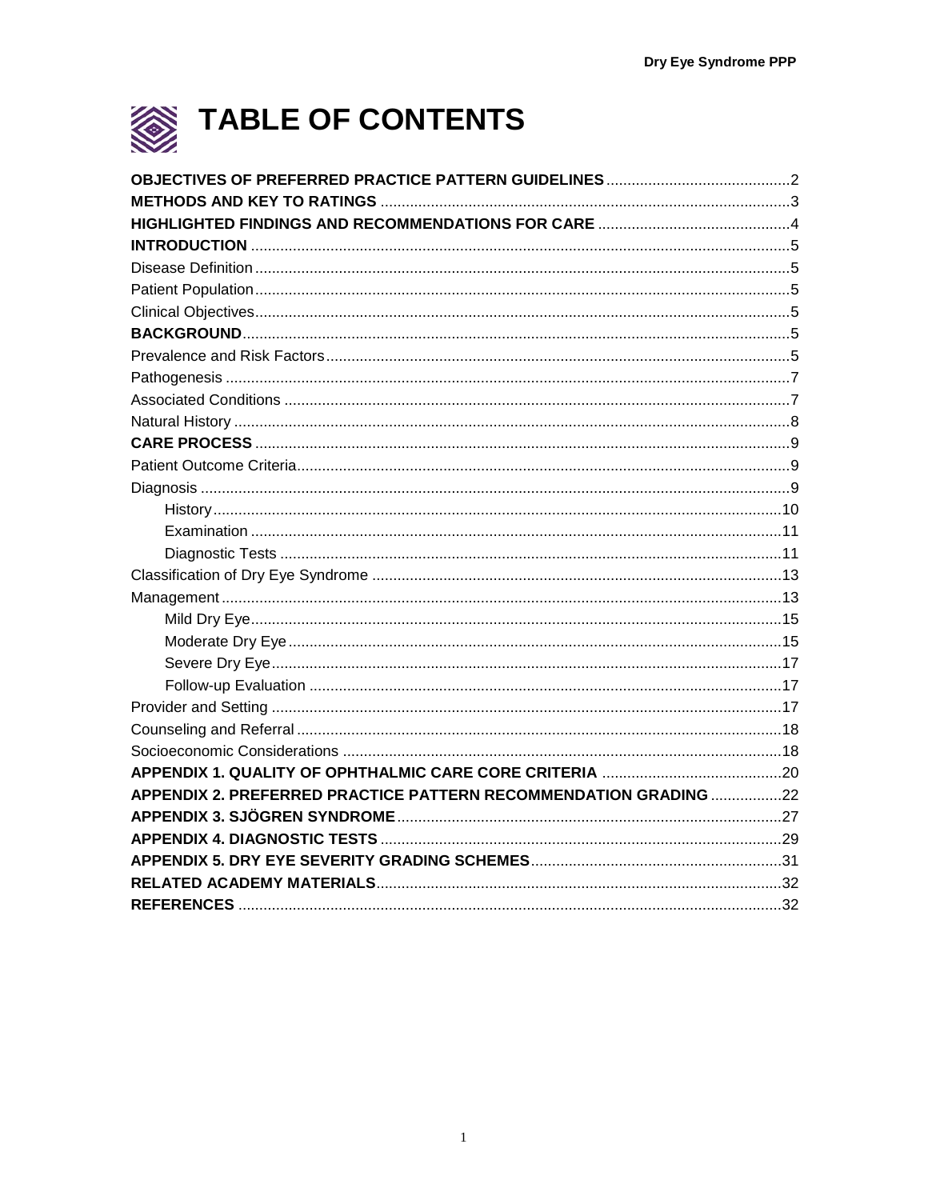# TABLE OF CONTENTS

**OBJECTIVES OF PREFERRED PRACTICE PATTERN GUIDELINES** ........................................ 2
**METHODS AND KEY TO RATINGS** ........................................ 3
**HIGHLIGHTED FINDINGS AND RECOMMENDATIONS FOR CARE** ........................................ 4
**INTRODUCTION** ........................................ 5
Disease Definition ........................................ 5
Patient Population ........................................ 5
Clinical Objectives ........................................ 5
**BACKGROUND** ........................................ 5
Prevalence and Risk Factors ........................................ 5
Pathogenesis ........................................ 7
Associated Conditions ........................................ 7
Natural History ........................................ 8
**CARE PROCESS** ........................................ 9
Patient Outcome Criteria ........................................ 9
Diagnosis ........................................ 9
- History ........................................ 10
- Examination ........................................ 11
- Diagnostic Tests ........................................ 11

Classification of Dry Eye Syndrome ........................................ 13
Management ........................................ 13
- Mild Dry Eye ........................................ 15
- Moderate Dry Eye ........................................ 15
- Severe Dry Eye ........................................ 17
- Follow-up Evaluation ........................................ 17

Provider and Setting ........................................ 17
Counseling and Referral ........................................ 18
Socioeconomic Considerations ........................................ 18
**APPENDIX 1. QUALITY OF OPHTHALMIC CARE CORE CRITERIA** ........................................ 20
**APPENDIX 2. PREFERRED PRACTICE PATTERN RECOMMENDATION GRADING** ........................................ 22
**APPENDIX 3. SJÖGREN SYNDROME** ........................................ 27
**APPENDIX 4. DIAGNOSTIC TESTS** ........................................ 29
**APPENDIX 5. DRY EYE SEVERITY GRADING SCHEMES** ........................................ 31
**RELATED ACADEMY MATERIALS** ........................................ 32
**REFERENCES** ........................................ 32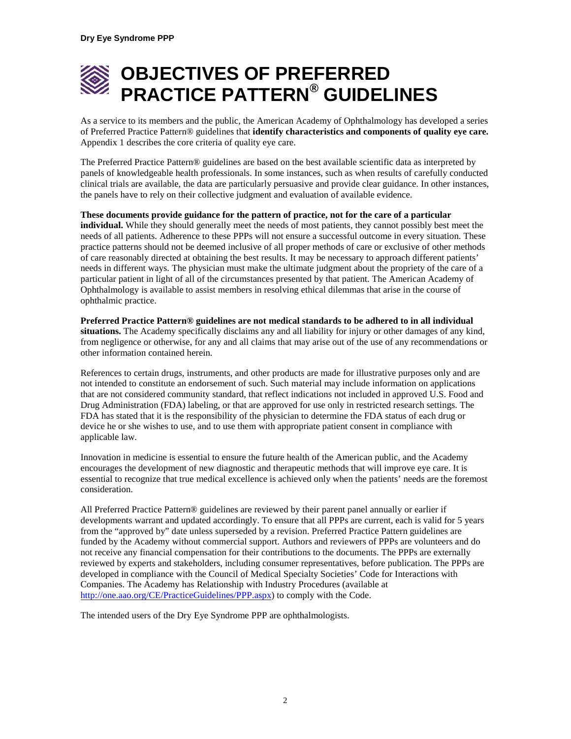# OBJECTIVES OF PREFERRED PRACTICE PATTERN® GUIDELINES

As a service to its members and the public, the American Academy of Ophthalmology has developed a series of Preferred Practice Pattern® guidelines that **identify characteristics and components of quality eye care.** Appendix 1 describes the core criteria of quality eye care.

The Preferred Practice Pattern® guidelines are based on the best available scientific data as interpreted by panels of knowledgeable health professionals. In some instances, such as when results of carefully conducted clinical trials are available, the data are particularly persuasive and provide clear guidance. In other instances, the panels have to rely on their collective judgment and evaluation of available evidence.

**These documents provide guidance for the pattern of practice, not for the care of a particular individual.** While they should generally meet the needs of most patients, they cannot possibly best meet the needs of all patients. Adherence to these PPPs will not ensure a successful outcome in every situation. These practice patterns should not be deemed inclusive of all proper methods of care or exclusive of other methods of care reasonably directed at obtaining the best results. It may be necessary to approach different patients' needs in different ways. The physician must make the ultimate judgment about the propriety of the care of a particular patient in light of all of the circumstances presented by that patient. The American Academy of Ophthalmology is available to assist members in resolving ethical dilemmas that arise in the course of ophthalmic practice.

**Preferred Practice Pattern® guidelines are not medical standards to be adhered to in all individual situations.** The Academy specifically disclaims any and all liability for injury or other damages of any kind, from negligence or otherwise, for any and all claims that may arise out of the use of any recommendations or other information contained herein.

References to certain drugs, instruments, and other products are made for illustrative purposes only and are not intended to constitute an endorsement of such. Such material may include information on applications that are not considered community standard, that reflect indications not included in approved U.S. Food and Drug Administration (FDA) labeling, or that are approved for use only in restricted research settings. The FDA has stated that it is the responsibility of the physician to determine the FDA status of each drug or device he or she wishes to use, and to use them with appropriate patient consent in compliance with applicable law.

Innovation in medicine is essential to ensure the future health of the American public, and the Academy encourages the development of new diagnostic and therapeutic methods that will improve eye care. It is essential to recognize that true medical excellence is achieved only when the patients' needs are the foremost consideration.

All Preferred Practice Pattern® guidelines are reviewed by their parent panel annually or earlier if developments warrant and updated accordingly. To ensure that all PPPs are current, each is valid for 5 years from the "approved by" date unless superseded by a revision. Preferred Practice Pattern guidelines are funded by the Academy without commercial support. Authors and reviewers of PPPs are volunteers and do not receive any financial compensation for their contributions to the documents. The PPPs are externally reviewed by experts and stakeholders, including consumer representatives, before publication. The PPPs are developed in compliance with the Council of Medical Specialty Societies' Code for Interactions with Companies. The Academy has Relationship with Industry Procedures (available at http://one.aao.org/CE/PracticeGuidelines/PPP.aspx) to comply with the Code.

The intended users of the Dry Eye Syndrome PPP are ophthalmologists.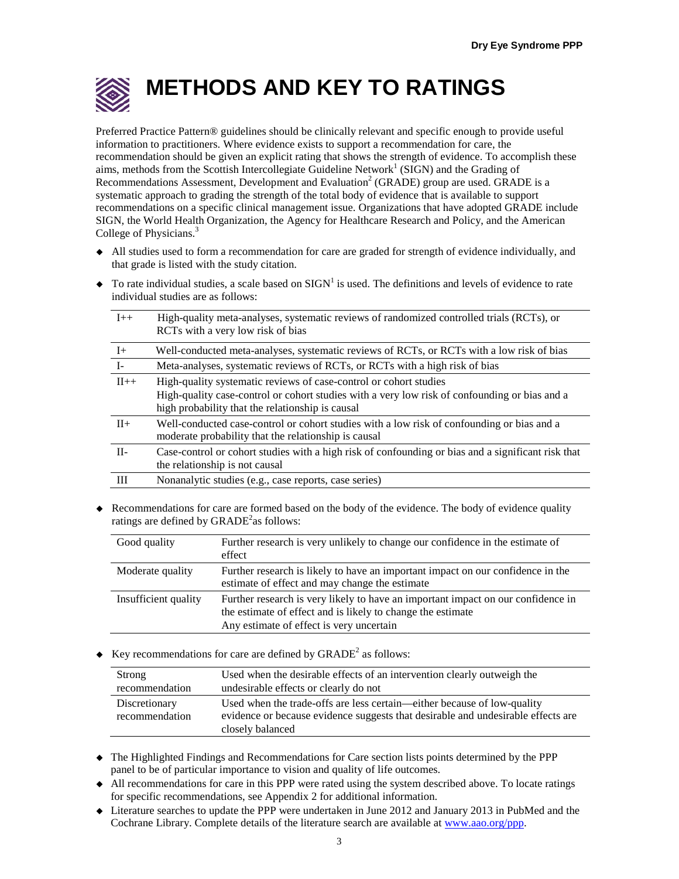# METHODS AND KEY TO RATINGS

Preferred Practice Pattern® guidelines should be clinically relevant and specific enough to provide useful information to practitioners. Where evidence exists to support a recommendation for care, the recommendation should be given an explicit rating that shows the strength of evidence. To accomplish these aims, methods from the Scottish Intercollegiate Guideline Network[1] (SIGN) and the Grading of Recommendations Assessment, Development and Evaluation[2] (GRADE) group are used. GRADE is a systematic approach to grading the strength of the total body of evidence that is available to support recommendations on a specific clinical management issue. Organizations that have adopted GRADE include SIGN, the World Health Organization, the Agency for Healthcare Research and Policy, and the American College of Physicians.[3]

- All studies used to form a recommendation for care are graded for strength of evidence individually, and that grade is listed with the study citation.
- To rate individual studies, a scale based on SIGN[1] is used. The definitions and levels of evidence to rate individual studies are as follows:

| | |
|---|---|
| I++ | High-quality meta-analyses, systematic reviews of randomized controlled trials (RCTs), or RCTs with a very low risk of bias |
| I+ | Well-conducted meta-analyses, systematic reviews of RCTs, or RCTs with a low risk of bias |
| I- | Meta-analyses, systematic reviews of RCTs, or RCTs with a high risk of bias |
| II++ | High-quality systematic reviews of case-control or cohort studies<br>High-quality case-control or cohort studies with a very low risk of confounding or bias and a high probability that the relationship is causal |
| II+ | Well-conducted case-control or cohort studies with a low risk of confounding or bias and a moderate probability that the relationship is causal |
| II- | Case-control or cohort studies with a high risk of confounding or bias and a significant risk that the relationship is not causal |
| III | Nonanalytic studies (e.g., case reports, case series) |

- Recommendations for care are formed based on the body of the evidence. The body of evidence quality ratings are defined by GRADE[2] as follows:

| | |
|---|---|
| Good quality | Further research is very unlikely to change our confidence in the estimate of effect |
| Moderate quality | Further research is likely to have an important impact on our confidence in the estimate of effect and may change the estimate |
| Insufficient quality | Further research is very likely to have an important impact on our confidence in the estimate of effect and is likely to change the estimate<br>Any estimate of effect is very uncertain |

- Key recommendations for care are defined by GRADE[2] as follows:

| | |
|---|---|
| Strong recommendation | Used when the desirable effects of an intervention clearly outweigh the undesirable effects or clearly do not |
| Discretionary recommendation | Used when the trade-offs are less certain—either because of low-quality evidence or because evidence suggests that desirable and undesirable effects are closely balanced |

- The Highlighted Findings and Recommendations for Care section lists points determined by the PPP panel to be of particular importance to vision and quality of life outcomes.
- All recommendations for care in this PPP were rated using the system described above. To locate ratings for specific recommendations, see Appendix 2 for additional information.
- Literature searches to update the PPP were undertaken in June 2012 and January 2013 in PubMed and the Cochrane Library. Complete details of the literature search are available at www.aao.org/ppp.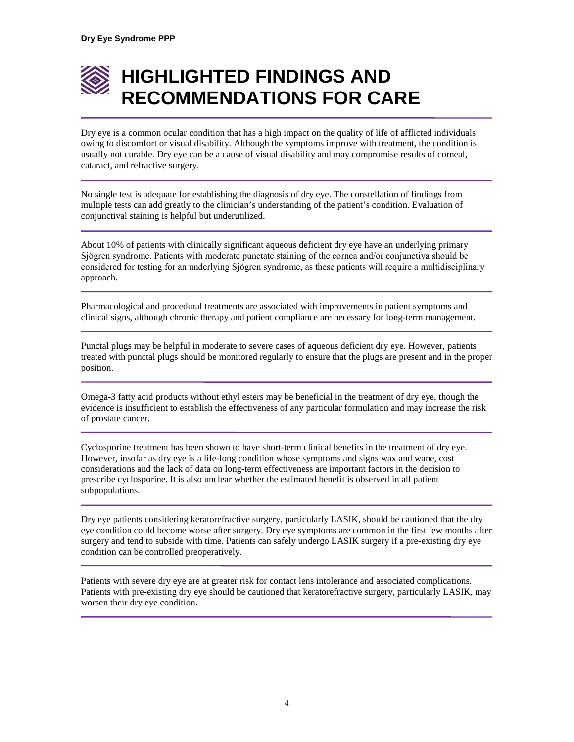# HIGHLIGHTED FINDINGS AND RECOMMENDATIONS FOR CARE

Dry eye is a common ocular condition that has a high impact on the quality of life of afflicted individuals owing to discomfort or visual disability. Although the symptoms improve with treatment, the condition is usually not curable. Dry eye can be a cause of visual disability and may compromise results of corneal, cataract, and refractive surgery.

---

No single test is adequate for establishing the diagnosis of dry eye. The constellation of findings from multiple tests can add greatly to the clinician's understanding of the patient's condition. Evaluation of conjunctival staining is helpful but underutilized.

---

About 10% of patients with clinically significant aqueous deficient dry eye have an underlying primary Sjögren syndrome. Patients with moderate punctate staining of the cornea and/or conjunctiva should be considered for testing for an underlying Sjögren syndrome, as these patients will require a multidisciplinary approach.

---

Pharmacological and procedural treatments are associated with improvements in patient symptoms and clinical signs, although chronic therapy and patient compliance are necessary for long-term management.

---

Punctal plugs may be helpful in moderate to severe cases of aqueous deficient dry eye. However, patients treated with punctal plugs should be monitored regularly to ensure that the plugs are present and in the proper position.

---

Omega-3 fatty acid products without ethyl esters may be beneficial in the treatment of dry eye, though the evidence is insufficient to establish the effectiveness of any particular formulation and may increase the risk of prostate cancer.

---

Cyclosporine treatment has been shown to have short-term clinical benefits in the treatment of dry eye. However, insofar as dry eye is a life-long condition whose symptoms and signs wax and wane, cost considerations and the lack of data on long-term effectiveness are important factors in the decision to prescribe cyclosporine. It is also unclear whether the estimated benefit is observed in all patient subpopulations.

---

Dry eye patients considering keratorefractive surgery, particularly LASIK, should be cautioned that the dry eye condition could become worse after surgery. Dry eye symptoms are common in the first few months after surgery and tend to subside with time. Patients can safely undergo LASIK surgery if a pre-existing dry eye condition can be controlled preoperatively.

---

Patients with severe dry eye are at greater risk for contact lens intolerance and associated complications. Patients with pre-existing dry eye should be cautioned that keratorefractive surgery, particularly LASIK, may worsen their dry eye condition.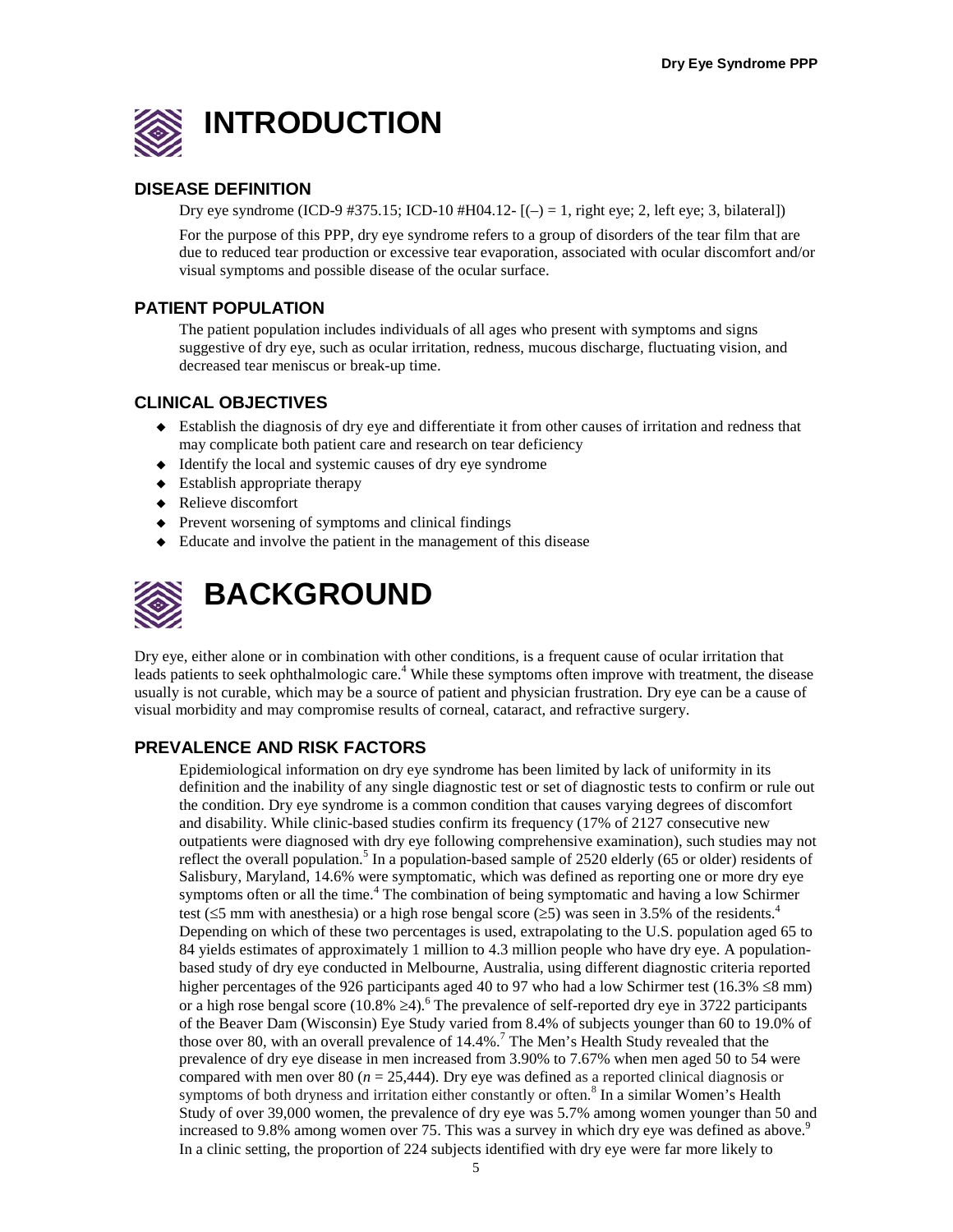# INTRODUCTION

## DISEASE DEFINITION

Dry eye syndrome (ICD-9 #375.15; ICD-10 #H04.12- [(–) = 1, right eye; 2, left eye; 3, bilateral])

For the purpose of this PPP, dry eye syndrome refers to a group of disorders of the tear film that are due to reduced tear production or excessive tear evaporation, associated with ocular discomfort and/or visual symptoms and possible disease of the ocular surface.

## PATIENT POPULATION

The patient population includes individuals of all ages who present with symptoms and signs suggestive of dry eye, such as ocular irritation, redness, mucous discharge, fluctuating vision, and decreased tear meniscus or break-up time.

## CLINICAL OBJECTIVES

- Establish the diagnosis of dry eye and differentiate it from other causes of irritation and redness that may complicate both patient care and research on tear deficiency
- Identify the local and systemic causes of dry eye syndrome
- Establish appropriate therapy
- Relieve discomfort
- Prevent worsening of symptoms and clinical findings
- Educate and involve the patient in the management of this disease

# BACKGROUND

Dry eye, either alone or in combination with other conditions, is a frequent cause of ocular irritation that leads patients to seek ophthalmologic care.[4] While these symptoms often improve with treatment, the disease usually is not curable, which may be a source of patient and physician frustration. Dry eye can be a cause of visual morbidity and may compromise results of corneal, cataract, and refractive surgery.

## PREVALENCE AND RISK FACTORS

Epidemiological information on dry eye syndrome has been limited by lack of uniformity in its definition and the inability of any single diagnostic test or set of diagnostic tests to confirm or rule out the condition. Dry eye syndrome is a common condition that causes varying degrees of discomfort and disability. While clinic-based studies confirm its frequency (17% of 2127 consecutive new outpatients were diagnosed with dry eye following comprehensive examination), such studies may not reflect the overall population.[5] In a population-based sample of 2520 elderly (65 or older) residents of Salisbury, Maryland, 14.6% were symptomatic, which was defined as reporting one or more dry eye symptoms often or all the time.[4] The combination of being symptomatic and having a low Schirmer test (≤5 mm with anesthesia) or a high rose bengal score (≥5) was seen in 3.5% of the residents.[4] Depending on which of these two percentages is used, extrapolating to the U.S. population aged 65 to 84 yields estimates of approximately 1 million to 4.3 million people who have dry eye. A population-based study of dry eye conducted in Melbourne, Australia, using different diagnostic criteria reported higher percentages of the 926 participants aged 40 to 97 who had a low Schirmer test (16.3% ≤8 mm) or a high rose bengal score (10.8% ≥4).[6] The prevalence of self-reported dry eye in 3722 participants of the Beaver Dam (Wisconsin) Eye Study varied from 8.4% of subjects younger than 60 to 19.0% of those over 80, with an overall prevalence of 14.4%.[7] The Men's Health Study revealed that the prevalence of dry eye disease in men increased from 3.90% to 7.67% when men aged 50 to 54 were compared with men over 80 ($n$ = 25,444). Dry eye was defined as a reported clinical diagnosis or symptoms of both dryness and irritation either constantly or often.[8] In a similar Women's Health Study of over 39,000 women, the prevalence of dry eye was 5.7% among women younger than 50 and increased to 9.8% among women over 75. This was a survey in which dry eye was defined as above.[9] In a clinic setting, the proportion of 224 subjects identified with dry eye were far more likely to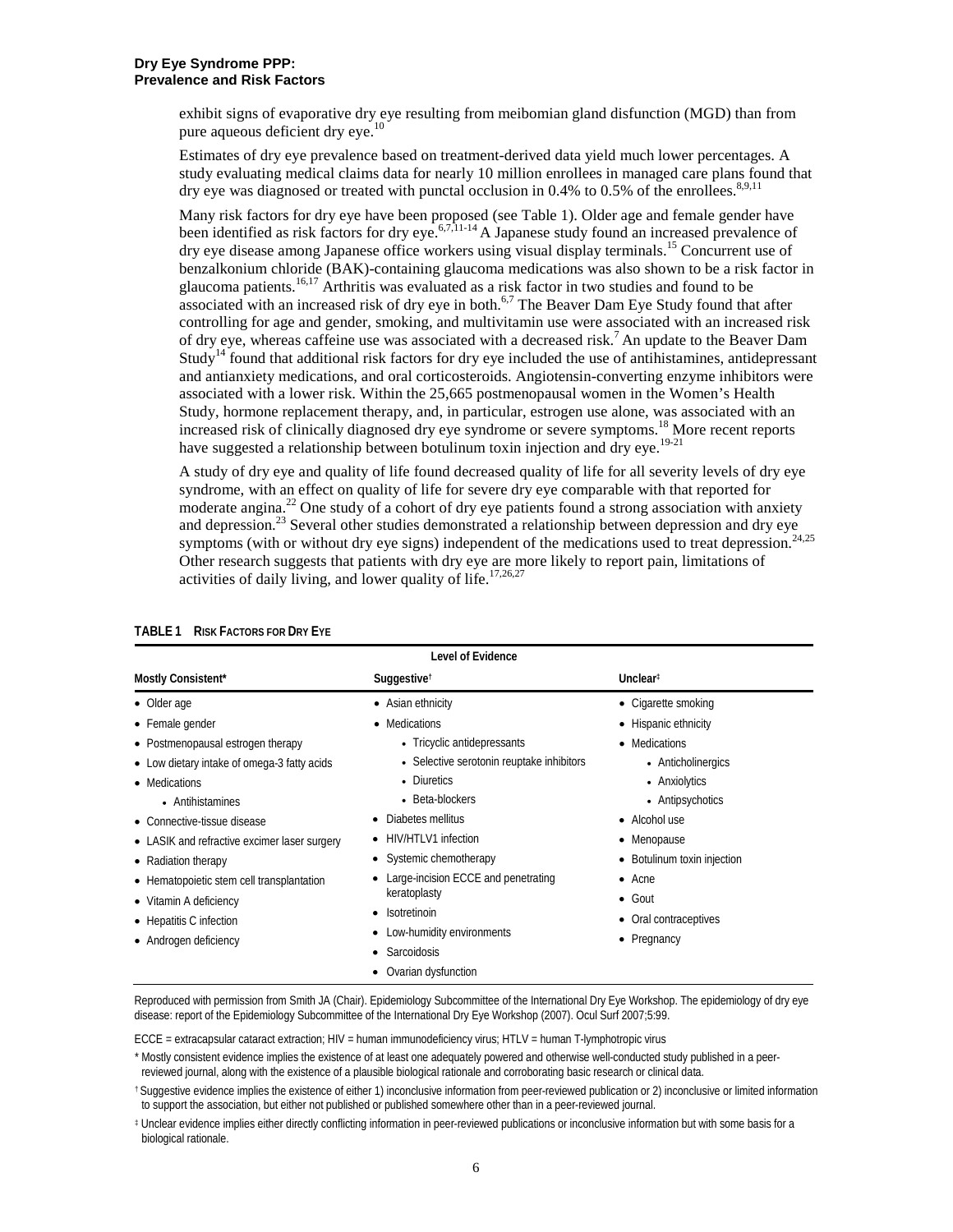exhibit signs of evaporative dry eye resulting from meibomian gland disfunction (MGD) than from pure aqueous deficient dry eye.[10]

Estimates of dry eye prevalence based on treatment-derived data yield much lower percentages. A study evaluating medical claims data for nearly 10 million enrollees in managed care plans found that dry eye was diagnosed or treated with punctal occlusion in 0.4% to 0.5% of the enrollees.[8,9,11]

Many risk factors for dry eye have been proposed (see Table 1). Older age and female gender have been identified as risk factors for dry eye.[6,7,11-14] A Japanese study found an increased prevalence of dry eye disease among Japanese office workers using visual display terminals.[15] Concurrent use of benzalkonium chloride (BAK)-containing glaucoma medications was also shown to be a risk factor in glaucoma patients.[16,17] Arthritis was evaluated as a risk factor in two studies and found to be associated with an increased risk of dry eye in both.[6,7] The Beaver Dam Eye Study found that after controlling for age and gender, smoking, and multivitamin use were associated with an increased risk of dry eye, whereas caffeine use was associated with a decreased risk.[7] An update to the Beaver Dam Study[14] found that additional risk factors for dry eye included the use of antihistamines, antidepressant and antianxiety medications, and oral corticosteroids. Angiotensin-converting enzyme inhibitors were associated with a lower risk. Within the 25,665 postmenopausal women in the Women's Health Study, hormone replacement therapy, and, in particular, estrogen use alone, was associated with an increased risk of clinically diagnosed dry eye syndrome or severe symptoms.[18] More recent reports have suggested a relationship between botulinum toxin injection and dry eye.[19-21]

A study of dry eye and quality of life found decreased quality of life for all severity levels of dry eye syndrome, with an effect on quality of life for severe dry eye comparable with that reported for moderate angina.[22] One study of a cohort of dry eye patients found a strong association with anxiety and depression.[23] Several other studies demonstrated a relationship between depression and dry eye symptoms (with or without dry eye signs) independent of the medications used to treat depression.[24,25] Other research suggests that patients with dry eye are more likely to report pain, limitations of activities of daily living, and lower quality of life.[17,26,27]

**TABLE 1 RISK FACTORS FOR DRY EYE**

| Level of Evidence | | |
|---|---|---|
| **Mostly Consistent*** | **Suggestive†** | **Unclear‡** |
| • Older age | • Asian ethnicity | • Cigarette smoking |
| • Female gender | • Medications | • Hispanic ethnicity |
| • Postmenopausal estrogen therapy | &nbsp;&nbsp;• Tricyclic antidepressants | • Medications |
| • Low dietary intake of omega-3 fatty acids | &nbsp;&nbsp;• Selective serotonin reuptake inhibitors | &nbsp;&nbsp;• Anticholinergics |
| • Medications | &nbsp;&nbsp;• Diuretics | &nbsp;&nbsp;• Anxiolytics |
| &nbsp;&nbsp;• Antihistamines | &nbsp;&nbsp;• Beta-blockers | &nbsp;&nbsp;• Antipsychotics |
| • Connective-tissue disease | • Diabetes mellitus | • Alcohol use |
| • LASIK and refractive excimer laser surgery | • HIV/HTLV1 infection | • Menopause |
| • Radiation therapy | • Systemic chemotherapy | • Botulinum toxin injection |
| • Hematopoietic stem cell transplantation | • Large-incision ECCE and penetrating keratoplasty | • Acne |
| • Vitamin A deficiency | • Isotretinoin | • Gout |
| • Hepatitis C infection | • Low-humidity environments | • Oral contraceptives |
| • Androgen deficiency | • Sarcoidosis | • Pregnancy |
| | • Ovarian dysfunction | |

Reproduced with permission from Smith JA (Chair). Epidemiology Subcommittee of the International Dry Eye Workshop. The epidemiology of dry eye disease: report of the Epidemiology Subcommittee of the International Dry Eye Workshop (2007). Ocul Surf 2007;5:99.

ECCE = extracapsular cataract extraction; HIV = human immunodeficiency virus; HTLV = human T-lymphotropic virus

\* Mostly consistent evidence implies the existence of at least one adequately powered and otherwise well-conducted study published in a peer-reviewed journal, along with the existence of a plausible biological rationale and corroborating basic research or clinical data.

† Suggestive evidence implies the existence of either 1) inconclusive information from peer-reviewed publication or 2) inconclusive or limited information to support the association, but either not published or published somewhere other than in a peer-reviewed journal.

‡ Unclear evidence implies either directly conflicting information in peer-reviewed publications or inconclusive information but with some basis for a biological rationale.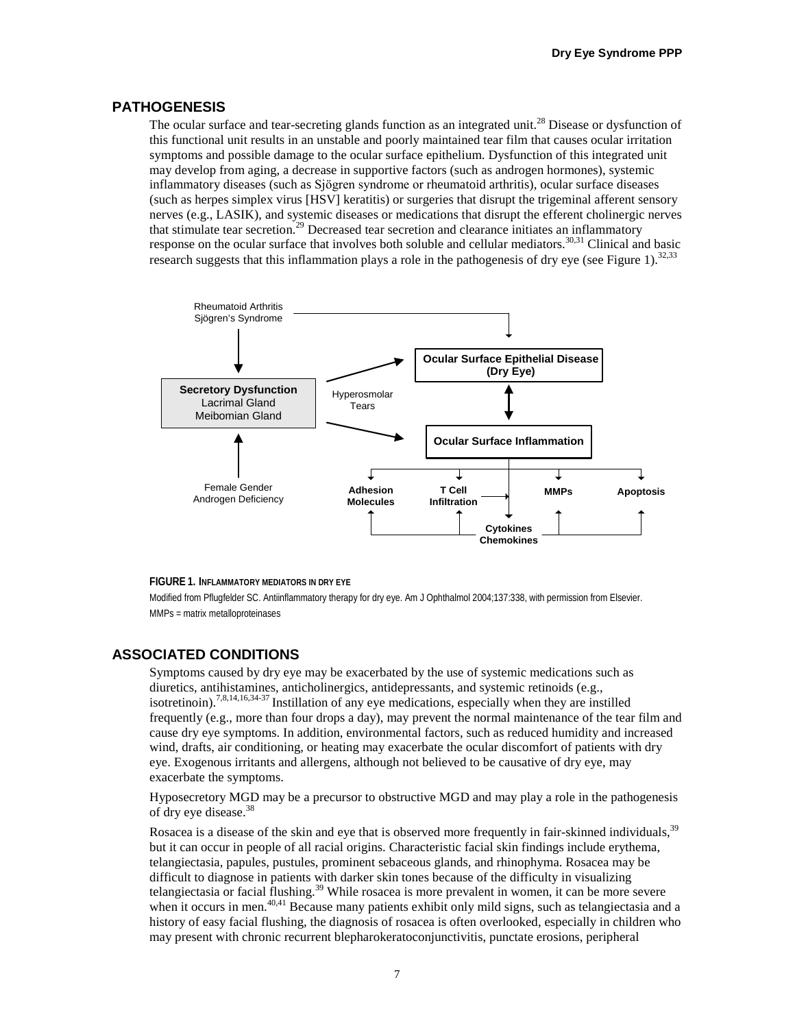## PATHOGENESIS

The ocular surface and tear-secreting glands function as an integrated unit.[28] Disease or dysfunction of this functional unit results in an unstable and poorly maintained tear film that causes ocular irritation symptoms and possible damage to the ocular surface epithelium. Dysfunction of this integrated unit may develop from aging, a decrease in supportive factors (such as androgen hormones), systemic inflammatory diseases (such as Sjögren syndrome or rheumatoid arthritis), ocular surface diseases (such as herpes simplex virus [HSV] keratitis) or surgeries that disrupt the trigeminal afferent sensory nerves (e.g., LASIK), and systemic diseases or medications that disrupt the efferent cholinergic nerves that stimulate tear secretion.[29] Decreased tear secretion and clearance initiates an inflammatory response on the ocular surface that involves both soluble and cellular mediators.[30,31] Clinical and basic research suggests that this inflammation plays a role in the pathogenesis of dry eye (see Figure 1).[32,33]

Rheumatoid Arthritis
Sjögren's Syndrome

**Secretory Dysfunction**
Lacrimal Gland
Meibomian Gland

Female Gender
Androgen Deficiency

Hyperosmolar Tears

**Ocular Surface Epithelial Disease (Dry Eye)**

**Ocular Surface Inflammation**

**Adhesion Molecules** | **T Cell Infiltration** | **MMPs** | **Apoptosis** | **Cytokines Chemokines**

**FIGURE 1. INFLAMMATORY MEDIATORS IN DRY EYE**

Modified from Pflugfelder SC. Antiinflammatory therapy for dry eye. Am J Ophthalmol 2004;137:338, with permission from Elsevier.

MMPs = matrix metalloproteinases

## ASSOCIATED CONDITIONS

Symptoms caused by dry eye may be exacerbated by the use of systemic medications such as diuretics, antihistamines, anticholinergics, antidepressants, and systemic retinoids (e.g., isotretinoin).[7,8,14,16,34-37] Instillation of any eye medications, especially when they are instilled frequently (e.g., more than four drops a day), may prevent the normal maintenance of the tear film and cause dry eye symptoms. In addition, environmental factors, such as reduced humidity and increased wind, drafts, air conditioning, or heating may exacerbate the ocular discomfort of patients with dry eye. Exogenous irritants and allergens, although not believed to be causative of dry eye, may exacerbate the symptoms.

Hyposecretory MGD may be a precursor to obstructive MGD and may play a role in the pathogenesis of dry eye disease.[38]

Rosacea is a disease of the skin and eye that is observed more frequently in fair-skinned individuals,[39] but it can occur in people of all racial origins. Characteristic facial skin findings include erythema, telangiectasia, papules, pustules, prominent sebaceous glands, and rhinophyma. Rosacea may be difficult to diagnose in patients with darker skin tones because of the difficulty in visualizing telangiectasia or facial flushing.[39] While rosacea is more prevalent in women, it can be more severe when it occurs in men.[40,41] Because many patients exhibit only mild signs, such as telangiectasia and a history of easy facial flushing, the diagnosis of rosacea is often overlooked, especially in children who may present with chronic recurrent blepharokeratoconjunctivitis, punctate erosions, peripheral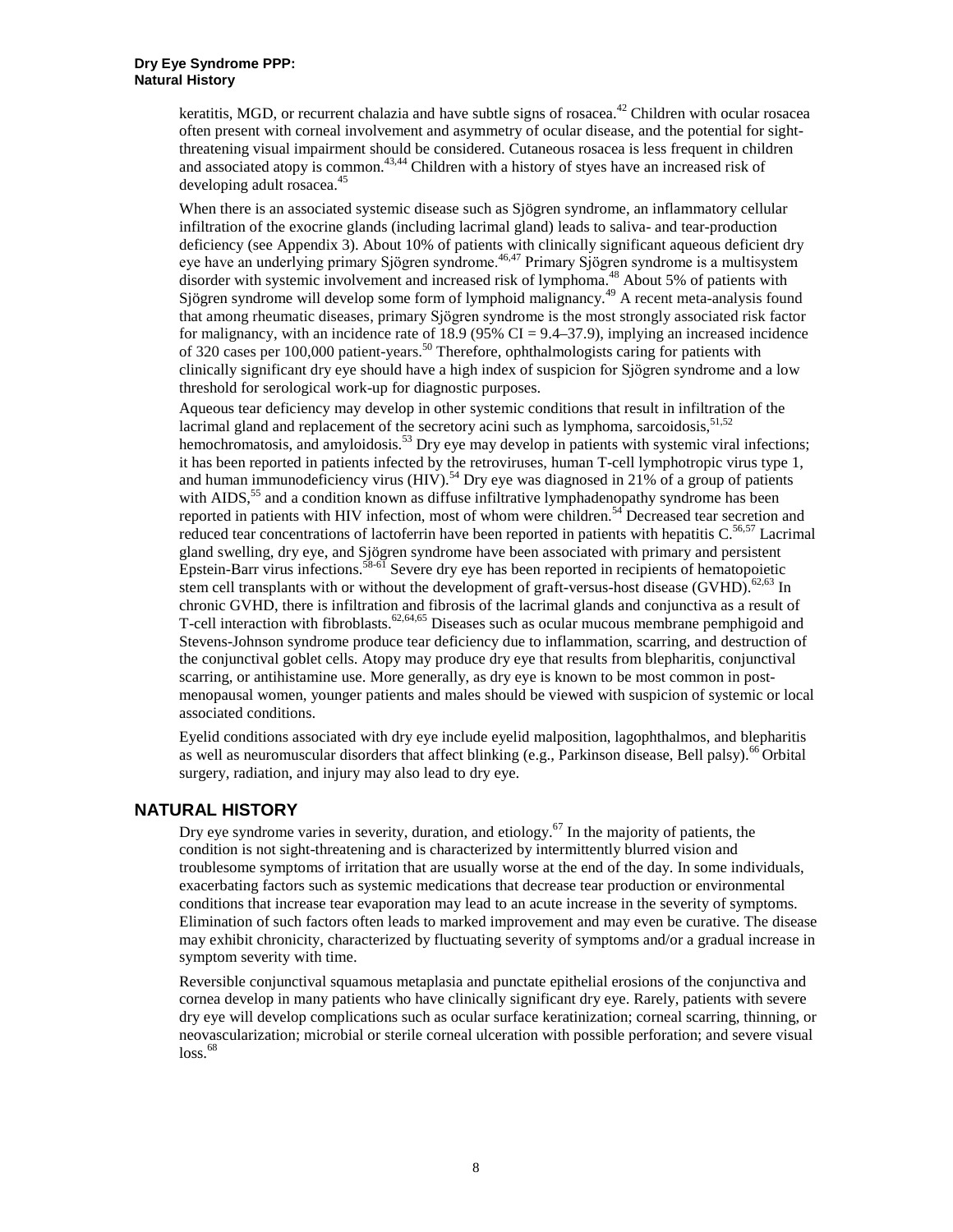keratitis, MGD, or recurrent chalazia and have subtle signs of rosacea.[42] Children with ocular rosacea often present with corneal involvement and asymmetry of ocular disease, and the potential for sight-threatening visual impairment should be considered. Cutaneous rosacea is less frequent in children and associated atopy is common.[43,44] Children with a history of styes have an increased risk of developing adult rosacea.[45]

When there is an associated systemic disease such as Sjögren syndrome, an inflammatory cellular infiltration of the exocrine glands (including lacrimal gland) leads to saliva- and tear-production deficiency (see Appendix 3). About 10% of patients with clinically significant aqueous deficient dry eye have an underlying primary Sjögren syndrome.[46,47] Primary Sjögren syndrome is a multisystem disorder with systemic involvement and increased risk of lymphoma.[48] About 5% of patients with Sjögren syndrome will develop some form of lymphoid malignancy.[49] A recent meta-analysis found that among rheumatic diseases, primary Sjögren syndrome is the most strongly associated risk factor for malignancy, with an incidence rate of 18.9 (95% CI = 9.4–37.9), implying an increased incidence of 320 cases per 100,000 patient-years.[50] Therefore, ophthalmologists caring for patients with clinically significant dry eye should have a high index of suspicion for Sjögren syndrome and a low threshold for serological work-up for diagnostic purposes.

Aqueous tear deficiency may develop in other systemic conditions that result in infiltration of the lacrimal gland and replacement of the secretory acini such as lymphoma, sarcoidosis,[51,52] hemochromatosis, and amyloidosis.[53] Dry eye may develop in patients with systemic viral infections; it has been reported in patients infected by the retroviruses, human T-cell lymphotropic virus type 1, and human immunodeficiency virus (HIV).[54] Dry eye was diagnosed in 21% of a group of patients with AIDS,[55] and a condition known as diffuse infiltrative lymphadenopathy syndrome has been reported in patients with HIV infection, most of whom were children.[54] Decreased tear secretion and reduced tear concentrations of lactoferrin have been reported in patients with hepatitis C.[56,57] Lacrimal gland swelling, dry eye, and Sjögren syndrome have been associated with primary and persistent Epstein-Barr virus infections.[58-61] Severe dry eye has been reported in recipients of hematopoietic stem cell transplants with or without the development of graft-versus-host disease (GVHD).[62,63] In chronic GVHD, there is infiltration and fibrosis of the lacrimal glands and conjunctiva as a result of T-cell interaction with fibroblasts.[62,64,65] Diseases such as ocular mucous membrane pemphigoid and Stevens-Johnson syndrome produce tear deficiency due to inflammation, scarring, and destruction of the conjunctival goblet cells. Atopy may produce dry eye that results from blepharitis, conjunctival scarring, or antihistamine use. More generally, as dry eye is known to be most common in post-menopausal women, younger patients and males should be viewed with suspicion of systemic or local associated conditions.

Eyelid conditions associated with dry eye include eyelid malposition, lagophthalmos, and blepharitis as well as neuromuscular disorders that affect blinking (e.g., Parkinson disease, Bell palsy).[66] Orbital surgery, radiation, and injury may also lead to dry eye.

## NATURAL HISTORY

Dry eye syndrome varies in severity, duration, and etiology.[67] In the majority of patients, the condition is not sight-threatening and is characterized by intermittently blurred vision and troublesome symptoms of irritation that are usually worse at the end of the day. In some individuals, exacerbating factors such as systemic medications that decrease tear production or environmental conditions that increase tear evaporation may lead to an acute increase in the severity of symptoms. Elimination of such factors often leads to marked improvement and may even be curative. The disease may exhibit chronicity, characterized by fluctuating severity of symptoms and/or a gradual increase in symptom severity with time.

Reversible conjunctival squamous metaplasia and punctate epithelial erosions of the conjunctiva and cornea develop in many patients who have clinically significant dry eye. Rarely, patients with severe dry eye will develop complications such as ocular surface keratinization; corneal scarring, thinning, or neovascularization; microbial or sterile corneal ulceration with possible perforation; and severe visual loss.[68]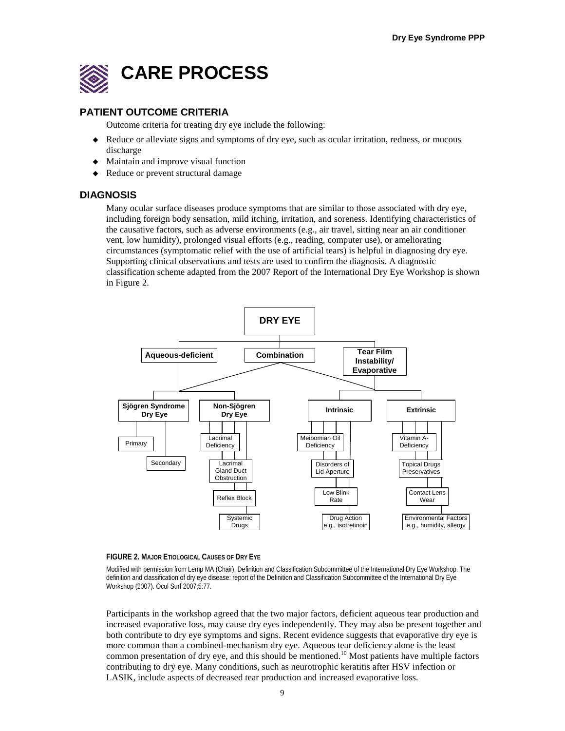# CARE PROCESS

## PATIENT OUTCOME CRITERIA

Outcome criteria for treating dry eye include the following:

- Reduce or alleviate signs and symptoms of dry eye, such as ocular irritation, redness, or mucous discharge
- Maintain and improve visual function
- Reduce or prevent structural damage

## DIAGNOSIS

Many ocular surface diseases produce symptoms that are similar to those associated with dry eye, including foreign body sensation, mild itching, irritation, and soreness. Identifying characteristics of the causative factors, such as adverse environments (e.g., air travel, sitting near an air conditioner vent, low humidity), prolonged visual efforts (e.g., reading, computer use), or ameliorating circumstances (symptomatic relief with the use of artificial tears) is helpful in diagnosing dry eye. Supporting clinical observations and tests are used to confirm the diagnosis. A diagnostic classification scheme adapted from the 2007 Report of the International Dry Eye Workshop is shown in Figure 2.

- **DRY EYE**
  - **Aqueous-deficient**
    - **Sjögren Syndrome Dry Eye**
      - Primary
      - Secondary
    - **Non-Sjögren Dry Eye**
      - Lacrimal Deficiency
      - Lacrimal Gland Duct Obstruction
      - Reflex Block
      - Systemic Drugs
  - **Combination**
  - **Tear Film Instability/ Evaporative**
    - **Intrinsic**
      - Meibomian Oil Deficiency
      - Disorders of Lid Aperture
      - Low Blink Rate
      - Drug Action e.g., isotretinoin
    - **Extrinsic**
      - Vitamin A-Deficiency
      - Topical Drugs Preservatives
      - Contact Lens Wear
      - Environmental Factors e.g., humidity, allergy

**FIGURE 2. MAJOR ETIOLOGICAL CAUSES OF DRY EYE**

Modified with permission from Lemp MA (Chair). Definition and Classification Subcommittee of the International Dry Eye Workshop. The definition and classification of dry eye disease: report of the Definition and Classification Subcommittee of the International Dry Eye Workshop (2007). Ocul Surf 2007;5:77.

Participants in the workshop agreed that the two major factors, deficient aqueous tear production and increased evaporative loss, may cause dry eyes independently. They may also be present together and both contribute to dry eye symptoms and signs. Recent evidence suggests that evaporative dry eye is more common than a combined-mechanism dry eye. Aqueous tear deficiency alone is the least common presentation of dry eye, and this should be mentioned.[10] Most patients have multiple factors contributing to dry eye. Many conditions, such as neurotrophic keratitis after HSV infection or LASIK, include aspects of decreased tear production and increased evaporative loss.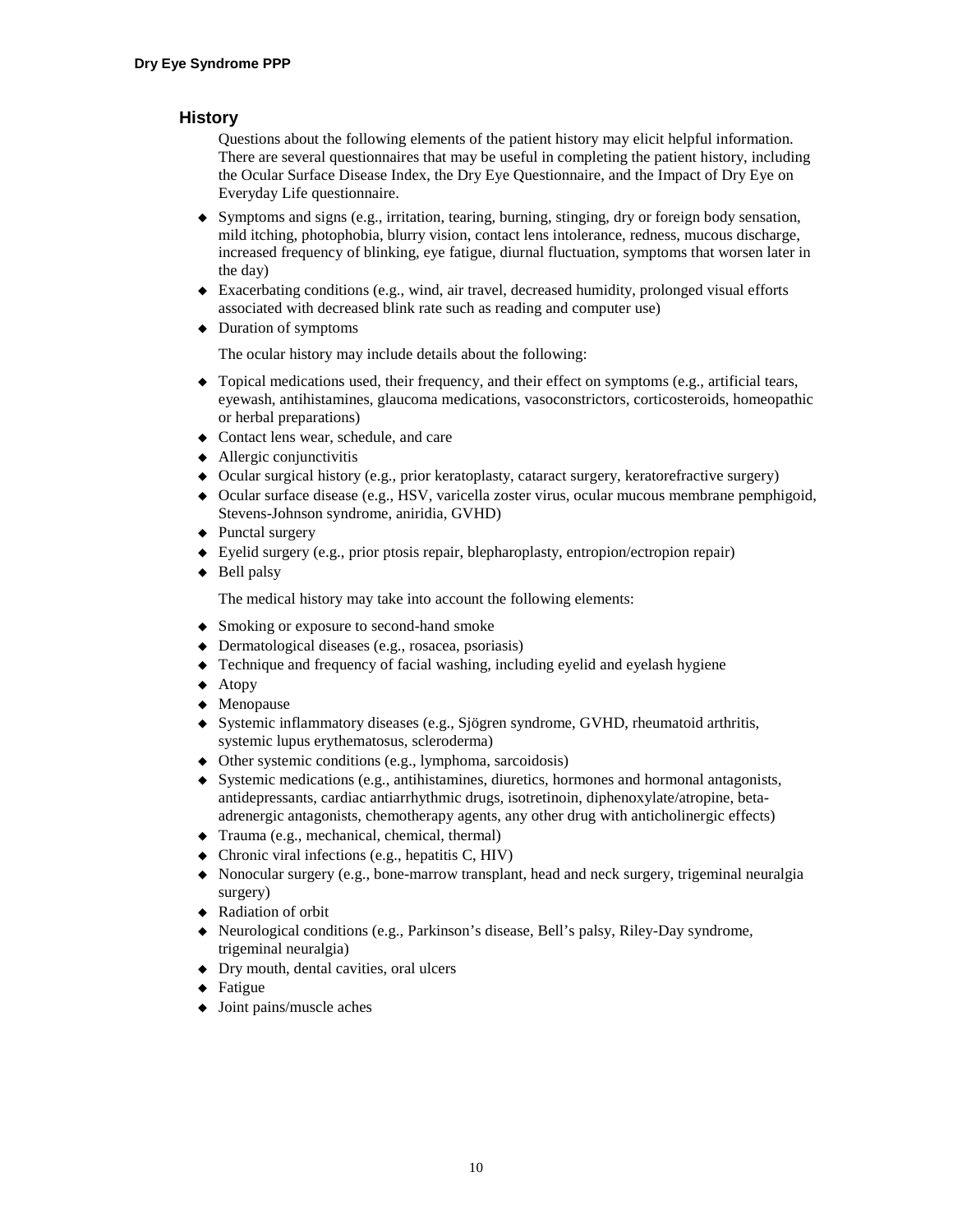## History

Questions about the following elements of the patient history may elicit helpful information. There are several questionnaires that may be useful in completing the patient history, including the Ocular Surface Disease Index, the Dry Eye Questionnaire, and the Impact of Dry Eye on Everyday Life questionnaire.

- Symptoms and signs (e.g., irritation, tearing, burning, stinging, dry or foreign body sensation, mild itching, photophobia, blurry vision, contact lens intolerance, redness, mucous discharge, increased frequency of blinking, eye fatigue, diurnal fluctuation, symptoms that worsen later in the day)
- Exacerbating conditions (e.g., wind, air travel, decreased humidity, prolonged visual efforts associated with decreased blink rate such as reading and computer use)
- Duration of symptoms

The ocular history may include details about the following:

- Topical medications used, their frequency, and their effect on symptoms (e.g., artificial tears, eyewash, antihistamines, glaucoma medications, vasoconstrictors, corticosteroids, homeopathic or herbal preparations)
- Contact lens wear, schedule, and care
- Allergic conjunctivitis
- Ocular surgical history (e.g., prior keratoplasty, cataract surgery, keratorefractive surgery)
- Ocular surface disease (e.g., HSV, varicella zoster virus, ocular mucous membrane pemphigoid, Stevens-Johnson syndrome, aniridia, GVHD)
- Punctal surgery
- Eyelid surgery (e.g., prior ptosis repair, blepharoplasty, entropion/ectropion repair)
- Bell palsy

The medical history may take into account the following elements:

- Smoking or exposure to second-hand smoke
- Dermatological diseases (e.g., rosacea, psoriasis)
- Technique and frequency of facial washing, including eyelid and eyelash hygiene
- Atopy
- Menopause
- Systemic inflammatory diseases (e.g., Sjögren syndrome, GVHD, rheumatoid arthritis, systemic lupus erythematosus, scleroderma)
- Other systemic conditions (e.g., lymphoma, sarcoidosis)
- Systemic medications (e.g., antihistamines, diuretics, hormones and hormonal antagonists, antidepressants, cardiac antiarrhythmic drugs, isotretinoin, diphenoxylate/atropine, beta-adrenergic antagonists, chemotherapy agents, any other drug with anticholinergic effects)
- Trauma (e.g., mechanical, chemical, thermal)
- Chronic viral infections (e.g., hepatitis C, HIV)
- Nonocular surgery (e.g., bone-marrow transplant, head and neck surgery, trigeminal neuralgia surgery)
- Radiation of orbit
- Neurological conditions (e.g., Parkinson's disease, Bell's palsy, Riley-Day syndrome, trigeminal neuralgia)
- Dry mouth, dental cavities, oral ulcers
- Fatigue
- Joint pains/muscle aches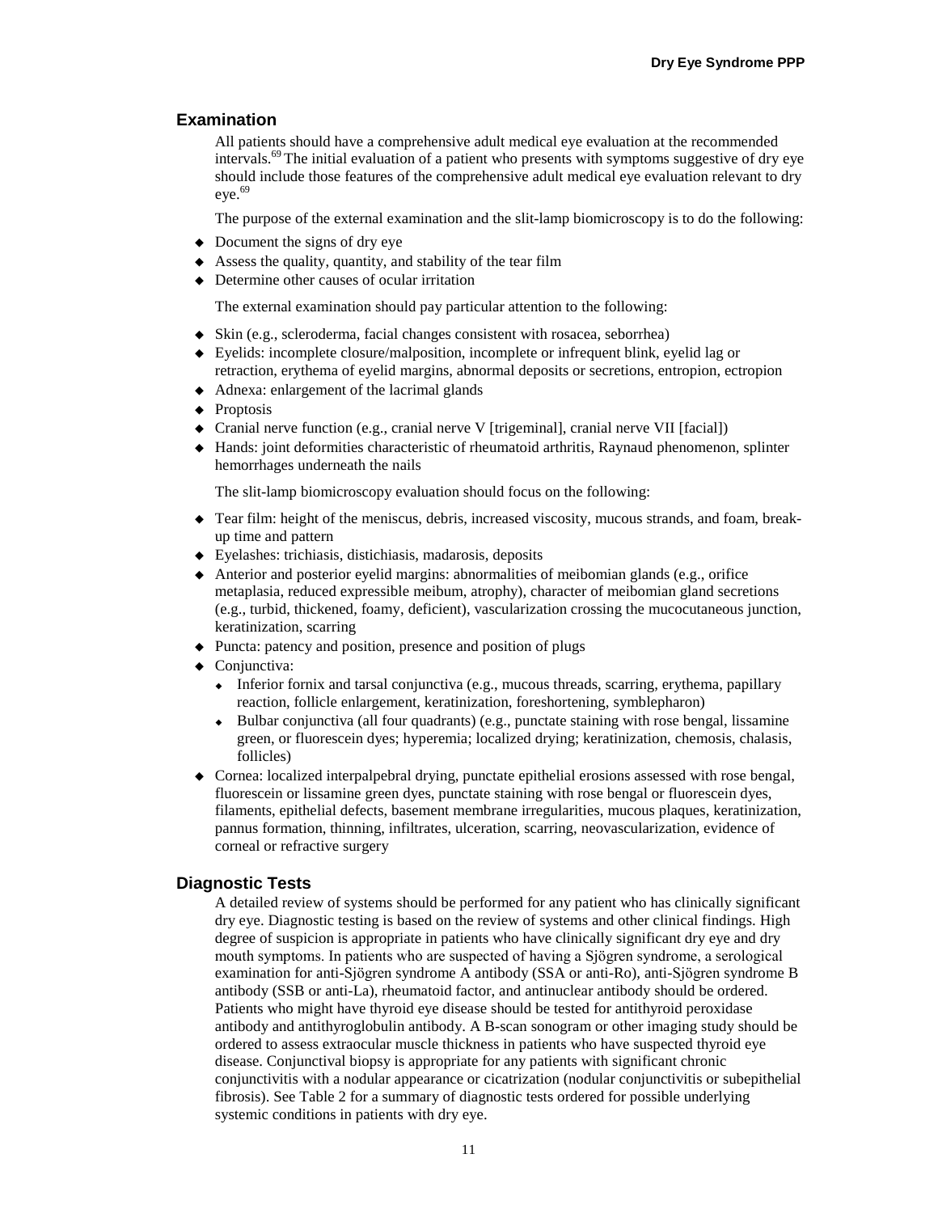## Examination

All patients should have a comprehensive adult medical eye evaluation at the recommended intervals.[69] The initial evaluation of a patient who presents with symptoms suggestive of dry eye should include those features of the comprehensive adult medical eye evaluation relevant to dry eye.[69]

The purpose of the external examination and the slit-lamp biomicroscopy is to do the following:

- Document the signs of dry eye
- Assess the quality, quantity, and stability of the tear film
- Determine other causes of ocular irritation

The external examination should pay particular attention to the following:

- Skin (e.g., scleroderma, facial changes consistent with rosacea, seborrhea)
- Eyelids: incomplete closure/malposition, incomplete or infrequent blink, eyelid lag or retraction, erythema of eyelid margins, abnormal deposits or secretions, entropion, ectropion
- Adnexa: enlargement of the lacrimal glands
- Proptosis
- Cranial nerve function (e.g., cranial nerve V [trigeminal], cranial nerve VII [facial])
- Hands: joint deformities characteristic of rheumatoid arthritis, Raynaud phenomenon, splinter hemorrhages underneath the nails

The slit-lamp biomicroscopy evaluation should focus on the following:

- Tear film: height of the meniscus, debris, increased viscosity, mucous strands, and foam, break-up time and pattern
- Eyelashes: trichiasis, distichiasis, madarosis, deposits
- Anterior and posterior eyelid margins: abnormalities of meibomian glands (e.g., orifice metaplasia, reduced expressible meibum, atrophy), character of meibomian gland secretions (e.g., turbid, thickened, foamy, deficient), vascularization crossing the mucocutaneous junction, keratinization, scarring
- Puncta: patency and position, presence and position of plugs
- Conjunctiva:
  - Inferior fornix and tarsal conjunctiva (e.g., mucous threads, scarring, erythema, papillary reaction, follicle enlargement, keratinization, foreshortening, symblepharon)
  - Bulbar conjunctiva (all four quadrants) (e.g., punctate staining with rose bengal, lissamine green, or fluorescein dyes; hyperemia; localized drying; keratinization, chemosis, chalasis, follicles)
- Cornea: localized interpalpebral drying, punctate epithelial erosions assessed with rose bengal, fluorescein or lissamine green dyes, punctate staining with rose bengal or fluorescein dyes, filaments, epithelial defects, basement membrane irregularities, mucous plaques, keratinization, pannus formation, thinning, infiltrates, ulceration, scarring, neovascularization, evidence of corneal or refractive surgery

## Diagnostic Tests

A detailed review of systems should be performed for any patient who has clinically significant dry eye. Diagnostic testing is based on the review of systems and other clinical findings. High degree of suspicion is appropriate in patients who have clinically significant dry eye and dry mouth symptoms. In patients who are suspected of having a Sjögren syndrome, a serological examination for anti-Sjögren syndrome A antibody (SSA or anti-Ro), anti-Sjögren syndrome B antibody (SSB or anti-La), rheumatoid factor, and antinuclear antibody should be ordered. Patients who might have thyroid eye disease should be tested for antithyroid peroxidase antibody and antithyroglobulin antibody. A B-scan sonogram or other imaging study should be ordered to assess extraocular muscle thickness in patients who have suspected thyroid eye disease. Conjunctival biopsy is appropriate for any patients with significant chronic conjunctivitis with a nodular appearance or cicatrization (nodular conjunctivitis or subepithelial fibrosis). See Table 2 for a summary of diagnostic tests ordered for possible underlying systemic conditions in patients with dry eye.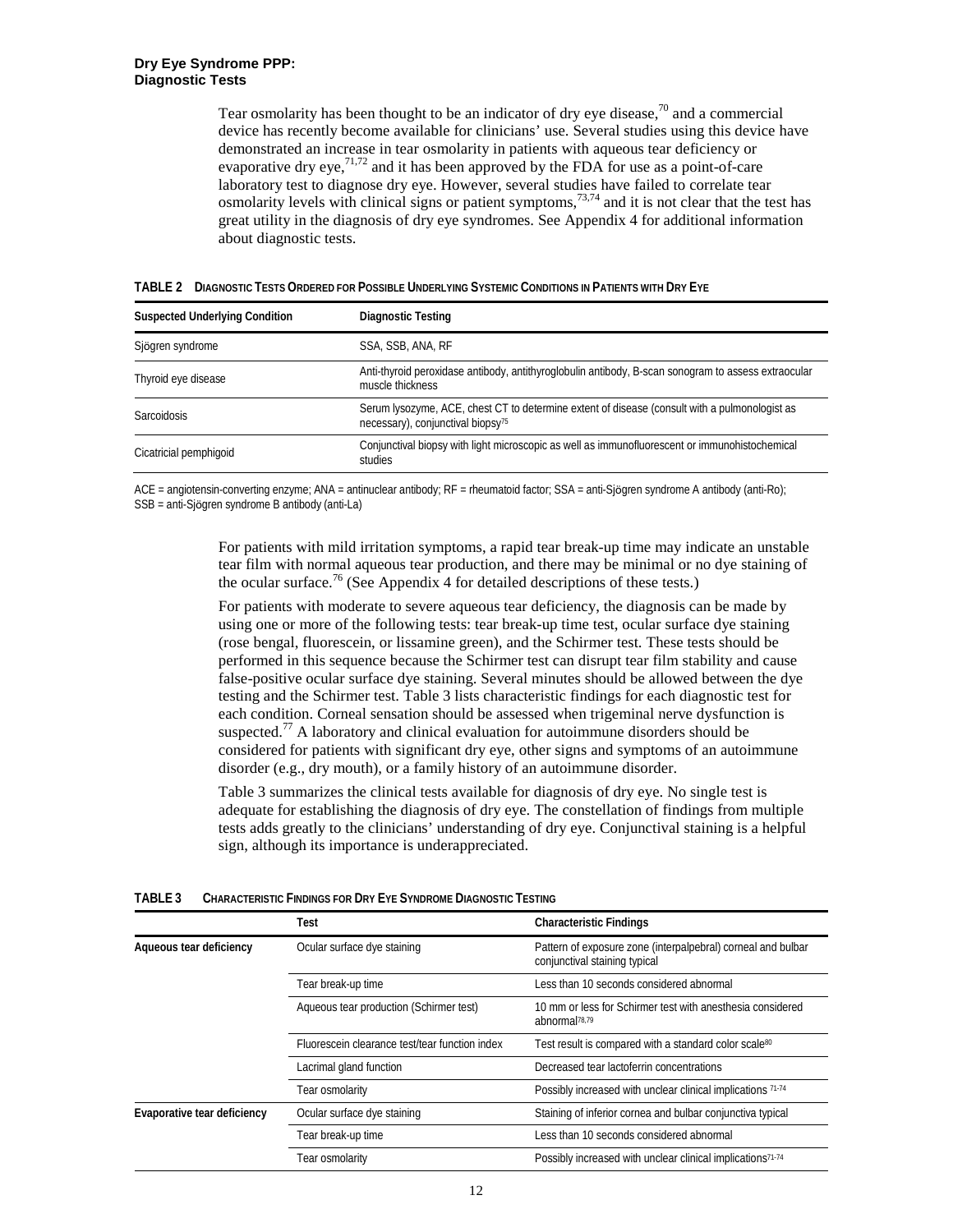Tear osmolarity has been thought to be an indicator of dry eye disease,[70] and a commercial device has recently become available for clinicians' use. Several studies using this device have demonstrated an increase in tear osmolarity in patients with aqueous tear deficiency or evaporative dry eye,[71,72] and it has been approved by the FDA for use as a point-of-care laboratory test to diagnose dry eye. However, several studies have failed to correlate tear osmolarity levels with clinical signs or patient symptoms,[73,74] and it is not clear that the test has great utility in the diagnosis of dry eye syndromes. See Appendix 4 for additional information about diagnostic tests.

**TABLE 2 DIAGNOSTIC TESTS ORDERED FOR POSSIBLE UNDERLYING SYSTEMIC CONDITIONS IN PATIENTS WITH DRY EYE**

| Suspected Underlying Condition | Diagnostic Testing |
|---|---|
| Sjögren syndrome | SSA, SSB, ANA, RF |
| Thyroid eye disease | Anti-thyroid peroxidase antibody, antithyroglobulin antibody, B-scan sonogram to assess extraocular muscle thickness |
| Sarcoidosis | Serum lysozyme, ACE, chest CT to determine extent of disease (consult with a pulmonologist as necessary), conjunctival biopsy[75] |
| Cicatricial pemphigoid | Conjunctival biopsy with light microscopic as well as immunofluorescent or immunohistochemical studies |

ACE = angiotensin-converting enzyme; ANA = antinuclear antibody; RF = rheumatoid factor; SSA = anti-Sjögren syndrome A antibody (anti-Ro); SSB = anti-Sjögren syndrome B antibody (anti-La)

For patients with mild irritation symptoms, a rapid tear break-up time may indicate an unstable tear film with normal aqueous tear production, and there may be minimal or no dye staining of the ocular surface.[76] (See Appendix 4 for detailed descriptions of these tests.)

For patients with moderate to severe aqueous tear deficiency, the diagnosis can be made by using one or more of the following tests: tear break-up time test, ocular surface dye staining (rose bengal, fluorescein, or lissamine green), and the Schirmer test. These tests should be performed in this sequence because the Schirmer test can disrupt tear film stability and cause false-positive ocular surface dye staining. Several minutes should be allowed between the dye testing and the Schirmer test. Table 3 lists characteristic findings for each diagnostic test for each condition. Corneal sensation should be assessed when trigeminal nerve dysfunction is suspected.[77] A laboratory and clinical evaluation for autoimmune disorders should be considered for patients with significant dry eye, other signs and symptoms of an autoimmune disorder (e.g., dry mouth), or a family history of an autoimmune disorder.

Table 3 summarizes the clinical tests available for diagnosis of dry eye. No single test is adequate for establishing the diagnosis of dry eye. The constellation of findings from multiple tests adds greatly to the clinicians' understanding of dry eye. Conjunctival staining is a helpful sign, although its importance is underappreciated.

**TABLE 3 CHARACTERISTIC FINDINGS FOR DRY EYE SYNDROME DIAGNOSTIC TESTING**

| | Test | Characteristic Findings |
|---|---|---|
| **Aqueous tear deficiency** | Ocular surface dye staining | Pattern of exposure zone (interpalpebral) corneal and bulbar conjunctival staining typical |
| | Tear break-up time | Less than 10 seconds considered abnormal |
| | Aqueous tear production (Schirmer test) | 10 mm or less for Schirmer test with anesthesia considered abnormal[78,79] |
| | Fluorescein clearance test/tear function index | Test result is compared with a standard color scale[80] |
| | Lacrimal gland function | Decreased tear lactoferrin concentrations |
| | Tear osmolarity | Possibly increased with unclear clinical implications [71-74] |
| **Evaporative tear deficiency** | Ocular surface dye staining | Staining of inferior cornea and bulbar conjunctiva typical |
| | Tear break-up time | Less than 10 seconds considered abnormal |
| | Tear osmolarity | Possibly increased with unclear clinical implications[71-74] |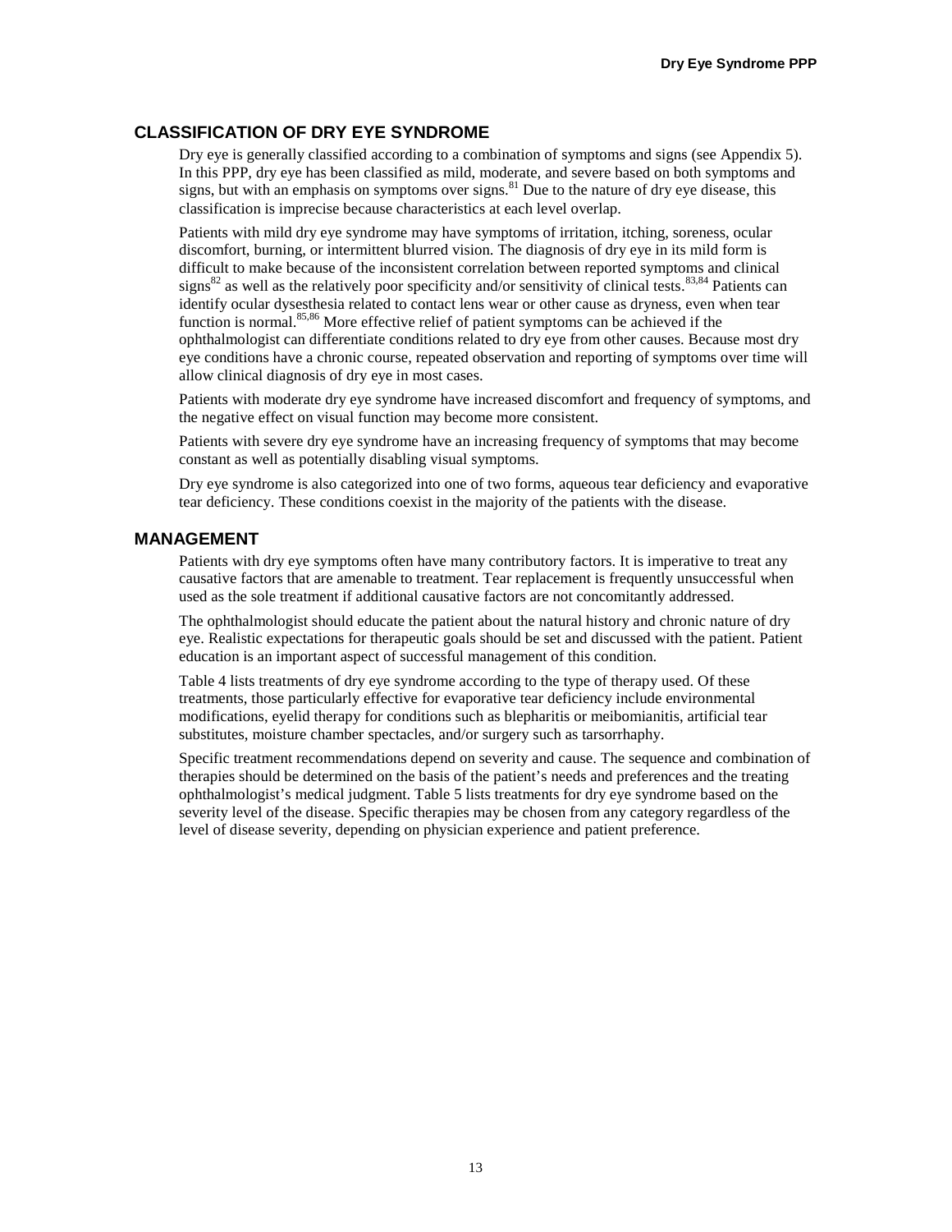## CLASSIFICATION OF DRY EYE SYNDROME

Dry eye is generally classified according to a combination of symptoms and signs (see Appendix 5). In this PPP, dry eye has been classified as mild, moderate, and severe based on both symptoms and signs, but with an emphasis on symptoms over signs.[81] Due to the nature of dry eye disease, this classification is imprecise because characteristics at each level overlap.

Patients with mild dry eye syndrome may have symptoms of irritation, itching, soreness, ocular discomfort, burning, or intermittent blurred vision. The diagnosis of dry eye in its mild form is difficult to make because of the inconsistent correlation between reported symptoms and clinical signs[82] as well as the relatively poor specificity and/or sensitivity of clinical tests.[83,84] Patients can identify ocular dysesthesia related to contact lens wear or other cause as dryness, even when tear function is normal.[85,86] More effective relief of patient symptoms can be achieved if the ophthalmologist can differentiate conditions related to dry eye from other causes. Because most dry eye conditions have a chronic course, repeated observation and reporting of symptoms over time will allow clinical diagnosis of dry eye in most cases.

Patients with moderate dry eye syndrome have increased discomfort and frequency of symptoms, and the negative effect on visual function may become more consistent.

Patients with severe dry eye syndrome have an increasing frequency of symptoms that may become constant as well as potentially disabling visual symptoms.

Dry eye syndrome is also categorized into one of two forms, aqueous tear deficiency and evaporative tear deficiency. These conditions coexist in the majority of the patients with the disease.

## MANAGEMENT

Patients with dry eye symptoms often have many contributory factors. It is imperative to treat any causative factors that are amenable to treatment. Tear replacement is frequently unsuccessful when used as the sole treatment if additional causative factors are not concomitantly addressed.

The ophthalmologist should educate the patient about the natural history and chronic nature of dry eye. Realistic expectations for therapeutic goals should be set and discussed with the patient. Patient education is an important aspect of successful management of this condition.

Table 4 lists treatments of dry eye syndrome according to the type of therapy used. Of these treatments, those particularly effective for evaporative tear deficiency include environmental modifications, eyelid therapy for conditions such as blepharitis or meibomianitis, artificial tear substitutes, moisture chamber spectacles, and/or surgery such as tarsorrhaphy.

Specific treatment recommendations depend on severity and cause. The sequence and combination of therapies should be determined on the basis of the patient's needs and preferences and the treating ophthalmologist's medical judgment. Table 5 lists treatments for dry eye syndrome based on the severity level of the disease. Specific therapies may be chosen from any category regardless of the level of disease severity, depending on physician experience and patient preference.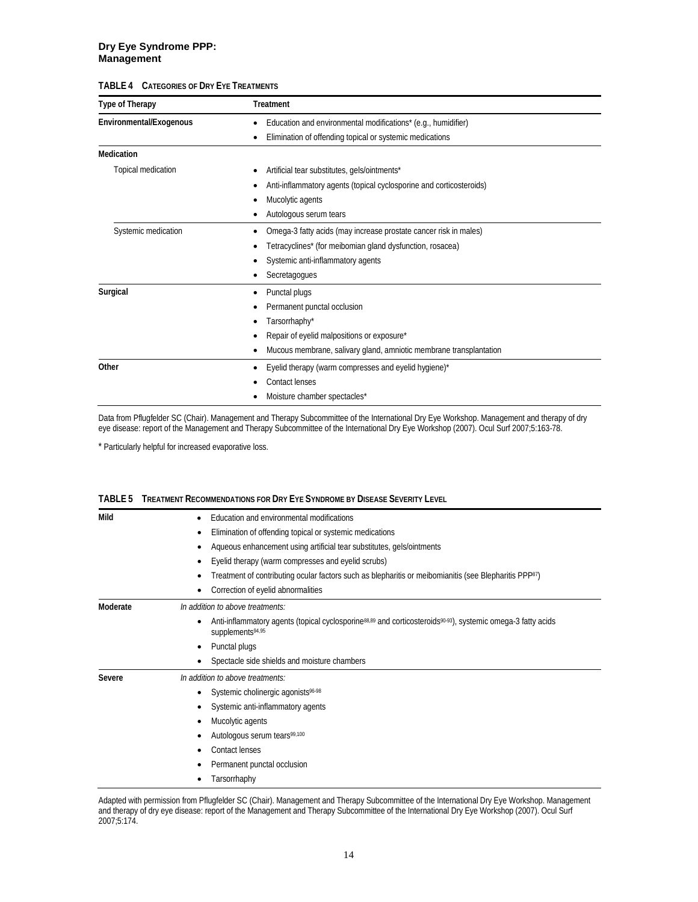**TABLE 4 CATEGORIES OF DRY EYE TREATMENTS**

| Type of Therapy | Treatment |
| --- | --- |
| **Environmental/Exogenous** | • Education and environmental modifications* (e.g., humidifier)<br>• Elimination of offending topical or systemic medications |
| **Medication** | |
| Topical medication | • Artificial tear substitutes, gels/ointments*<br>• Anti-inflammatory agents (topical cyclosporine and corticosteroids)<br>• Mucolytic agents<br>• Autologous serum tears |
| Systemic medication | • Omega-3 fatty acids (may increase prostate cancer risk in males)<br>• Tetracyclines* (for meibomian gland dysfunction, rosacea)<br>• Systemic anti-inflammatory agents<br>• Secretagogues |
| **Surgical** | • Punctal plugs<br>• Permanent punctal occlusion<br>• Tarsorrhaphy*<br>• Repair of eyelid malpositions or exposure*<br>• Mucous membrane, salivary gland, amniotic membrane transplantation |
| **Other** | • Eyelid therapy (warm compresses and eyelid hygiene)*<br>• Contact lenses<br>• Moisture chamber spectacles* |

Data from Pflugfelder SC (Chair). Management and Therapy Subcommittee of the International Dry Eye Workshop. Management and therapy of dry eye disease: report of the Management and Therapy Subcommittee of the International Dry Eye Workshop (2007). Ocul Surf 2007;5:163-78.

* Particularly helpful for increased evaporative loss.

**TABLE 5 TREATMENT RECOMMENDATIONS FOR DRY EYE SYNDROME BY DISEASE SEVERITY LEVEL**

| Severity | Treatment |
| --- | --- |
| **Mild** | • Education and environmental modifications<br>• Elimination of offending topical or systemic medications<br>• Aqueous enhancement using artificial tear substitutes, gels/ointments<br>• Eyelid therapy (warm compresses and eyelid scrubs)<br>• Treatment of contributing ocular factors such as blepharitis or meibomianitis (see Blepharitis PPP[87])<br>• Correction of eyelid abnormalities |
| **Moderate** | *In addition to above treatments:*<br>• Anti-inflammatory agents (topical cyclosporine[88,89] and corticosteroids[90-93]), systemic omega-3 fatty acids supplements[94,95]<br>• Punctal plugs<br>• Spectacle side shields and moisture chambers |
| **Severe** | *In addition to above treatments:*<br>• Systemic cholinergic agonists[96-98]<br>• Systemic anti-inflammatory agents<br>• Mucolytic agents<br>• Autologous serum tears[99,100]<br>• Contact lenses<br>• Permanent punctal occlusion<br>• Tarsorrhaphy |

Adapted with permission from Pflugfelder SC (Chair). Management and Therapy Subcommittee of the International Dry Eye Workshop. Management and therapy of dry eye disease: report of the Management and Therapy Subcommittee of the International Dry Eye Workshop (2007). Ocul Surf 2007;5:174.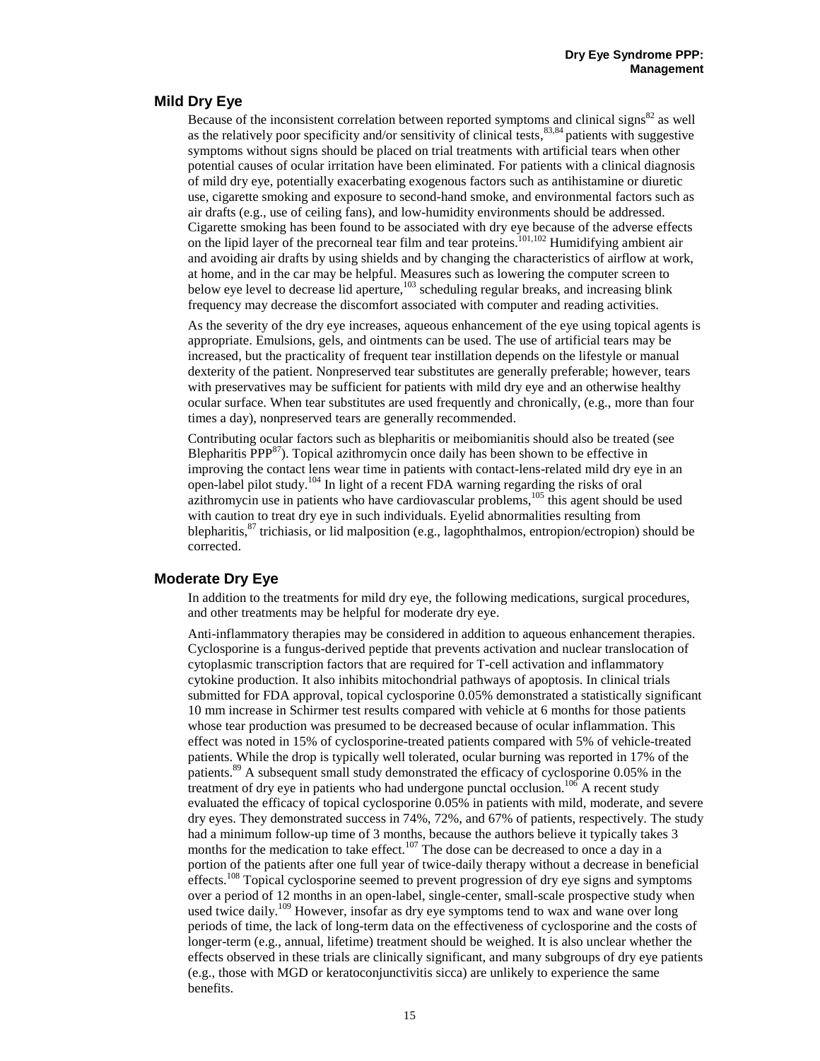## Mild Dry Eye

Because of the inconsistent correlation between reported symptoms and clinical signs[82] as well as the relatively poor specificity and/or sensitivity of clinical tests,[83,84] patients with suggestive symptoms without signs should be placed on trial treatments with artificial tears when other potential causes of ocular irritation have been eliminated. For patients with a clinical diagnosis of mild dry eye, potentially exacerbating exogenous factors such as antihistamine or diuretic use, cigarette smoking and exposure to second-hand smoke, and environmental factors such as air drafts (e.g., use of ceiling fans), and low-humidity environments should be addressed. Cigarette smoking has been found to be associated with dry eye because of the adverse effects on the lipid layer of the precorneal tear film and tear proteins.[101,102] Humidifying ambient air and avoiding air drafts by using shields and by changing the characteristics of airflow at work, at home, and in the car may be helpful. Measures such as lowering the computer screen to below eye level to decrease lid aperture,[103] scheduling regular breaks, and increasing blink frequency may decrease the discomfort associated with computer and reading activities.

As the severity of the dry eye increases, aqueous enhancement of the eye using topical agents is appropriate. Emulsions, gels, and ointments can be used. The use of artificial tears may be increased, but the practicality of frequent tear instillation depends on the lifestyle or manual dexterity of the patient. Nonpreserved tear substitutes are generally preferable; however, tears with preservatives may be sufficient for patients with mild dry eye and an otherwise healthy ocular surface. When tear substitutes are used frequently and chronically, (e.g., more than four times a day), nonpreserved tears are generally recommended.

Contributing ocular factors such as blepharitis or meibomianitis should also be treated (see Blepharitis PPP[87]). Topical azithromycin once daily has been shown to be effective in improving the contact lens wear time in patients with contact-lens-related mild dry eye in an open-label pilot study.[104] In light of a recent FDA warning regarding the risks of oral azithromycin use in patients who have cardiovascular problems,[105] this agent should be used with caution to treat dry eye in such individuals. Eyelid abnormalities resulting from blepharitis,[87] trichiasis, or lid malposition (e.g., lagophthalmos, entropion/ectropion) should be corrected.

## Moderate Dry Eye

In addition to the treatments for mild dry eye, the following medications, surgical procedures, and other treatments may be helpful for moderate dry eye.

Anti-inflammatory therapies may be considered in addition to aqueous enhancement therapies. Cyclosporine is a fungus-derived peptide that prevents activation and nuclear translocation of cytoplasmic transcription factors that are required for T-cell activation and inflammatory cytokine production. It also inhibits mitochondrial pathways of apoptosis. In clinical trials submitted for FDA approval, topical cyclosporine 0.05% demonstrated a statistically significant 10 mm increase in Schirmer test results compared with vehicle at 6 months for those patients whose tear production was presumed to be decreased because of ocular inflammation. This effect was noted in 15% of cyclosporine-treated patients compared with 5% of vehicle-treated patients. While the drop is typically well tolerated, ocular burning was reported in 17% of the patients.[89] A subsequent small study demonstrated the efficacy of cyclosporine 0.05% in the treatment of dry eye in patients who had undergone punctal occlusion.[106] A recent study evaluated the efficacy of topical cyclosporine 0.05% in patients with mild, moderate, and severe dry eyes. They demonstrated success in 74%, 72%, and 67% of patients, respectively. The study had a minimum follow-up time of 3 months, because the authors believe it typically takes 3 months for the medication to take effect.[107] The dose can be decreased to once a day in a portion of the patients after one full year of twice-daily therapy without a decrease in beneficial effects.[108] Topical cyclosporine seemed to prevent progression of dry eye signs and symptoms over a period of 12 months in an open-label, single-center, small-scale prospective study when used twice daily.[109] However, insofar as dry eye symptoms tend to wax and wane over long periods of time, the lack of long-term data on the effectiveness of cyclosporine and the costs of longer-term (e.g., annual, lifetime) treatment should be weighed. It is also unclear whether the effects observed in these trials are clinically significant, and many subgroups of dry eye patients (e.g., those with MGD or keratoconjunctivitis sicca) are unlikely to experience the same benefits.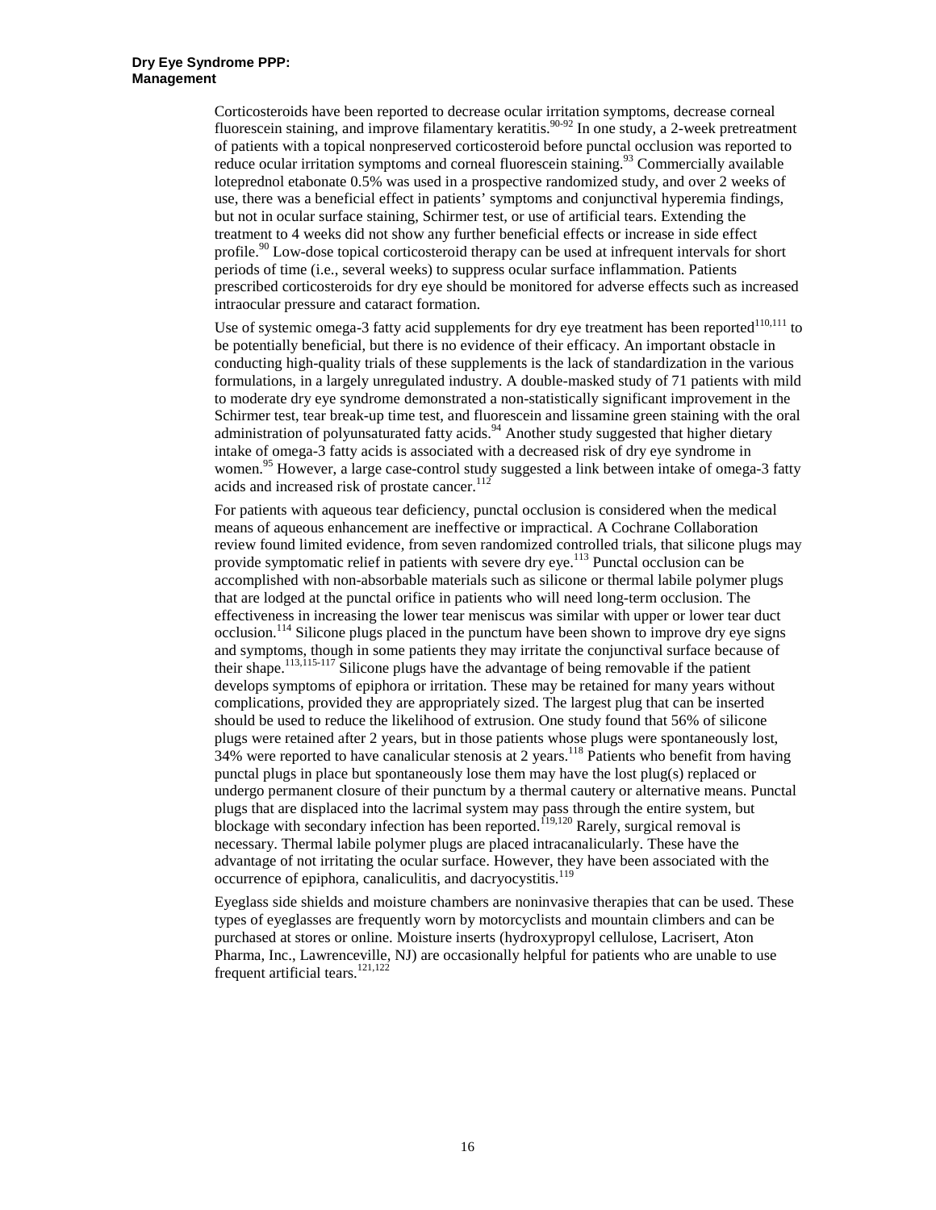Corticosteroids have been reported to decrease ocular irritation symptoms, decrease corneal fluorescein staining, and improve filamentary keratitis.[90-92] In one study, a 2-week pretreatment of patients with a topical nonpreserved corticosteroid before punctal occlusion was reported to reduce ocular irritation symptoms and corneal fluorescein staining.[93] Commercially available loteprednol etabonate 0.5% was used in a prospective randomized study, and over 2 weeks of use, there was a beneficial effect in patients' symptoms and conjunctival hyperemia findings, but not in ocular surface staining, Schirmer test, or use of artificial tears. Extending the treatment to 4 weeks did not show any further beneficial effects or increase in side effect profile.[90] Low-dose topical corticosteroid therapy can be used at infrequent intervals for short periods of time (i.e., several weeks) to suppress ocular surface inflammation. Patients prescribed corticosteroids for dry eye should be monitored for adverse effects such as increased intraocular pressure and cataract formation.

Use of systemic omega-3 fatty acid supplements for dry eye treatment has been reported[110,111] to be potentially beneficial, but there is no evidence of their efficacy. An important obstacle in conducting high-quality trials of these supplements is the lack of standardization in the various formulations, in a largely unregulated industry. A double-masked study of 71 patients with mild to moderate dry eye syndrome demonstrated a non-statistically significant improvement in the Schirmer test, tear break-up time test, and fluorescein and lissamine green staining with the oral administration of polyunsaturated fatty acids.[94] Another study suggested that higher dietary intake of omega-3 fatty acids is associated with a decreased risk of dry eye syndrome in women.[95] However, a large case-control study suggested a link between intake of omega-3 fatty acids and increased risk of prostate cancer.[112]

For patients with aqueous tear deficiency, punctal occlusion is considered when the medical means of aqueous enhancement are ineffective or impractical. A Cochrane Collaboration review found limited evidence, from seven randomized controlled trials, that silicone plugs may provide symptomatic relief in patients with severe dry eye.[113] Punctal occlusion can be accomplished with non-absorbable materials such as silicone or thermal labile polymer plugs that are lodged at the punctal orifice in patients who will need long-term occlusion. The effectiveness in increasing the lower tear meniscus was similar with upper or lower tear duct occlusion.[114] Silicone plugs placed in the punctum have been shown to improve dry eye signs and symptoms, though in some patients they may irritate the conjunctival surface because of their shape.[113,115-117] Silicone plugs have the advantage of being removable if the patient develops symptoms of epiphora or irritation. These may be retained for many years without complications, provided they are appropriately sized. The largest plug that can be inserted should be used to reduce the likelihood of extrusion. One study found that 56% of silicone plugs were retained after 2 years, but in those patients whose plugs were spontaneously lost, 34% were reported to have canalicular stenosis at 2 years.[118] Patients who benefit from having punctal plugs in place but spontaneously lose them may have the lost plug(s) replaced or undergo permanent closure of their punctum by a thermal cautery or alternative means. Punctal plugs that are displaced into the lacrimal system may pass through the entire system, but blockage with secondary infection has been reported.[119,120] Rarely, surgical removal is necessary. Thermal labile polymer plugs are placed intracanalicularly. These have the advantage of not irritating the ocular surface. However, they have been associated with the occurrence of epiphora, canaliculitis, and dacryocystitis.[119]

Eyeglass side shields and moisture chambers are noninvasive therapies that can be used. These types of eyeglasses are frequently worn by motorcyclists and mountain climbers and can be purchased at stores or online. Moisture inserts (hydroxypropyl cellulose, Lacrisert, Aton Pharma, Inc., Lawrenceville, NJ) are occasionally helpful for patients who are unable to use frequent artificial tears.[121,122]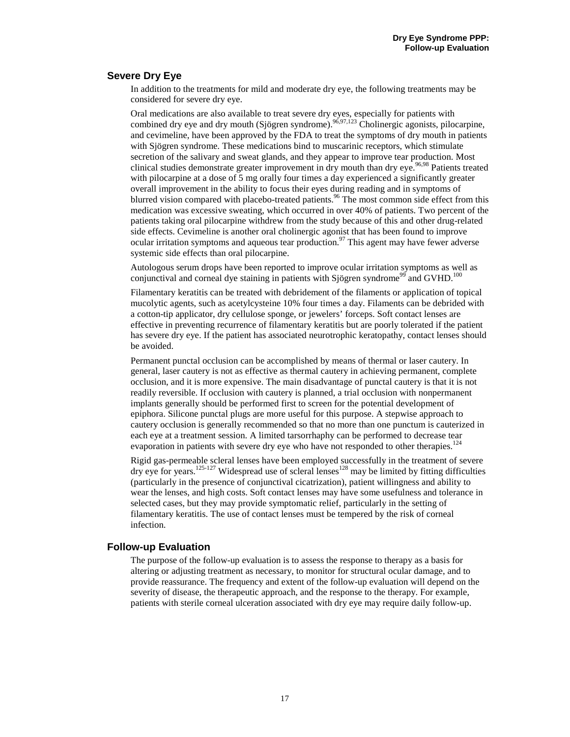## Severe Dry Eye

In addition to the treatments for mild and moderate dry eye, the following treatments may be considered for severe dry eye.

Oral medications are also available to treat severe dry eyes, especially for patients with combined dry eye and dry mouth (Sjögren syndrome).[96,97,123] Cholinergic agonists, pilocarpine, and cevimeline, have been approved by the FDA to treat the symptoms of dry mouth in patients with Sjögren syndrome. These medications bind to muscarinic receptors, which stimulate secretion of the salivary and sweat glands, and they appear to improve tear production. Most clinical studies demonstrate greater improvement in dry mouth than dry eye.[96,98] Patients treated with pilocarpine at a dose of 5 mg orally four times a day experienced a significantly greater overall improvement in the ability to focus their eyes during reading and in symptoms of blurred vision compared with placebo-treated patients.[96] The most common side effect from this medication was excessive sweating, which occurred in over 40% of patients. Two percent of the patients taking oral pilocarpine withdrew from the study because of this and other drug-related side effects. Cevimeline is another oral cholinergic agonist that has been found to improve ocular irritation symptoms and aqueous tear production.[97] This agent may have fewer adverse systemic side effects than oral pilocarpine.

Autologous serum drops have been reported to improve ocular irritation symptoms as well as conjunctival and corneal dye staining in patients with Sjögren syndrome[99] and GVHD.[100]

Filamentary keratitis can be treated with debridement of the filaments or application of topical mucolytic agents, such as acetylcysteine 10% four times a day. Filaments can be debrided with a cotton-tip applicator, dry cellulose sponge, or jewelers' forceps. Soft contact lenses are effective in preventing recurrence of filamentary keratitis but are poorly tolerated if the patient has severe dry eye. If the patient has associated neurotrophic keratopathy, contact lenses should be avoided.

Permanent punctal occlusion can be accomplished by means of thermal or laser cautery. In general, laser cautery is not as effective as thermal cautery in achieving permanent, complete occlusion, and it is more expensive. The main disadvantage of punctal cautery is that it is not readily reversible. If occlusion with cautery is planned, a trial occlusion with nonpermanent implants generally should be performed first to screen for the potential development of epiphora. Silicone punctal plugs are more useful for this purpose. A stepwise approach to cautery occlusion is generally recommended so that no more than one punctum is cauterized in each eye at a treatment session. A limited tarsorrhaphy can be performed to decrease tear evaporation in patients with severe dry eye who have not responded to other therapies.[124]

Rigid gas-permeable scleral lenses have been employed successfully in the treatment of severe dry eye for years.[125-127] Widespread use of scleral lenses[128] may be limited by fitting difficulties (particularly in the presence of conjunctival cicatrization), patient willingness and ability to wear the lenses, and high costs. Soft contact lenses may have some usefulness and tolerance in selected cases, but they may provide symptomatic relief, particularly in the setting of filamentary keratitis. The use of contact lenses must be tempered by the risk of corneal infection.

## Follow-up Evaluation

The purpose of the follow-up evaluation is to assess the response to therapy as a basis for altering or adjusting treatment as necessary, to monitor for structural ocular damage, and to provide reassurance. The frequency and extent of the follow-up evaluation will depend on the severity of disease, the therapeutic approach, and the response to the therapy. For example, patients with sterile corneal ulceration associated with dry eye may require daily follow-up.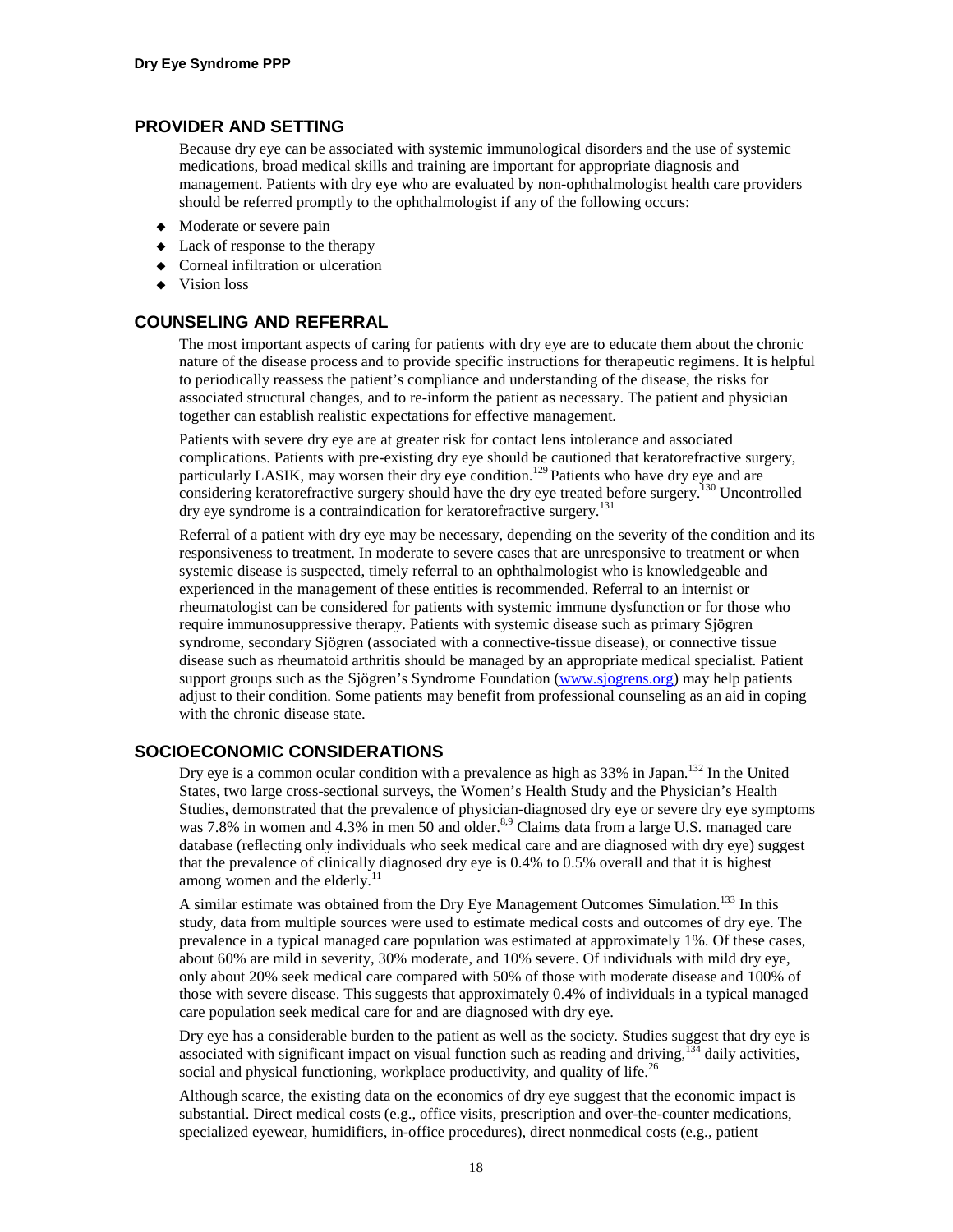## PROVIDER AND SETTING

Because dry eye can be associated with systemic immunological disorders and the use of systemic medications, broad medical skills and training are important for appropriate diagnosis and management. Patients with dry eye who are evaluated by non-ophthalmologist health care providers should be referred promptly to the ophthalmologist if any of the following occurs:

- Moderate or severe pain
- Lack of response to the therapy
- Corneal infiltration or ulceration
- Vision loss

## COUNSELING AND REFERRAL

The most important aspects of caring for patients with dry eye are to educate them about the chronic nature of the disease process and to provide specific instructions for therapeutic regimens. It is helpful to periodically reassess the patient's compliance and understanding of the disease, the risks for associated structural changes, and to re-inform the patient as necessary. The patient and physician together can establish realistic expectations for effective management.

Patients with severe dry eye are at greater risk for contact lens intolerance and associated complications. Patients with pre-existing dry eye should be cautioned that keratorefractive surgery, particularly LASIK, may worsen their dry eye condition.[129] Patients who have dry eye and are considering keratorefractive surgery should have the dry eye treated before surgery.[130] Uncontrolled dry eye syndrome is a contraindication for keratorefractive surgery.[131]

Referral of a patient with dry eye may be necessary, depending on the severity of the condition and its responsiveness to treatment. In moderate to severe cases that are unresponsive to treatment or when systemic disease is suspected, timely referral to an ophthalmologist who is knowledgeable and experienced in the management of these entities is recommended. Referral to an internist or rheumatologist can be considered for patients with systemic immune dysfunction or for those who require immunosuppressive therapy. Patients with systemic disease such as primary Sjögren syndrome, secondary Sjögren (associated with a connective-tissue disease), or connective tissue disease such as rheumatoid arthritis should be managed by an appropriate medical specialist. Patient support groups such as the Sjögren's Syndrome Foundation (www.sjogrens.org) may help patients adjust to their condition. Some patients may benefit from professional counseling as an aid in coping with the chronic disease state.

## SOCIOECONOMIC CONSIDERATIONS

Dry eye is a common ocular condition with a prevalence as high as 33% in Japan.[132] In the United States, two large cross-sectional surveys, the Women's Health Study and the Physician's Health Studies, demonstrated that the prevalence of physician-diagnosed dry eye or severe dry eye symptoms was 7.8% in women and 4.3% in men 50 and older.[8,9] Claims data from a large U.S. managed care database (reflecting only individuals who seek medical care and are diagnosed with dry eye) suggest that the prevalence of clinically diagnosed dry eye is 0.4% to 0.5% overall and that it is highest among women and the elderly.[11]

A similar estimate was obtained from the Dry Eye Management Outcomes Simulation.[133] In this study, data from multiple sources were used to estimate medical costs and outcomes of dry eye. The prevalence in a typical managed care population was estimated at approximately 1%. Of these cases, about 60% are mild in severity, 30% moderate, and 10% severe. Of individuals with mild dry eye, only about 20% seek medical care compared with 50% of those with moderate disease and 100% of those with severe disease. This suggests that approximately 0.4% of individuals in a typical managed care population seek medical care for and are diagnosed with dry eye.

Dry eye has a considerable burden to the patient as well as the society. Studies suggest that dry eye is associated with significant impact on visual function such as reading and driving,[134] daily activities, social and physical functioning, workplace productivity, and quality of life.[26]

Although scarce, the existing data on the economics of dry eye suggest that the economic impact is substantial. Direct medical costs (e.g., office visits, prescription and over-the-counter medications, specialized eyewear, humidifiers, in-office procedures), direct nonmedical costs (e.g., patient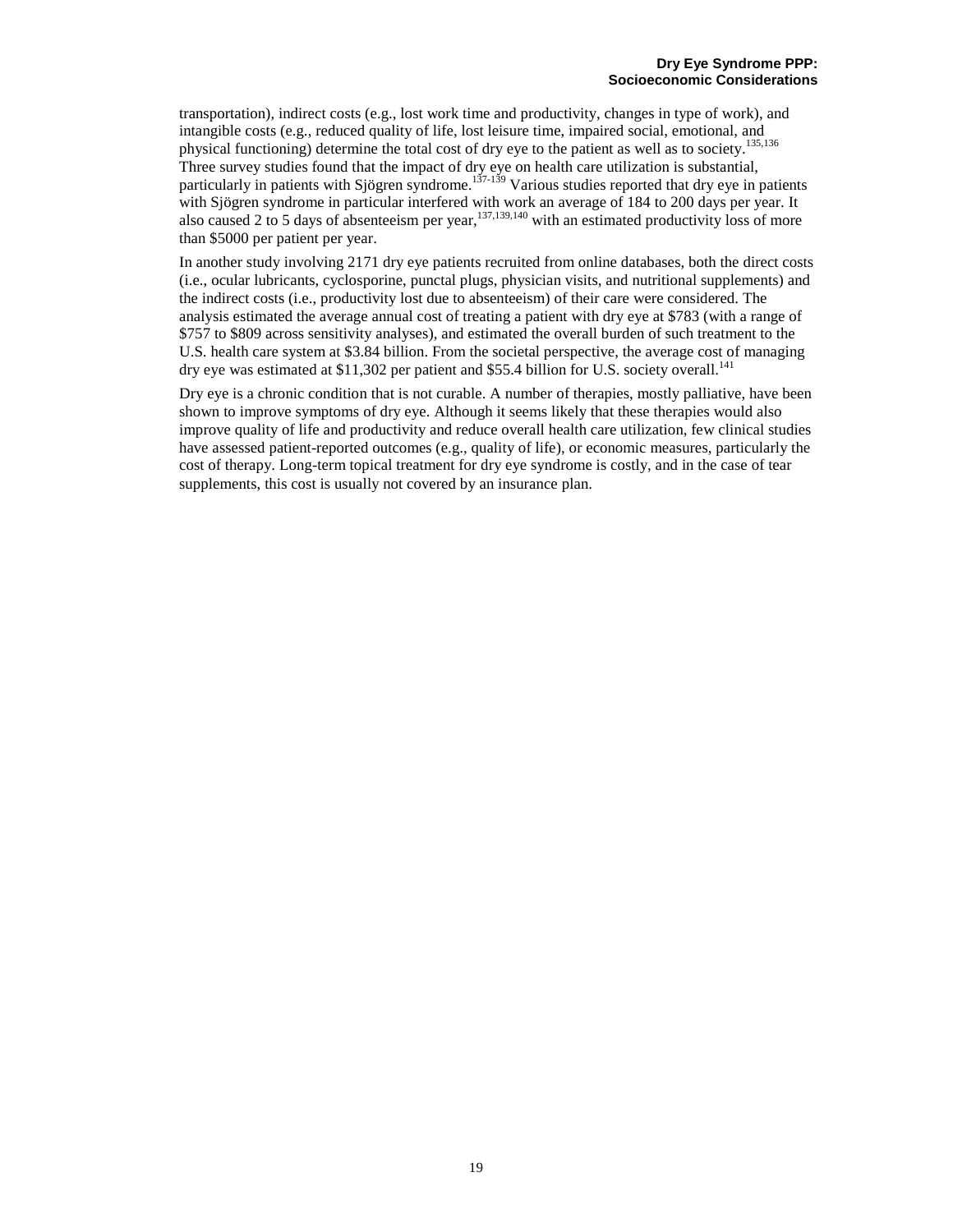transportation), indirect costs (e.g., lost work time and productivity, changes in type of work), and intangible costs (e.g., reduced quality of life, lost leisure time, impaired social, emotional, and physical functioning) determine the total cost of dry eye to the patient as well as to society.[135,136] Three survey studies found that the impact of dry eye on health care utilization is substantial, particularly in patients with Sjögren syndrome.[137-139] Various studies reported that dry eye in patients with Sjögren syndrome in particular interfered with work an average of 184 to 200 days per year. It also caused 2 to 5 days of absenteeism per year,[137,139,140] with an estimated productivity loss of more than $5000 per patient per year.

In another study involving 2171 dry eye patients recruited from online databases, both the direct costs (i.e., ocular lubricants, cyclosporine, punctal plugs, physician visits, and nutritional supplements) and the indirect costs (i.e., productivity lost due to absenteeism) of their care were considered. The analysis estimated the average annual cost of treating a patient with dry eye at $783 (with a range of $757 to $809 across sensitivity analyses), and estimated the overall burden of such treatment to the U.S. health care system at $3.84 billion. From the societal perspective, the average cost of managing dry eye was estimated at $11,302 per patient and $55.4 billion for U.S. society overall.[141]

Dry eye is a chronic condition that is not curable. A number of therapies, mostly palliative, have been shown to improve symptoms of dry eye. Although it seems likely that these therapies would also improve quality of life and productivity and reduce overall health care utilization, few clinical studies have assessed patient-reported outcomes (e.g., quality of life), or economic measures, particularly the cost of therapy. Long-term topical treatment for dry eye syndrome is costly, and in the case of tear supplements, this cost is usually not covered by an insurance plan.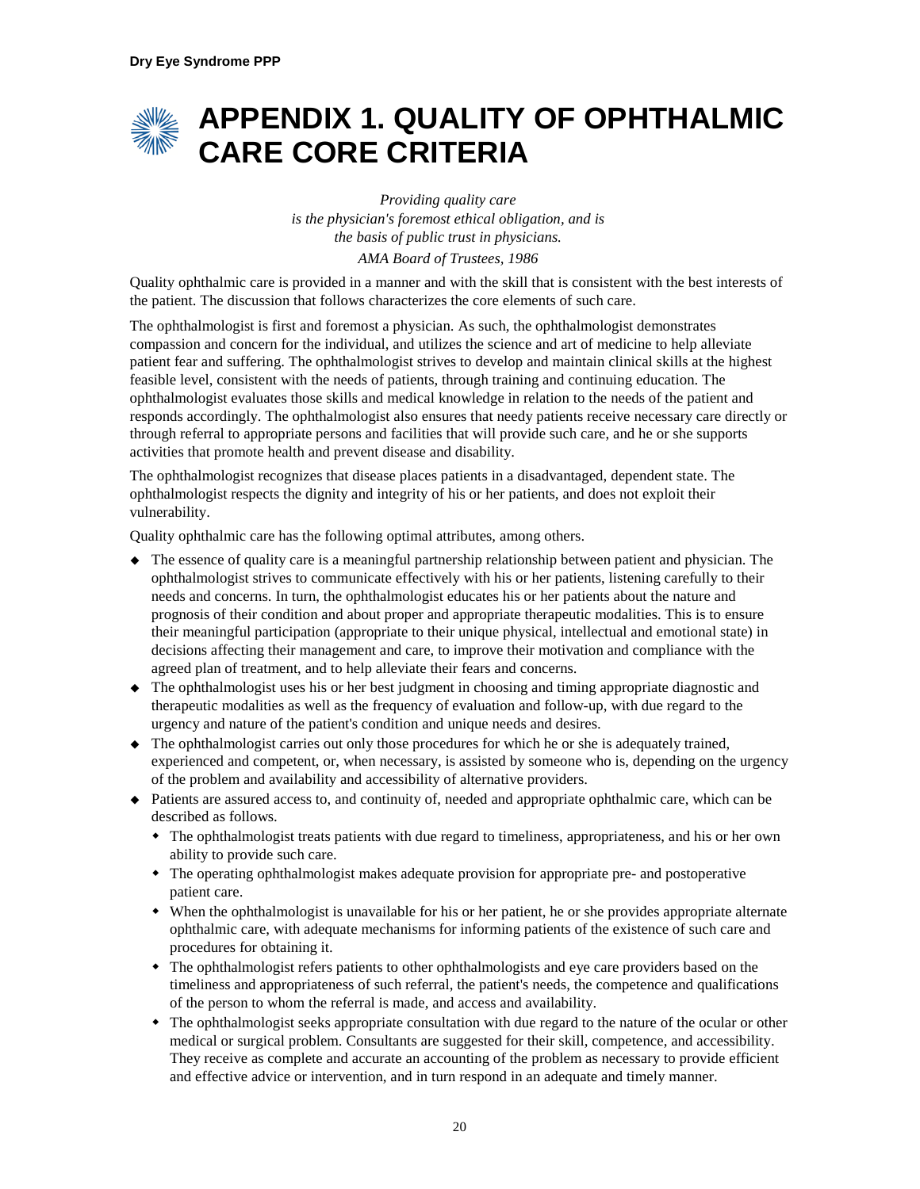# APPENDIX 1. QUALITY OF OPHTHALMIC CARE CORE CRITERIA

*Providing quality care*
*is the physician's foremost ethical obligation, and is*
*the basis of public trust in physicians.*
*AMA Board of Trustees, 1986*

Quality ophthalmic care is provided in a manner and with the skill that is consistent with the best interests of the patient. The discussion that follows characterizes the core elements of such care.

The ophthalmologist is first and foremost a physician. As such, the ophthalmologist demonstrates compassion and concern for the individual, and utilizes the science and art of medicine to help alleviate patient fear and suffering. The ophthalmologist strives to develop and maintain clinical skills at the highest feasible level, consistent with the needs of patients, through training and continuing education. The ophthalmologist evaluates those skills and medical knowledge in relation to the needs of the patient and responds accordingly. The ophthalmologist also ensures that needy patients receive necessary care directly or through referral to appropriate persons and facilities that will provide such care, and he or she supports activities that promote health and prevent disease and disability.

The ophthalmologist recognizes that disease places patients in a disadvantaged, dependent state. The ophthalmologist respects the dignity and integrity of his or her patients, and does not exploit their vulnerability.

Quality ophthalmic care has the following optimal attributes, among others.

- The essence of quality care is a meaningful partnership relationship between patient and physician. The ophthalmologist strives to communicate effectively with his or her patients, listening carefully to their needs and concerns. In turn, the ophthalmologist educates his or her patients about the nature and prognosis of their condition and about proper and appropriate therapeutic modalities. This is to ensure their meaningful participation (appropriate to their unique physical, intellectual and emotional state) in decisions affecting their management and care, to improve their motivation and compliance with the agreed plan of treatment, and to help alleviate their fears and concerns.
- The ophthalmologist uses his or her best judgment in choosing and timing appropriate diagnostic and therapeutic modalities as well as the frequency of evaluation and follow-up, with due regard to the urgency and nature of the patient's condition and unique needs and desires.
- The ophthalmologist carries out only those procedures for which he or she is adequately trained, experienced and competent, or, when necessary, is assisted by someone who is, depending on the urgency of the problem and availability and accessibility of alternative providers.
- Patients are assured access to, and continuity of, needed and appropriate ophthalmic care, which can be described as follows.
  - The ophthalmologist treats patients with due regard to timeliness, appropriateness, and his or her own ability to provide such care.
  - The operating ophthalmologist makes adequate provision for appropriate pre- and postoperative patient care.
  - When the ophthalmologist is unavailable for his or her patient, he or she provides appropriate alternate ophthalmic care, with adequate mechanisms for informing patients of the existence of such care and procedures for obtaining it.
  - The ophthalmologist refers patients to other ophthalmologists and eye care providers based on the timeliness and appropriateness of such referral, the patient's needs, the competence and qualifications of the person to whom the referral is made, and access and availability.
  - The ophthalmologist seeks appropriate consultation with due regard to the nature of the ocular or other medical or surgical problem. Consultants are suggested for their skill, competence, and accessibility. They receive as complete and accurate an accounting of the problem as necessary to provide efficient and effective advice or intervention, and in turn respond in an adequate and timely manner.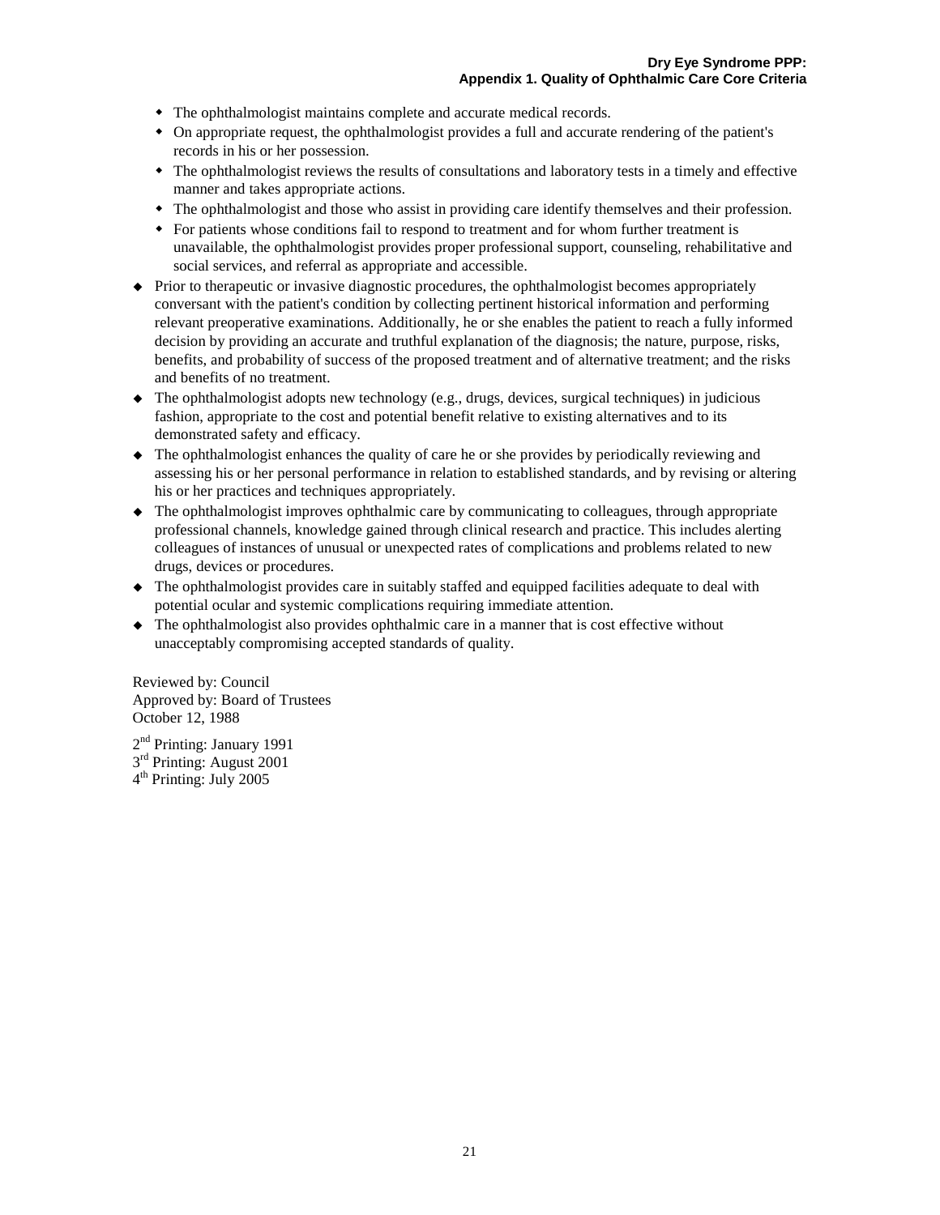- The ophthalmologist maintains complete and accurate medical records.
  - On appropriate request, the ophthalmologist provides a full and accurate rendering of the patient's records in his or her possession.
  - The ophthalmologist reviews the results of consultations and laboratory tests in a timely and effective manner and takes appropriate actions.
  - The ophthalmologist and those who assist in providing care identify themselves and their profession.
  - For patients whose conditions fail to respond to treatment and for whom further treatment is unavailable, the ophthalmologist provides proper professional support, counseling, rehabilitative and social services, and referral as appropriate and accessible.
- Prior to therapeutic or invasive diagnostic procedures, the ophthalmologist becomes appropriately conversant with the patient's condition by collecting pertinent historical information and performing relevant preoperative examinations. Additionally, he or she enables the patient to reach a fully informed decision by providing an accurate and truthful explanation of the diagnosis; the nature, purpose, risks, benefits, and probability of success of the proposed treatment and of alternative treatment; and the risks and benefits of no treatment.
- The ophthalmologist adopts new technology (e.g., drugs, devices, surgical techniques) in judicious fashion, appropriate to the cost and potential benefit relative to existing alternatives and to its demonstrated safety and efficacy.
- The ophthalmologist enhances the quality of care he or she provides by periodically reviewing and assessing his or her personal performance in relation to established standards, and by revising or altering his or her practices and techniques appropriately.
- The ophthalmologist improves ophthalmic care by communicating to colleagues, through appropriate professional channels, knowledge gained through clinical research and practice. This includes alerting colleagues of instances of unusual or unexpected rates of complications and problems related to new drugs, devices or procedures.
- The ophthalmologist provides care in suitably staffed and equipped facilities adequate to deal with potential ocular and systemic complications requiring immediate attention.
- The ophthalmologist also provides ophthalmic care in a manner that is cost effective without unacceptably compromising accepted standards of quality.

Reviewed by: Council
Approved by: Board of Trustees
October 12, 1988

2nd Printing: January 1991
3rd Printing: August 2001
4th Printing: July 2005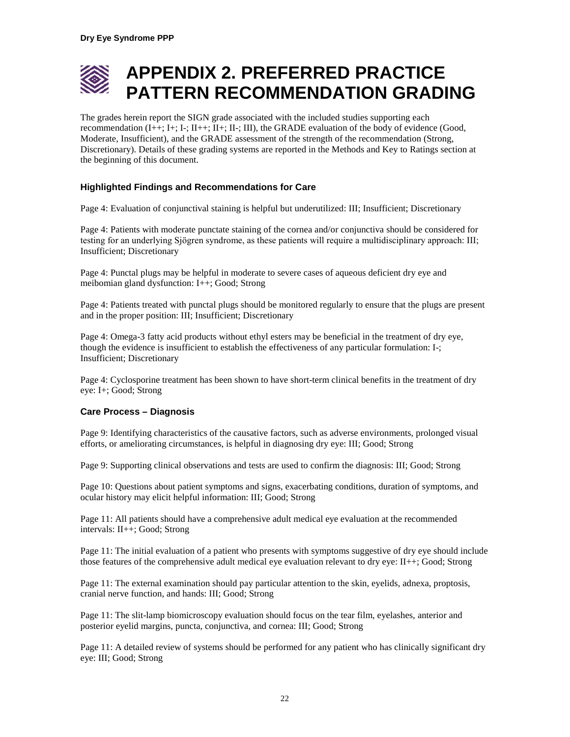# APPENDIX 2. PREFERRED PRACTICE PATTERN RECOMMENDATION GRADING

The grades herein report the SIGN grade associated with the included studies supporting each recommendation (I++; I+; I-; II++; II+; II-; III), the GRADE evaluation of the body of evidence (Good, Moderate, Insufficient), and the GRADE assessment of the strength of the recommendation (Strong, Discretionary). Details of these grading systems are reported in the Methods and Key to Ratings section at the beginning of this document.

### Highlighted Findings and Recommendations for Care

Page 4: Evaluation of conjunctival staining is helpful but underutilized: III; Insufficient; Discretionary

Page 4: Patients with moderate punctate staining of the cornea and/or conjunctiva should be considered for testing for an underlying Sjögren syndrome, as these patients will require a multidisciplinary approach: III; Insufficient; Discretionary

Page 4: Punctal plugs may be helpful in moderate to severe cases of aqueous deficient dry eye and meibomian gland dysfunction: I++; Good; Strong

Page 4: Patients treated with punctal plugs should be monitored regularly to ensure that the plugs are present and in the proper position: III; Insufficient; Discretionary

Page 4: Omega-3 fatty acid products without ethyl esters may be beneficial in the treatment of dry eye, though the evidence is insufficient to establish the effectiveness of any particular formulation: I-; Insufficient; Discretionary

Page 4: Cyclosporine treatment has been shown to have short-term clinical benefits in the treatment of dry eye: I+; Good; Strong

### Care Process – Diagnosis

Page 9: Identifying characteristics of the causative factors, such as adverse environments, prolonged visual efforts, or ameliorating circumstances, is helpful in diagnosing dry eye: III; Good; Strong

Page 9: Supporting clinical observations and tests are used to confirm the diagnosis: III; Good; Strong

Page 10: Questions about patient symptoms and signs, exacerbating conditions, duration of symptoms, and ocular history may elicit helpful information: III; Good; Strong

Page 11: All patients should have a comprehensive adult medical eye evaluation at the recommended intervals: II++; Good; Strong

Page 11: The initial evaluation of a patient who presents with symptoms suggestive of dry eye should include those features of the comprehensive adult medical eye evaluation relevant to dry eye: II++; Good; Strong

Page 11: The external examination should pay particular attention to the skin, eyelids, adnexa, proptosis, cranial nerve function, and hands: III; Good; Strong

Page 11: The slit-lamp biomicroscopy evaluation should focus on the tear film, eyelashes, anterior and posterior eyelid margins, puncta, conjunctiva, and cornea: III; Good; Strong

Page 11: A detailed review of systems should be performed for any patient who has clinically significant dry eye: III; Good; Strong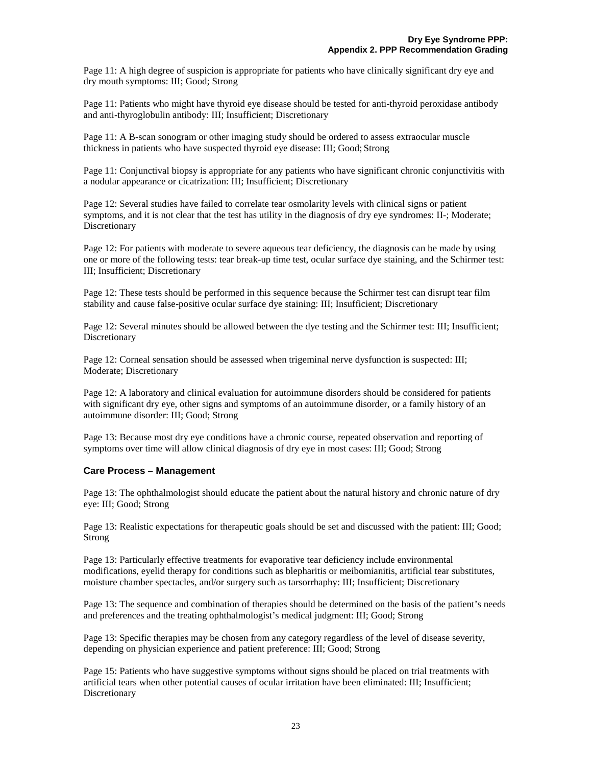Page 11: A high degree of suspicion is appropriate for patients who have clinically significant dry eye and dry mouth symptoms: III; Good; Strong

Page 11: Patients who might have thyroid eye disease should be tested for anti-thyroid peroxidase antibody and anti-thyroglobulin antibody: III; Insufficient; Discretionary

Page 11: A B-scan sonogram or other imaging study should be ordered to assess extraocular muscle thickness in patients who have suspected thyroid eye disease: III; Good; Strong

Page 11: Conjunctival biopsy is appropriate for any patients who have significant chronic conjunctivitis with a nodular appearance or cicatrization: III; Insufficient; Discretionary

Page 12: Several studies have failed to correlate tear osmolarity levels with clinical signs or patient symptoms, and it is not clear that the test has utility in the diagnosis of dry eye syndromes: II-; Moderate; Discretionary

Page 12: For patients with moderate to severe aqueous tear deficiency, the diagnosis can be made by using one or more of the following tests: tear break-up time test, ocular surface dye staining, and the Schirmer test: III; Insufficient; Discretionary

Page 12: These tests should be performed in this sequence because the Schirmer test can disrupt tear film stability and cause false-positive ocular surface dye staining: III; Insufficient; Discretionary

Page 12: Several minutes should be allowed between the dye testing and the Schirmer test: III; Insufficient; Discretionary

Page 12: Corneal sensation should be assessed when trigeminal nerve dysfunction is suspected: III; Moderate; Discretionary

Page 12: A laboratory and clinical evaluation for autoimmune disorders should be considered for patients with significant dry eye, other signs and symptoms of an autoimmune disorder, or a family history of an autoimmune disorder: III; Good; Strong

Page 13: Because most dry eye conditions have a chronic course, repeated observation and reporting of symptoms over time will allow clinical diagnosis of dry eye in most cases: III; Good; Strong

### Care Process – Management

Page 13: The ophthalmologist should educate the patient about the natural history and chronic nature of dry eye: III; Good; Strong

Page 13: Realistic expectations for therapeutic goals should be set and discussed with the patient: III; Good; Strong

Page 13: Particularly effective treatments for evaporative tear deficiency include environmental modifications, eyelid therapy for conditions such as blepharitis or meibomianitis, artificial tear substitutes, moisture chamber spectacles, and/or surgery such as tarsorrhaphy: III; Insufficient; Discretionary

Page 13: The sequence and combination of therapies should be determined on the basis of the patient's needs and preferences and the treating ophthalmologist's medical judgment: III; Good; Strong

Page 13: Specific therapies may be chosen from any category regardless of the level of disease severity, depending on physician experience and patient preference: III; Good; Strong

Page 15: Patients who have suggestive symptoms without signs should be placed on trial treatments with artificial tears when other potential causes of ocular irritation have been eliminated: III; Insufficient; Discretionary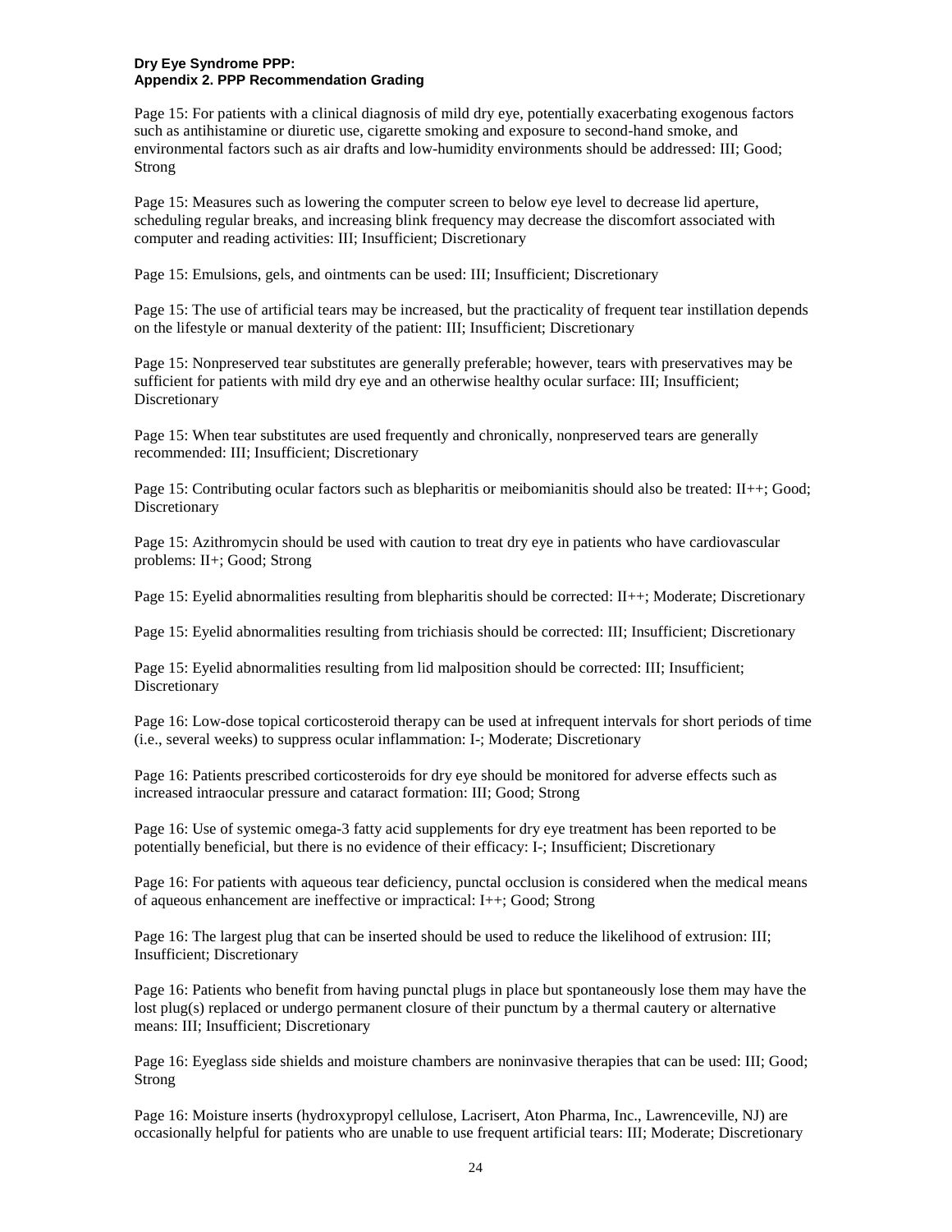**Dry Eye Syndrome PPP:**
**Appendix 2. PPP Recommendation Grading**

Page 15: For patients with a clinical diagnosis of mild dry eye, potentially exacerbating exogenous factors such as antihistamine or diuretic use, cigarette smoking and exposure to second-hand smoke, and environmental factors such as air drafts and low-humidity environments should be addressed: III; Good; Strong

Page 15: Measures such as lowering the computer screen to below eye level to decrease lid aperture, scheduling regular breaks, and increasing blink frequency may decrease the discomfort associated with computer and reading activities: III; Insufficient; Discretionary

Page 15: Emulsions, gels, and ointments can be used: III; Insufficient; Discretionary

Page 15: The use of artificial tears may be increased, but the practicality of frequent tear instillation depends on the lifestyle or manual dexterity of the patient: III; Insufficient; Discretionary

Page 15: Nonpreserved tear substitutes are generally preferable; however, tears with preservatives may be sufficient for patients with mild dry eye and an otherwise healthy ocular surface: III; Insufficient; Discretionary

Page 15: When tear substitutes are used frequently and chronically, nonpreserved tears are generally recommended: III; Insufficient; Discretionary

Page 15: Contributing ocular factors such as blepharitis or meibomianitis should also be treated: II++; Good; Discretionary

Page 15: Azithromycin should be used with caution to treat dry eye in patients who have cardiovascular problems: II+; Good; Strong

Page 15: Eyelid abnormalities resulting from blepharitis should be corrected: II++; Moderate; Discretionary

Page 15: Eyelid abnormalities resulting from trichiasis should be corrected: III; Insufficient; Discretionary

Page 15: Eyelid abnormalities resulting from lid malposition should be corrected: III; Insufficient; Discretionary

Page 16: Low-dose topical corticosteroid therapy can be used at infrequent intervals for short periods of time (i.e., several weeks) to suppress ocular inflammation: I-; Moderate; Discretionary

Page 16: Patients prescribed corticosteroids for dry eye should be monitored for adverse effects such as increased intraocular pressure and cataract formation: III; Good; Strong

Page 16: Use of systemic omega-3 fatty acid supplements for dry eye treatment has been reported to be potentially beneficial, but there is no evidence of their efficacy: I-; Insufficient; Discretionary

Page 16: For patients with aqueous tear deficiency, punctal occlusion is considered when the medical means of aqueous enhancement are ineffective or impractical: I++; Good; Strong

Page 16: The largest plug that can be inserted should be used to reduce the likelihood of extrusion: III; Insufficient; Discretionary

Page 16: Patients who benefit from having punctal plugs in place but spontaneously lose them may have the lost plug(s) replaced or undergo permanent closure of their punctum by a thermal cautery or alternative means: III; Insufficient; Discretionary

Page 16: Eyeglass side shields and moisture chambers are noninvasive therapies that can be used: III; Good; Strong

Page 16: Moisture inserts (hydroxypropyl cellulose, Lacrisert, Aton Pharma, Inc., Lawrenceville, NJ) are occasionally helpful for patients who are unable to use frequent artificial tears: III; Moderate; Discretionary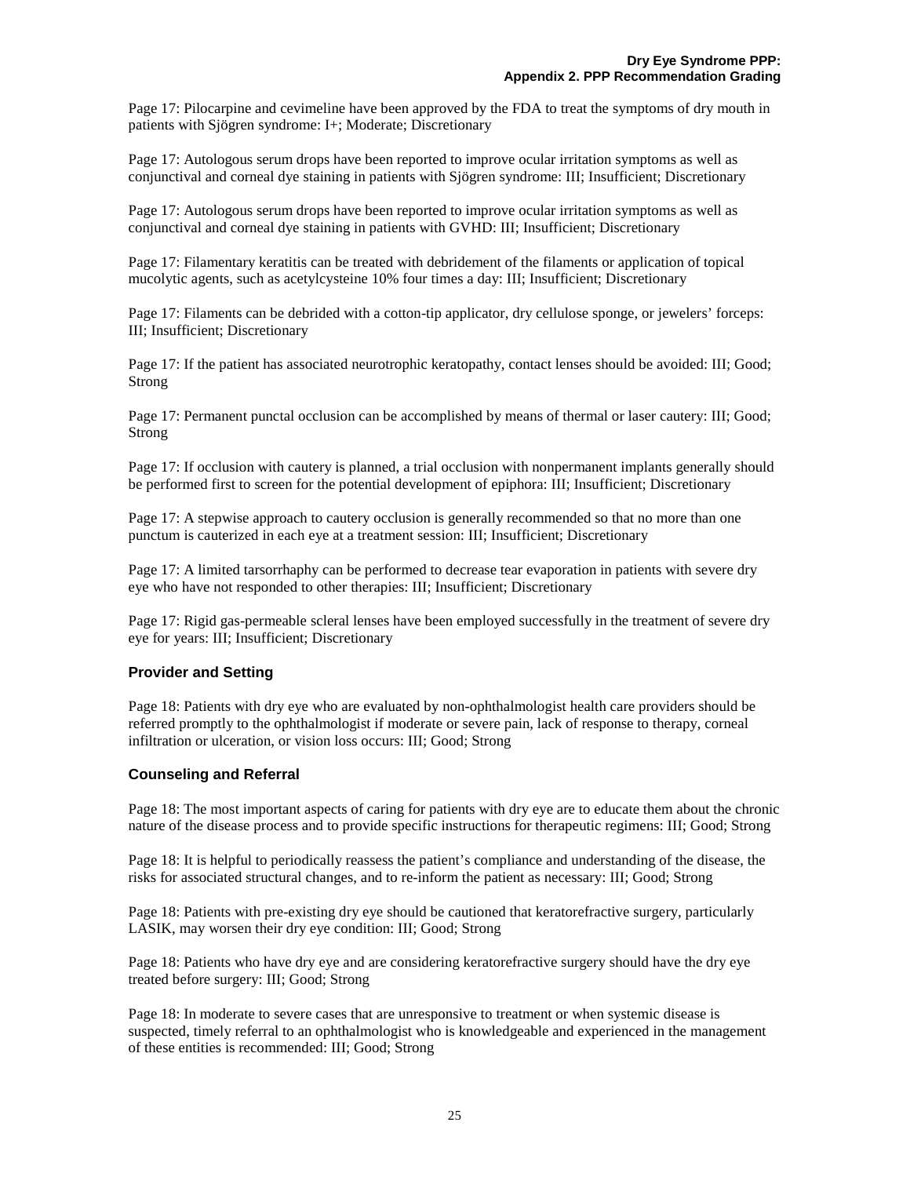Page 17: Pilocarpine and cevimeline have been approved by the FDA to treat the symptoms of dry mouth in patients with Sjögren syndrome: I+; Moderate; Discretionary

Page 17: Autologous serum drops have been reported to improve ocular irritation symptoms as well as conjunctival and corneal dye staining in patients with Sjögren syndrome: III; Insufficient; Discretionary

Page 17: Autologous serum drops have been reported to improve ocular irritation symptoms as well as conjunctival and corneal dye staining in patients with GVHD: III; Insufficient; Discretionary

Page 17: Filamentary keratitis can be treated with debridement of the filaments or application of topical mucolytic agents, such as acetylcysteine 10% four times a day: III; Insufficient; Discretionary

Page 17: Filaments can be debrided with a cotton-tip applicator, dry cellulose sponge, or jewelers' forceps: III; Insufficient; Discretionary

Page 17: If the patient has associated neurotrophic keratopathy, contact lenses should be avoided: III; Good; Strong

Page 17: Permanent punctal occlusion can be accomplished by means of thermal or laser cautery: III; Good; Strong

Page 17: If occlusion with cautery is planned, a trial occlusion with nonpermanent implants generally should be performed first to screen for the potential development of epiphora: III; Insufficient; Discretionary

Page 17: A stepwise approach to cautery occlusion is generally recommended so that no more than one punctum is cauterized in each eye at a treatment session: III; Insufficient; Discretionary

Page 17: A limited tarsorrhaphy can be performed to decrease tear evaporation in patients with severe dry eye who have not responded to other therapies: III; Insufficient; Discretionary

Page 17: Rigid gas-permeable scleral lenses have been employed successfully in the treatment of severe dry eye for years: III; Insufficient; Discretionary

### Provider and Setting

Page 18: Patients with dry eye who are evaluated by non-ophthalmologist health care providers should be referred promptly to the ophthalmologist if moderate or severe pain, lack of response to therapy, corneal infiltration or ulceration, or vision loss occurs: III; Good; Strong

### Counseling and Referral

Page 18: The most important aspects of caring for patients with dry eye are to educate them about the chronic nature of the disease process and to provide specific instructions for therapeutic regimens: III; Good; Strong

Page 18: It is helpful to periodically reassess the patient's compliance and understanding of the disease, the risks for associated structural changes, and to re-inform the patient as necessary: III; Good; Strong

Page 18: Patients with pre-existing dry eye should be cautioned that keratorefractive surgery, particularly LASIK, may worsen their dry eye condition: III; Good; Strong

Page 18: Patients who have dry eye and are considering keratorefractive surgery should have the dry eye treated before surgery: III; Good; Strong

Page 18: In moderate to severe cases that are unresponsive to treatment or when systemic disease is suspected, timely referral to an ophthalmologist who is knowledgeable and experienced in the management of these entities is recommended: III; Good; Strong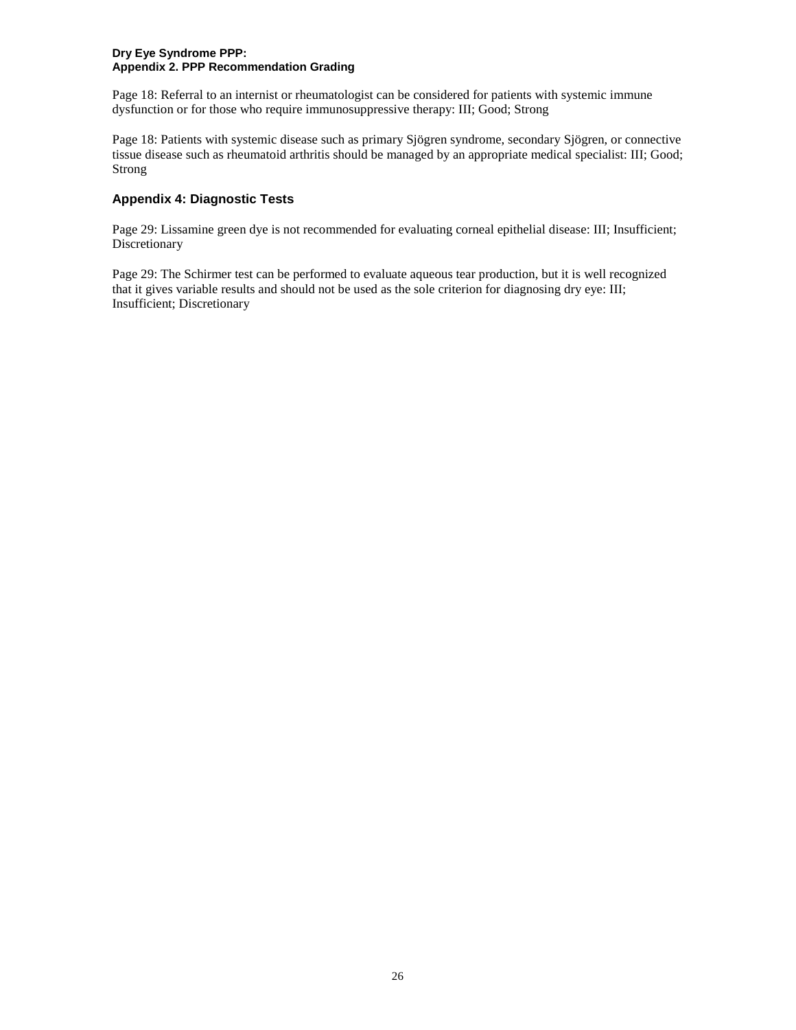Page 18: Referral to an internist or rheumatologist can be considered for patients with systemic immune dysfunction or for those who require immunosuppressive therapy: III; Good; Strong

Page 18: Patients with systemic disease such as primary Sjögren syndrome, secondary Sjögren, or connective tissue disease such as rheumatoid arthritis should be managed by an appropriate medical specialist: III; Good; Strong

## Appendix 4: Diagnostic Tests

Page 29: Lissamine green dye is not recommended for evaluating corneal epithelial disease: III; Insufficient; Discretionary

Page 29: The Schirmer test can be performed to evaluate aqueous tear production, but it is well recognized that it gives variable results and should not be used as the sole criterion for diagnosing dry eye: III; Insufficient; Discretionary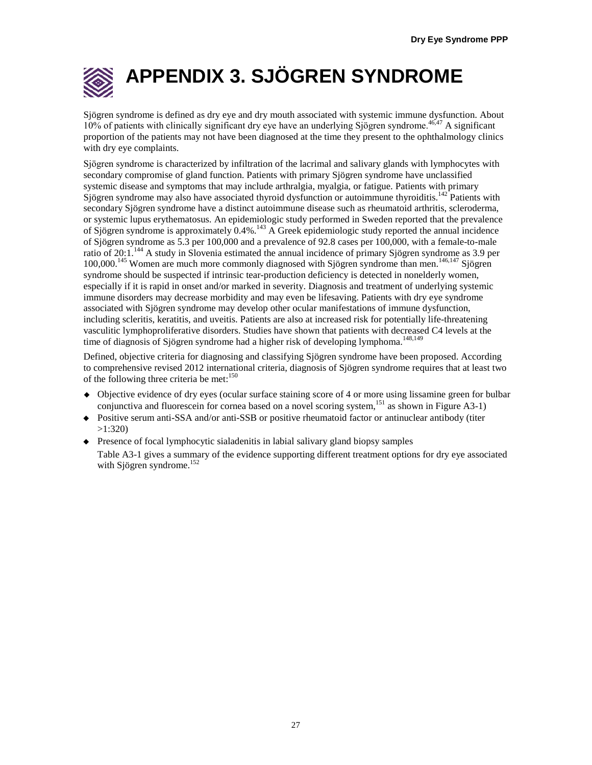# APPENDIX 3. SJÖGREN SYNDROME

Sjögren syndrome is defined as dry eye and dry mouth associated with systemic immune dysfunction. About 10% of patients with clinically significant dry eye have an underlying Sjögren syndrome.[46,47] A significant proportion of the patients may not have been diagnosed at the time they present to the ophthalmology clinics with dry eye complaints.

Sjögren syndrome is characterized by infiltration of the lacrimal and salivary glands with lymphocytes with secondary compromise of gland function. Patients with primary Sjögren syndrome have unclassified systemic disease and symptoms that may include arthralgia, myalgia, or fatigue. Patients with primary Sjögren syndrome may also have associated thyroid dysfunction or autoimmune thyroiditis.[142] Patients with secondary Sjögren syndrome have a distinct autoimmune disease such as rheumatoid arthritis, scleroderma, or systemic lupus erythematosus. An epidemiologic study performed in Sweden reported that the prevalence of Sjögren syndrome is approximately 0.4%.[143] A Greek epidemiologic study reported the annual incidence of Sjögren syndrome as 5.3 per 100,000 and a prevalence of 92.8 cases per 100,000, with a female-to-male ratio of 20:1.[144] A study in Slovenia estimated the annual incidence of primary Sjögren syndrome as 3.9 per 100,000.[145] Women are much more commonly diagnosed with Sjögren syndrome than men.[146,147] Sjögren syndrome should be suspected if intrinsic tear-production deficiency is detected in nonelderly women, especially if it is rapid in onset and/or marked in severity. Diagnosis and treatment of underlying systemic immune disorders may decrease morbidity and may even be lifesaving. Patients with dry eye syndrome associated with Sjögren syndrome may develop other ocular manifestations of immune dysfunction, including scleritis, keratitis, and uveitis. Patients are also at increased risk for potentially life-threatening vasculitic lymphoproliferative disorders. Studies have shown that patients with decreased C4 levels at the time of diagnosis of Sjögren syndrome had a higher risk of developing lymphoma.[148,149]

Defined, objective criteria for diagnosing and classifying Sjögren syndrome have been proposed. According to comprehensive revised 2012 international criteria, diagnosis of Sjögren syndrome requires that at least two of the following three criteria be met:[150]

- Objective evidence of dry eyes (ocular surface staining score of 4 or more using lissamine green for bulbar conjunctiva and fluorescein for cornea based on a novel scoring system,[151] as shown in Figure A3-1)
- Positive serum anti-SSA and/or anti-SSB or positive rheumatoid factor or antinuclear antibody (titer >1:320)
- Presence of focal lymphocytic sialadenitis in labial salivary gland biopsy samples

Table A3-1 gives a summary of the evidence supporting different treatment options for dry eye associated with Sjögren syndrome.[152]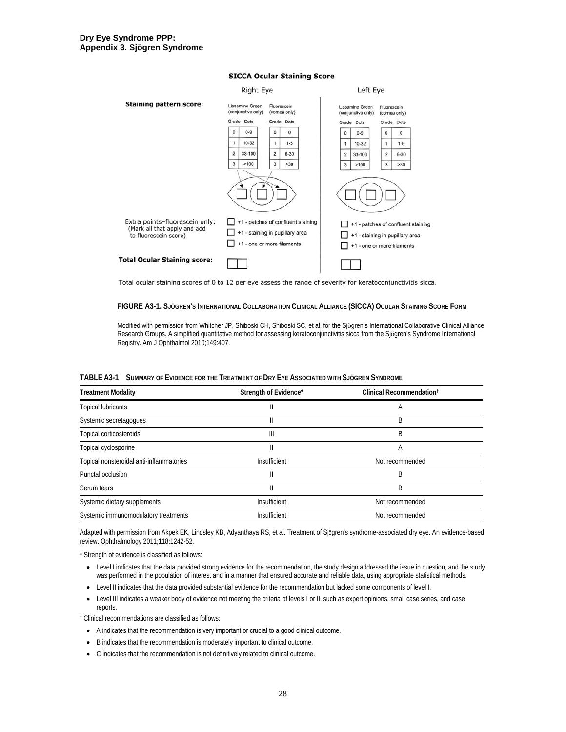## Appendix 3. Sjögren Syndrome

**SICCA Ocular Staining Score**

| | Right Eye | | Left Eye | |
|---|---|---|---|---|
| **Staining pattern score:** | Lissamine Green (conjunctiva only) | Fluorescein (cornea only) | Lissamine Green (conjunctiva only) | Fluorescein (cornea only) |
| | Grade / Dots | Grade / Dots | Grade / Dots | Grade / Dots |
| | 0 / 0-9 | 0 / 0 | 0 / 0-9 | 0 / 0 |
| | 1 / 10-32 | 1 / 1-5 | 1 / 10-32 | 1 / 1-5 |
| | 2 / 33-100 | 2 / 6-30 | 2 / 33-100 | 2 / 6-30 |
| | 3 / >100 | 3 / >30 | 3 / >100 | 3 / >30 |
| Extra points–fluorescein only: (Mark all that apply and add to fluorescein score) | ☐ +1 - patches of confluent staining<br>☐ +1 - staining in pupillary area<br>☐ +1 - one or more filaments | | ☐ +1 - patches of confluent staining<br>☐ +1 - staining in pupillary area<br>☐ +1 - one or more filaments | |
| **Total Ocular Staining score:** | ☐☐ | | ☐☐ | |

Total ocular staining scores of 0 to 12 per eye assess the range of severity for keratoconjunctivitis sicca.

**FIGURE A3-1. SJÖGREN'S INTERNATIONAL COLLABORATION CLINICAL ALLIANCE (SICCA) OCULAR STAINING SCORE FORM**

Modified with permission from Whitcher JP, Shiboski CH, Shiboski SC, et al, for the Sjögren's International Collaborative Clinical Alliance Research Groups. A simplified quantitative method for assessing keratoconjunctivitis sicca from the Sjögren's Syndrome International Registry. Am J Ophthalmol 2010;149:407.

**TABLE A3-1 SUMMARY OF EVIDENCE FOR THE TREATMENT OF DRY EYE ASSOCIATED WITH SJÖGREN SYNDROME**

| Treatment Modality | Strength of Evidence* | Clinical Recommendation† |
|---|---|---|
| Topical lubricants | II | A |
| Systemic secretagogues | II | B |
| Topical corticosteroids | III | B |
| Topical cyclosporine | II | A |
| Topical nonsteroidal anti-inflammatories | Insufficient | Not recommended |
| Punctal occlusion | II | B |
| Serum tears | II | B |
| Systemic dietary supplements | Insufficient | Not recommended |
| Systemic immunomodulatory treatments | Insufficient | Not recommended |

Adapted with permission from Akpek EK, Lindsley KB, Adyanthaya RS, et al. Treatment of Sjögren's syndrome-associated dry eye. An evidence-based review. Ophthalmology 2011;118:1242-52.

\* Strength of evidence is classified as follows:

- Level I indicates that the data provided strong evidence for the recommendation, the study design addressed the issue in question, and the study was performed in the population of interest and in a manner that ensured accurate and reliable data, using appropriate statistical methods.
- Level II indicates that the data provided substantial evidence for the recommendation but lacked some components of level I.
- Level III indicates a weaker body of evidence not meeting the criteria of levels I or II, such as expert opinions, small case series, and case reports.

† Clinical recommendations are classified as follows:

- A indicates that the recommendation is very important or crucial to a good clinical outcome.
- B indicates that the recommendation is moderately important to clinical outcome.
- C indicates that the recommendation is not definitively related to clinical outcome.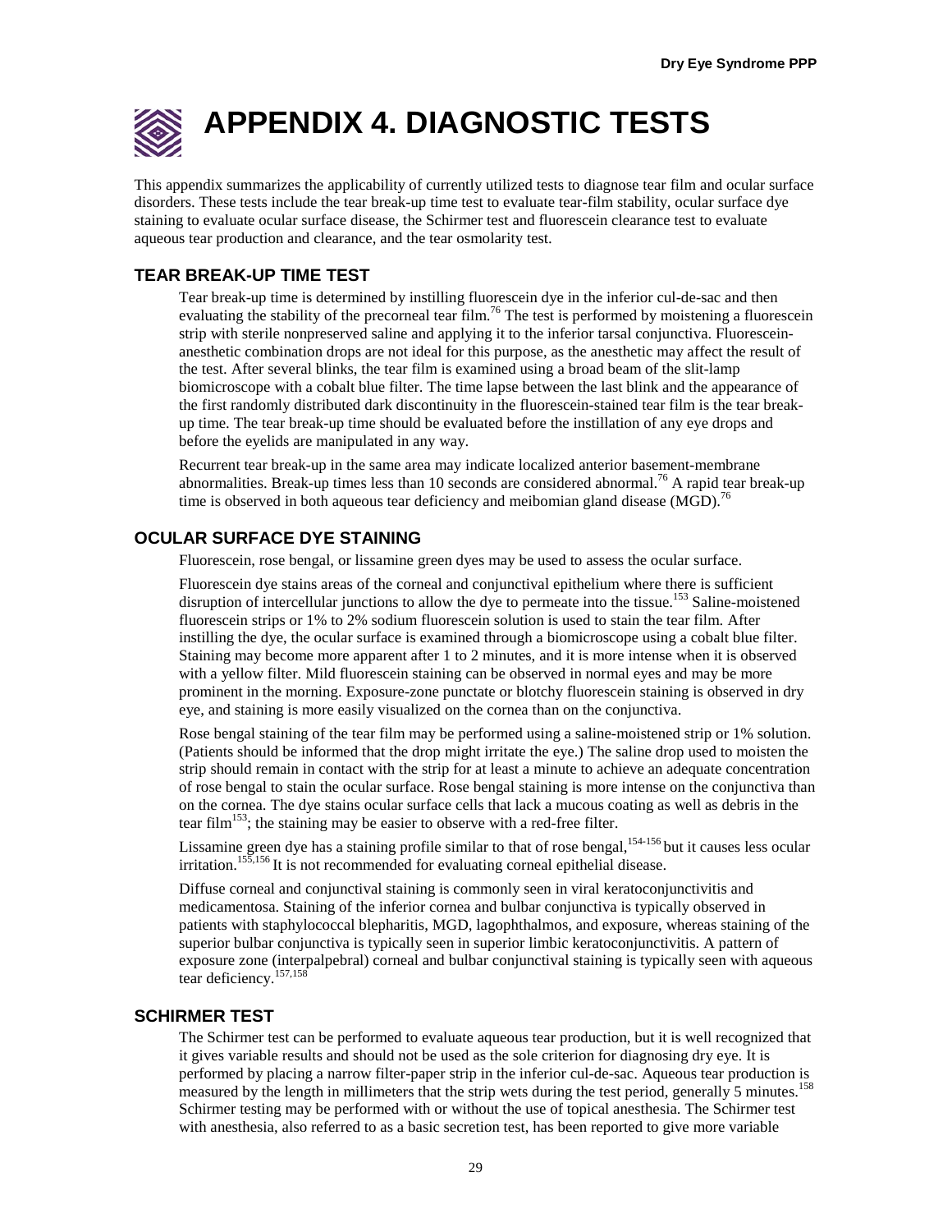# APPENDIX 4. DIAGNOSTIC TESTS

This appendix summarizes the applicability of currently utilized tests to diagnose tear film and ocular surface disorders. These tests include the tear break-up time test to evaluate tear-film stability, ocular surface dye staining to evaluate ocular surface disease, the Schirmer test and fluorescein clearance test to evaluate aqueous tear production and clearance, and the tear osmolarity test.

## TEAR BREAK-UP TIME TEST

Tear break-up time is determined by instilling fluorescein dye in the inferior cul-de-sac and then evaluating the stability of the precorneal tear film.[76] The test is performed by moistening a fluorescein strip with sterile nonpreserved saline and applying it to the inferior tarsal conjunctiva. Fluorescein-anesthetic combination drops are not ideal for this purpose, as the anesthetic may affect the result of the test. After several blinks, the tear film is examined using a broad beam of the slit-lamp biomicroscope with a cobalt blue filter. The time lapse between the last blink and the appearance of the first randomly distributed dark discontinuity in the fluorescein-stained tear film is the tear break-up time. The tear break-up time should be evaluated before the instillation of any eye drops and before the eyelids are manipulated in any way.

Recurrent tear break-up in the same area may indicate localized anterior basement-membrane abnormalities. Break-up times less than 10 seconds are considered abnormal.[76] A rapid tear break-up time is observed in both aqueous tear deficiency and meibomian gland disease (MGD).[76]

## OCULAR SURFACE DYE STAINING

Fluorescein, rose bengal, or lissamine green dyes may be used to assess the ocular surface.

Fluorescein dye stains areas of the corneal and conjunctival epithelium where there is sufficient disruption of intercellular junctions to allow the dye to permeate into the tissue.[153] Saline-moistened fluorescein strips or 1% to 2% sodium fluorescein solution is used to stain the tear film. After instilling the dye, the ocular surface is examined through a biomicroscope using a cobalt blue filter. Staining may become more apparent after 1 to 2 minutes, and it is more intense when it is observed with a yellow filter. Mild fluorescein staining can be observed in normal eyes and may be more prominent in the morning. Exposure-zone punctate or blotchy fluorescein staining is observed in dry eye, and staining is more easily visualized on the cornea than on the conjunctiva.

Rose bengal staining of the tear film may be performed using a saline-moistened strip or 1% solution. (Patients should be informed that the drop might irritate the eye.) The saline drop used to moisten the strip should remain in contact with the strip for at least a minute to achieve an adequate concentration of rose bengal to stain the ocular surface. Rose bengal staining is more intense on the conjunctiva than on the cornea. The dye stains ocular surface cells that lack a mucous coating as well as debris in the tear film[153]; the staining may be easier to observe with a red-free filter.

Lissamine green dye has a staining profile similar to that of rose bengal,[154-156] but it causes less ocular irritation.[155,156] It is not recommended for evaluating corneal epithelial disease.

Diffuse corneal and conjunctival staining is commonly seen in viral keratoconjunctivitis and medicamentosa. Staining of the inferior cornea and bulbar conjunctiva is typically observed in patients with staphylococcal blepharitis, MGD, lagophthalmos, and exposure, whereas staining of the superior bulbar conjunctiva is typically seen in superior limbic keratoconjunctivitis. A pattern of exposure zone (interpalpebral) corneal and bulbar conjunctival staining is typically seen with aqueous tear deficiency.[157,158]

## SCHIRMER TEST

The Schirmer test can be performed to evaluate aqueous tear production, but it is well recognized that it gives variable results and should not be used as the sole criterion for diagnosing dry eye. It is performed by placing a narrow filter-paper strip in the inferior cul-de-sac. Aqueous tear production is measured by the length in millimeters that the strip wets during the test period, generally 5 minutes.[158] Schirmer testing may be performed with or without the use of topical anesthesia. The Schirmer test with anesthesia, also referred to as a basic secretion test, has been reported to give more variable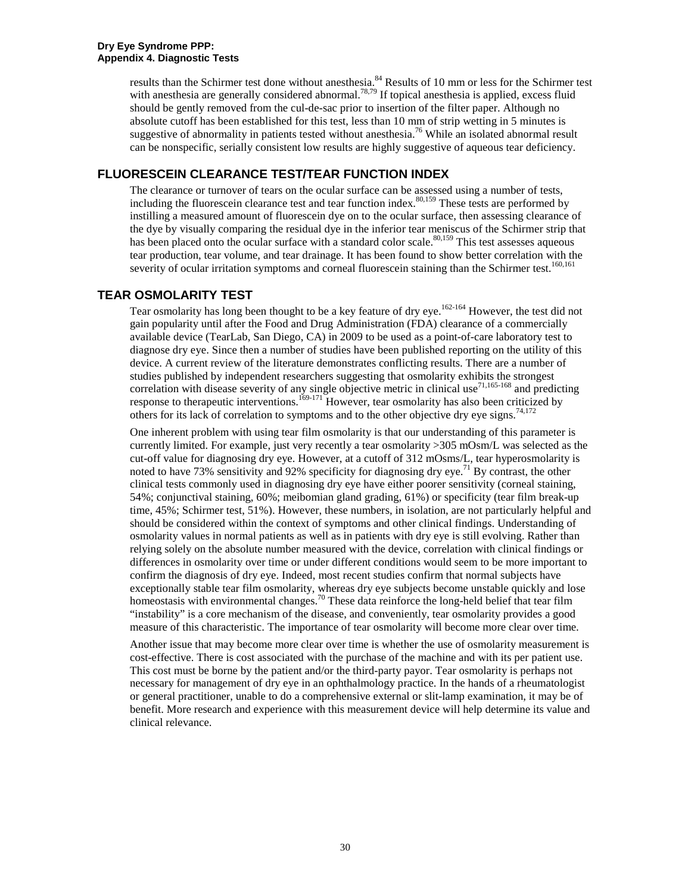results than the Schirmer test done without anesthesia.[84] Results of 10 mm or less for the Schirmer test with anesthesia are generally considered abnormal.[78,79] If topical anesthesia is applied, excess fluid should be gently removed from the cul-de-sac prior to insertion of the filter paper. Although no absolute cutoff has been established for this test, less than 10 mm of strip wetting in 5 minutes is suggestive of abnormality in patients tested without anesthesia.[76] While an isolated abnormal result can be nonspecific, serially consistent low results are highly suggestive of aqueous tear deficiency.

## FLUORESCEIN CLEARANCE TEST/TEAR FUNCTION INDEX

The clearance or turnover of tears on the ocular surface can be assessed using a number of tests, including the fluorescein clearance test and tear function index.[80,159] These tests are performed by instilling a measured amount of fluorescein dye on to the ocular surface, then assessing clearance of the dye by visually comparing the residual dye in the inferior tear meniscus of the Schirmer strip that has been placed onto the ocular surface with a standard color scale.[80,159] This test assesses aqueous tear production, tear volume, and tear drainage. It has been found to show better correlation with the severity of ocular irritation symptoms and corneal fluorescein staining than the Schirmer test.[160,161]

## TEAR OSMOLARITY TEST

Tear osmolarity has long been thought to be a key feature of dry eye.[162-164] However, the test did not gain popularity until after the Food and Drug Administration (FDA) clearance of a commercially available device (TearLab, San Diego, CA) in 2009 to be used as a point-of-care laboratory test to diagnose dry eye. Since then a number of studies have been published reporting on the utility of this device. A current review of the literature demonstrates conflicting results. There are a number of studies published by independent researchers suggesting that osmolarity exhibits the strongest correlation with disease severity of any single objective metric in clinical use[71,165-168] and predicting response to therapeutic interventions.[169-171] However, tear osmolarity has also been criticized by others for its lack of correlation to symptoms and to the other objective dry eye signs.[74,172]

One inherent problem with using tear film osmolarity is that our understanding of this parameter is currently limited. For example, just very recently a tear osmolarity >305 mOsm/L was selected as the cut-off value for diagnosing dry eye. However, at a cutoff of 312 mOsms/L, tear hyperosmolarity is noted to have 73% sensitivity and 92% specificity for diagnosing dry eye.[71] By contrast, the other clinical tests commonly used in diagnosing dry eye have either poorer sensitivity (corneal staining, 54%; conjunctival staining, 60%; meibomian gland grading, 61%) or specificity (tear film break-up time, 45%; Schirmer test, 51%). However, these numbers, in isolation, are not particularly helpful and should be considered within the context of symptoms and other clinical findings. Understanding of osmolarity values in normal patients as well as in patients with dry eye is still evolving. Rather than relying solely on the absolute number measured with the device, correlation with clinical findings or differences in osmolarity over time or under different conditions would seem to be more important to confirm the diagnosis of dry eye. Indeed, most recent studies confirm that normal subjects have exceptionally stable tear film osmolarity, whereas dry eye subjects become unstable quickly and lose homeostasis with environmental changes.[70] These data reinforce the long-held belief that tear film "instability" is a core mechanism of the disease, and conveniently, tear osmolarity provides a good measure of this characteristic. The importance of tear osmolarity will become more clear over time.

Another issue that may become more clear over time is whether the use of osmolarity measurement is cost-effective. There is cost associated with the purchase of the machine and with its per patient use. This cost must be borne by the patient and/or the third-party payor. Tear osmolarity is perhaps not necessary for management of dry eye in an ophthalmology practice. In the hands of a rheumatologist or general practitioner, unable to do a comprehensive external or slit-lamp examination, it may be of benefit. More research and experience with this measurement device will help determine its value and clinical relevance.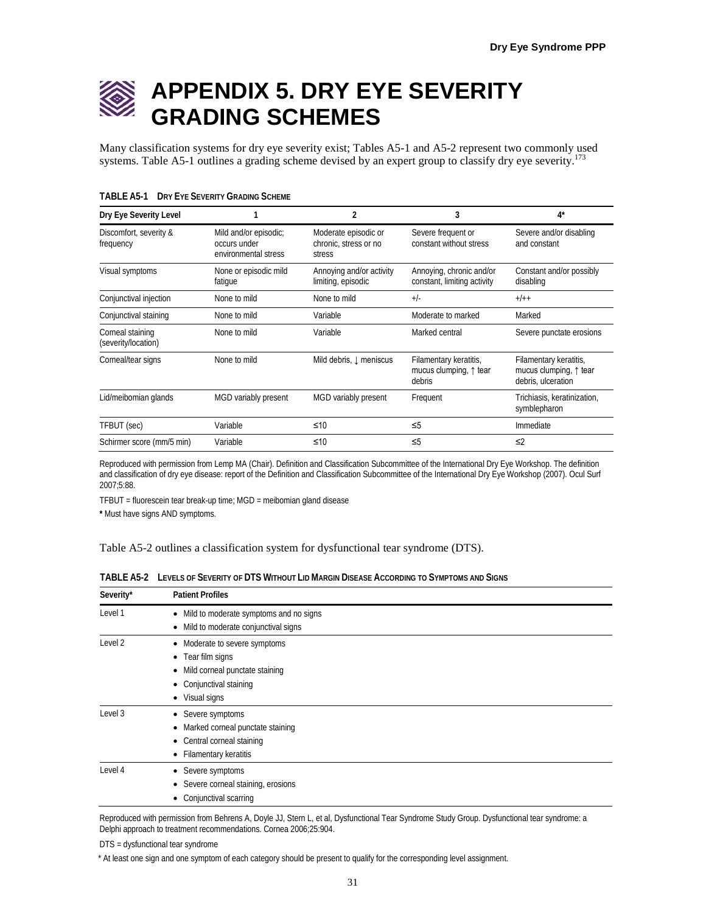# APPENDIX 5. DRY EYE SEVERITY GRADING SCHEMES

Many classification systems for dry eye severity exist; Tables A5-1 and A5-2 represent two commonly used systems. Table A5-1 outlines a grading scheme devised by an expert group to classify dry eye severity.[173]

**TABLE A5-1 DRY EYE SEVERITY GRADING SCHEME**

| Dry Eye Severity Level | 1 | 2 | 3 | 4* |
|---|---|---|---|---|
| Discomfort, severity & frequency | Mild and/or episodic; occurs under environmental stress | Moderate episodic or chronic, stress or no stress | Severe frequent or constant without stress | Severe and/or disabling and constant |
| Visual symptoms | None or episodic mild fatigue | Annoying and/or activity limiting, episodic | Annoying, chronic and/or constant, limiting activity | Constant and/or possibly disabling |
| Conjunctival injection | None to mild | None to mild | +/- | +/++ |
| Conjunctival staining | None to mild | Variable | Moderate to marked | Marked |
| Corneal staining (severity/location) | None to mild | Variable | Marked central | Severe punctate erosions |
| Corneal/tear signs | None to mild | Mild debris, ↓ meniscus | Filamentary keratitis, mucus clumping, ↑ tear debris | Filamentary keratitis, mucus clumping, ↑ tear debris, ulceration |
| Lid/meibomian glands | MGD variably present | MGD variably present | Frequent | Trichiasis, keratinization, symblepharon |
| TFBUT (sec) | Variable | ≤10 | ≤5 | Immediate |
| Schirmer score (mm/5 min) | Variable | ≤10 | ≤5 | ≤2 |

Reproduced with permission from Lemp MA (Chair). Definition and Classification Subcommittee of the International Dry Eye Workshop. The definition and classification of dry eye disease: report of the Definition and Classification Subcommittee of the International Dry Eye Workshop (2007). Ocul Surf 2007;5:88.

TFBUT = fluorescein tear break-up time; MGD = meibomian gland disease

**\*** Must have signs AND symptoms.

Table A5-2 outlines a classification system for dysfunctional tear syndrome (DTS).

**TABLE A5-2 LEVELS OF SEVERITY OF DTS WITHOUT LID MARGIN DISEASE ACCORDING TO SYMPTOMS AND SIGNS**

| Severity* | Patient Profiles |
|---|---|
| Level 1 | • Mild to moderate symptoms and no signs<br>• Mild to moderate conjunctival signs |
| Level 2 | • Moderate to severe symptoms<br>• Tear film signs<br>• Mild corneal punctate staining<br>• Conjunctival staining<br>• Visual signs |
| Level 3 | • Severe symptoms<br>• Marked corneal punctate staining<br>• Central corneal staining<br>• Filamentary keratitis |
| Level 4 | • Severe symptoms<br>• Severe corneal staining, erosions<br>• Conjunctival scarring |

Reproduced with permission from Behrens A, Doyle JJ, Stern L, et al, Dysfunctional Tear Syndrome Study Group. Dysfunctional tear syndrome: a Delphi approach to treatment recommendations. Cornea 2006;25:904.

DTS = dysfunctional tear syndrome

\* At least one sign and one symptom of each category should be present to qualify for the corresponding level assignment.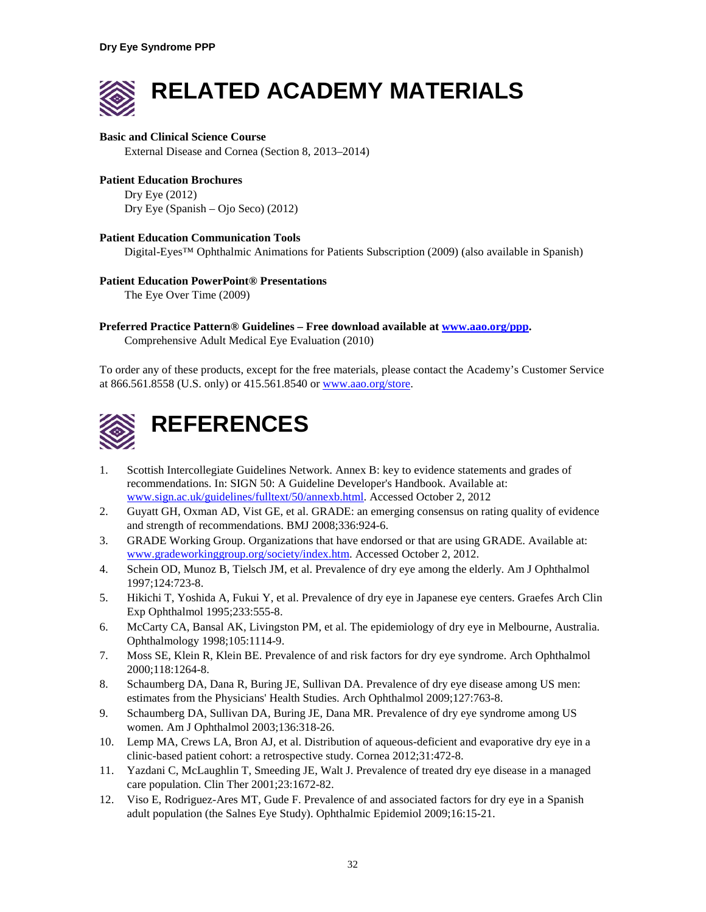# RELATED ACADEMY MATERIALS

**Basic and Clinical Science Course**

External Disease and Cornea (Section 8, 2013–2014)

**Patient Education Brochures**

Dry Eye (2012)

Dry Eye (Spanish – Ojo Seco) (2012)

**Patient Education Communication Tools**

Digital-Eyes™ Ophthalmic Animations for Patients Subscription (2009) (also available in Spanish)

**Patient Education PowerPoint® Presentations**

The Eye Over Time (2009)

**Preferred Practice Pattern® Guidelines – Free download available at www.aao.org/ppp.**

Comprehensive Adult Medical Eye Evaluation (2010)

To order any of these products, except for the free materials, please contact the Academy's Customer Service at 866.561.8558 (U.S. only) or 415.561.8540 or www.aao.org/store.

# REFERENCES

1. Scottish Intercollegiate Guidelines Network. Annex B: key to evidence statements and grades of recommendations. In: SIGN 50: A Guideline Developer's Handbook. Available at: www.sign.ac.uk/guidelines/fulltext/50/annexb.html. Accessed October 2, 2012
2. Guyatt GH, Oxman AD, Vist GE, et al. GRADE: an emerging consensus on rating quality of evidence and strength of recommendations. BMJ 2008;336:924-6.
3. GRADE Working Group. Organizations that have endorsed or that are using GRADE. Available at: www.gradeworkinggroup.org/society/index.htm. Accessed October 2, 2012.
4. Schein OD, Munoz B, Tielsch JM, et al. Prevalence of dry eye among the elderly. Am J Ophthalmol 1997;124:723-8.
5. Hikichi T, Yoshida A, Fukui Y, et al. Prevalence of dry eye in Japanese eye centers. Graefes Arch Clin Exp Ophthalmol 1995;233:555-8.
6. McCarty CA, Bansal AK, Livingston PM, et al. The epidemiology of dry eye in Melbourne, Australia. Ophthalmology 1998;105:1114-9.
7. Moss SE, Klein R, Klein BE. Prevalence of and risk factors for dry eye syndrome. Arch Ophthalmol 2000;118:1264-8.
8. Schaumberg DA, Dana R, Buring JE, Sullivan DA. Prevalence of dry eye disease among US men: estimates from the Physicians' Health Studies. Arch Ophthalmol 2009;127:763-8.
9. Schaumberg DA, Sullivan DA, Buring JE, Dana MR. Prevalence of dry eye syndrome among US women. Am J Ophthalmol 2003;136:318-26.
10. Lemp MA, Crews LA, Bron AJ, et al. Distribution of aqueous-deficient and evaporative dry eye in a clinic-based patient cohort: a retrospective study. Cornea 2012;31:472-8.
11. Yazdani C, McLaughlin T, Smeeding JE, Walt J. Prevalence of treated dry eye disease in a managed care population. Clin Ther 2001;23:1672-82.
12. Viso E, Rodriguez-Ares MT, Gude F. Prevalence of and associated factors for dry eye in a Spanish adult population (the Salnes Eye Study). Ophthalmic Epidemiol 2009;16:15-21.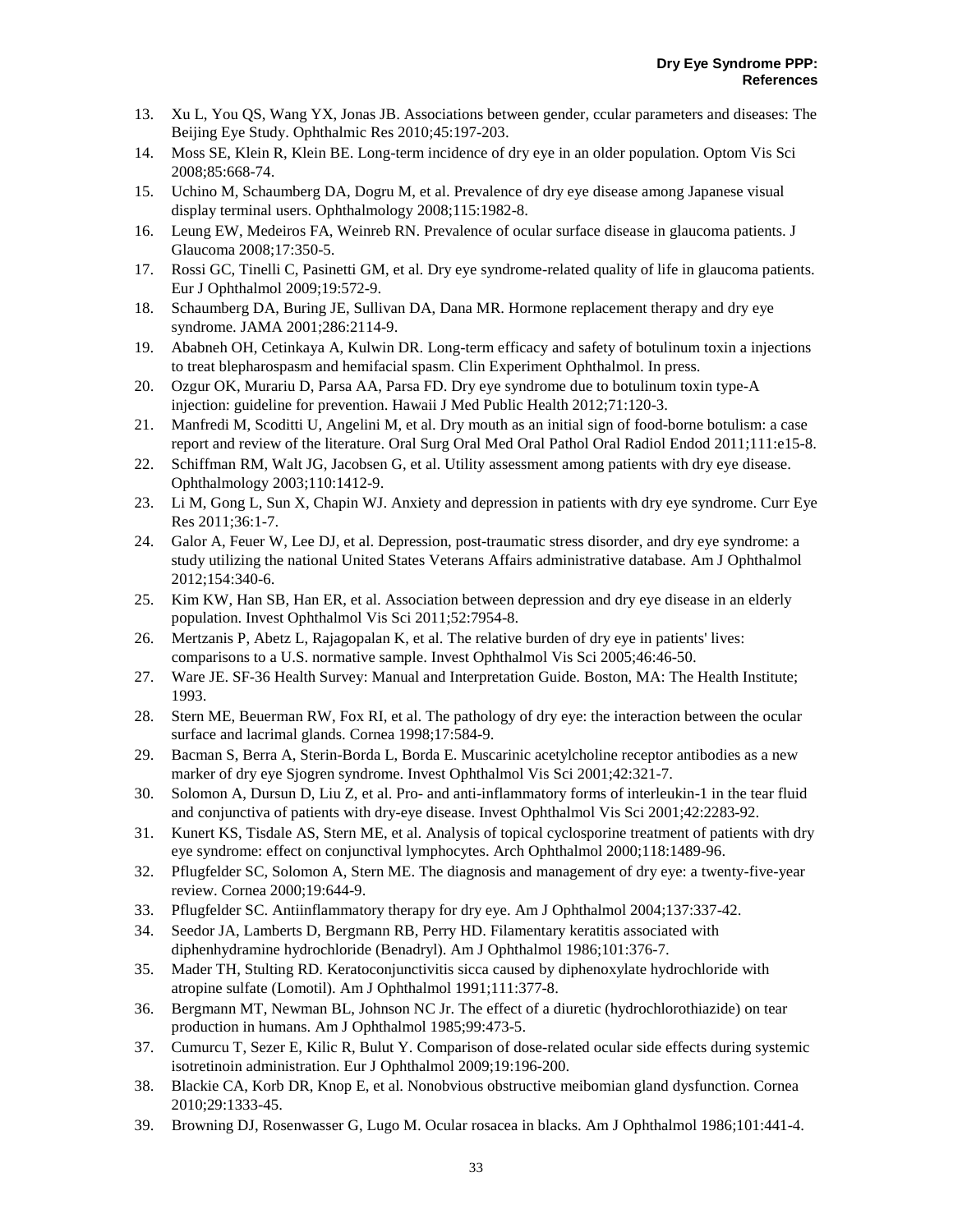13. Xu L, You QS, Wang YX, Jonas JB. Associations between gender, ccular parameters and diseases: The Beijing Eye Study. Ophthalmic Res 2010;45:197-203.
14. Moss SE, Klein R, Klein BE. Long-term incidence of dry eye in an older population. Optom Vis Sci 2008;85:668-74.
15. Uchino M, Schaumberg DA, Dogru M, et al. Prevalence of dry eye disease among Japanese visual display terminal users. Ophthalmology 2008;115:1982-8.
16. Leung EW, Medeiros FA, Weinreb RN. Prevalence of ocular surface disease in glaucoma patients. J Glaucoma 2008;17:350-5.
17. Rossi GC, Tinelli C, Pasinetti GM, et al. Dry eye syndrome-related quality of life in glaucoma patients. Eur J Ophthalmol 2009;19:572-9.
18. Schaumberg DA, Buring JE, Sullivan DA, Dana MR. Hormone replacement therapy and dry eye syndrome. JAMA 2001;286:2114-9.
19. Ababneh OH, Cetinkaya A, Kulwin DR. Long-term efficacy and safety of botulinum toxin a injections to treat blepharospasm and hemifacial spasm. Clin Experiment Ophthalmol. In press.
20. Ozgur OK, Murariu D, Parsa AA, Parsa FD. Dry eye syndrome due to botulinum toxin type-A injection: guideline for prevention. Hawaii J Med Public Health 2012;71:120-3.
21. Manfredi M, Scoditti U, Angelini M, et al. Dry mouth as an initial sign of food-borne botulism: a case report and review of the literature. Oral Surg Oral Med Oral Pathol Oral Radiol Endod 2011;111:e15-8.
22. Schiffman RM, Walt JG, Jacobsen G, et al. Utility assessment among patients with dry eye disease. Ophthalmology 2003;110:1412-9.
23. Li M, Gong L, Sun X, Chapin WJ. Anxiety and depression in patients with dry eye syndrome. Curr Eye Res 2011;36:1-7.
24. Galor A, Feuer W, Lee DJ, et al. Depression, post-traumatic stress disorder, and dry eye syndrome: a study utilizing the national United States Veterans Affairs administrative database. Am J Ophthalmol 2012;154:340-6.
25. Kim KW, Han SB, Han ER, et al. Association between depression and dry eye disease in an elderly population. Invest Ophthalmol Vis Sci 2011;52:7954-8.
26. Mertzanis P, Abetz L, Rajagopalan K, et al. The relative burden of dry eye in patients' lives: comparisons to a U.S. normative sample. Invest Ophthalmol Vis Sci 2005;46:46-50.
27. Ware JE. SF-36 Health Survey: Manual and Interpretation Guide. Boston, MA: The Health Institute; 1993.
28. Stern ME, Beuerman RW, Fox RI, et al. The pathology of dry eye: the interaction between the ocular surface and lacrimal glands. Cornea 1998;17:584-9.
29. Bacman S, Berra A, Sterin-Borda L, Borda E. Muscarinic acetylcholine receptor antibodies as a new marker of dry eye Sjogren syndrome. Invest Ophthalmol Vis Sci 2001;42:321-7.
30. Solomon A, Dursun D, Liu Z, et al. Pro- and anti-inflammatory forms of interleukin-1 in the tear fluid and conjunctiva of patients with dry-eye disease. Invest Ophthalmol Vis Sci 2001;42:2283-92.
31. Kunert KS, Tisdale AS, Stern ME, et al. Analysis of topical cyclosporine treatment of patients with dry eye syndrome: effect on conjunctival lymphocytes. Arch Ophthalmol 2000;118:1489-96.
32. Pflugfelder SC, Solomon A, Stern ME. The diagnosis and management of dry eye: a twenty-five-year review. Cornea 2000;19:644-9.
33. Pflugfelder SC. Antiinflammatory therapy for dry eye. Am J Ophthalmol 2004;137:337-42.
34. Seedor JA, Lamberts D, Bergmann RB, Perry HD. Filamentary keratitis associated with diphenhydramine hydrochloride (Benadryl). Am J Ophthalmol 1986;101:376-7.
35. Mader TH, Stulting RD. Keratoconjunctivitis sicca caused by diphenoxylate hydrochloride with atropine sulfate (Lomotil). Am J Ophthalmol 1991;111:377-8.
36. Bergmann MT, Newman BL, Johnson NC Jr. The effect of a diuretic (hydrochlorothiazide) on tear production in humans. Am J Ophthalmol 1985;99:473-5.
37. Cumurcu T, Sezer E, Kilic R, Bulut Y. Comparison of dose-related ocular side effects during systemic isotretinoin administration. Eur J Ophthalmol 2009;19:196-200.
38. Blackie CA, Korb DR, Knop E, et al. Nonobvious obstructive meibomian gland dysfunction. Cornea 2010;29:1333-45.
39. Browning DJ, Rosenwasser G, Lugo M. Ocular rosacea in blacks. Am J Ophthalmol 1986;101:441-4.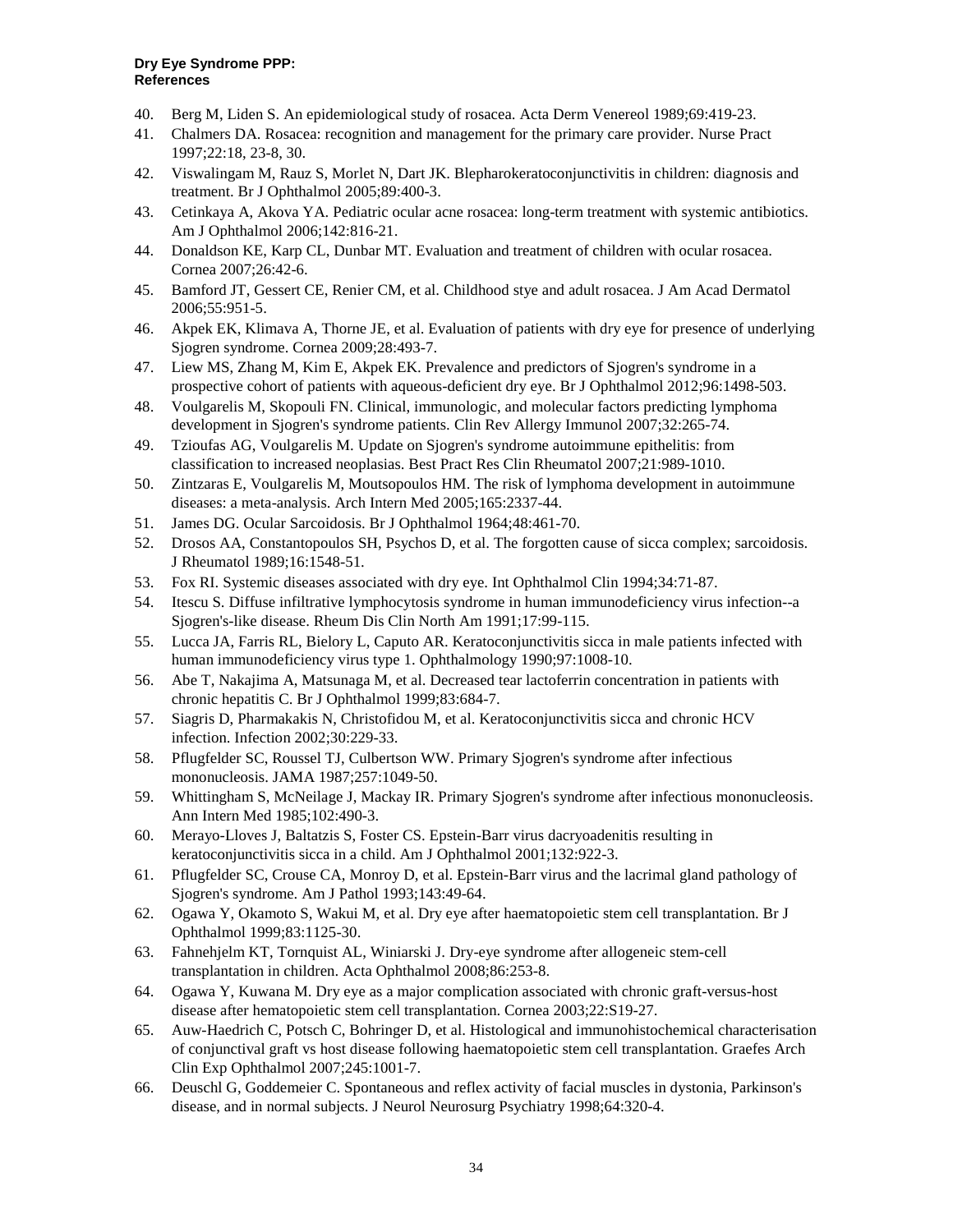40. Berg M, Liden S. An epidemiological study of rosacea. Acta Derm Venereol 1989;69:419-23.
41. Chalmers DA. Rosacea: recognition and management for the primary care provider. Nurse Pract 1997;22:18, 23-8, 30.
42. Viswalingam M, Rauz S, Morlet N, Dart JK. Blepharokeratoconjunctivitis in children: diagnosis and treatment. Br J Ophthalmol 2005;89:400-3.
43. Cetinkaya A, Akova YA. Pediatric ocular acne rosacea: long-term treatment with systemic antibiotics. Am J Ophthalmol 2006;142:816-21.
44. Donaldson KE, Karp CL, Dunbar MT. Evaluation and treatment of children with ocular rosacea. Cornea 2007;26:42-6.
45. Bamford JT, Gessert CE, Renier CM, et al. Childhood stye and adult rosacea. J Am Acad Dermatol 2006;55:951-5.
46. Akpek EK, Klimava A, Thorne JE, et al. Evaluation of patients with dry eye for presence of underlying Sjogren syndrome. Cornea 2009;28:493-7.
47. Liew MS, Zhang M, Kim E, Akpek EK. Prevalence and predictors of Sjogren's syndrome in a prospective cohort of patients with aqueous-deficient dry eye. Br J Ophthalmol 2012;96:1498-503.
48. Voulgarelis M, Skopouli FN. Clinical, immunologic, and molecular factors predicting lymphoma development in Sjogren's syndrome patients. Clin Rev Allergy Immunol 2007;32:265-74.
49. Tzioufas AG, Voulgarelis M. Update on Sjogren's syndrome autoimmune epithelitis: from classification to increased neoplasias. Best Pract Res Clin Rheumatol 2007;21:989-1010.
50. Zintzaras E, Voulgarelis M, Moutsopoulos HM. The risk of lymphoma development in autoimmune diseases: a meta-analysis. Arch Intern Med 2005;165:2337-44.
51. James DG. Ocular Sarcoidosis. Br J Ophthalmol 1964;48:461-70.
52. Drosos AA, Constantopoulos SH, Psychos D, et al. The forgotten cause of sicca complex; sarcoidosis. J Rheumatol 1989;16:1548-51.
53. Fox RI. Systemic diseases associated with dry eye. Int Ophthalmol Clin 1994;34:71-87.
54. Itescu S. Diffuse infiltrative lymphocytosis syndrome in human immunodeficiency virus infection--a Sjogren's-like disease. Rheum Dis Clin North Am 1991;17:99-115.
55. Lucca JA, Farris RL, Bielory L, Caputo AR. Keratoconjunctivitis sicca in male patients infected with human immunodeficiency virus type 1. Ophthalmology 1990;97:1008-10.
56. Abe T, Nakajima A, Matsunaga M, et al. Decreased tear lactoferrin concentration in patients with chronic hepatitis C. Br J Ophthalmol 1999;83:684-7.
57. Siagris D, Pharmakakis N, Christofidou M, et al. Keratoconjunctivitis sicca and chronic HCV infection. Infection 2002;30:229-33.
58. Pflugfelder SC, Roussel TJ, Culbertson WW. Primary Sjogren's syndrome after infectious mononucleosis. JAMA 1987;257:1049-50.
59. Whittingham S, McNeilage J, Mackay IR. Primary Sjogren's syndrome after infectious mononucleosis. Ann Intern Med 1985;102:490-3.
60. Merayo-Lloves J, Baltatzis S, Foster CS. Epstein-Barr virus dacryoadenitis resulting in keratoconjunctivitis sicca in a child. Am J Ophthalmol 2001;132:922-3.
61. Pflugfelder SC, Crouse CA, Monroy D, et al. Epstein-Barr virus and the lacrimal gland pathology of Sjogren's syndrome. Am J Pathol 1993;143:49-64.
62. Ogawa Y, Okamoto S, Wakui M, et al. Dry eye after haematopoietic stem cell transplantation. Br J Ophthalmol 1999;83:1125-30.
63. Fahnehjelm KT, Tornquist AL, Winiarski J. Dry-eye syndrome after allogeneic stem-cell transplantation in children. Acta Ophthalmol 2008;86:253-8.
64. Ogawa Y, Kuwana M. Dry eye as a major complication associated with chronic graft-versus-host disease after hematopoietic stem cell transplantation. Cornea 2003;22:S19-27.
65. Auw-Haedrich C, Potsch C, Bohringer D, et al. Histological and immunohistochemical characterisation of conjunctival graft vs host disease following haematopoietic stem cell transplantation. Graefes Arch Clin Exp Ophthalmol 2007;245:1001-7.
66. Deuschl G, Goddemeier C. Spontaneous and reflex activity of facial muscles in dystonia, Parkinson's disease, and in normal subjects. J Neurol Neurosurg Psychiatry 1998;64:320-4.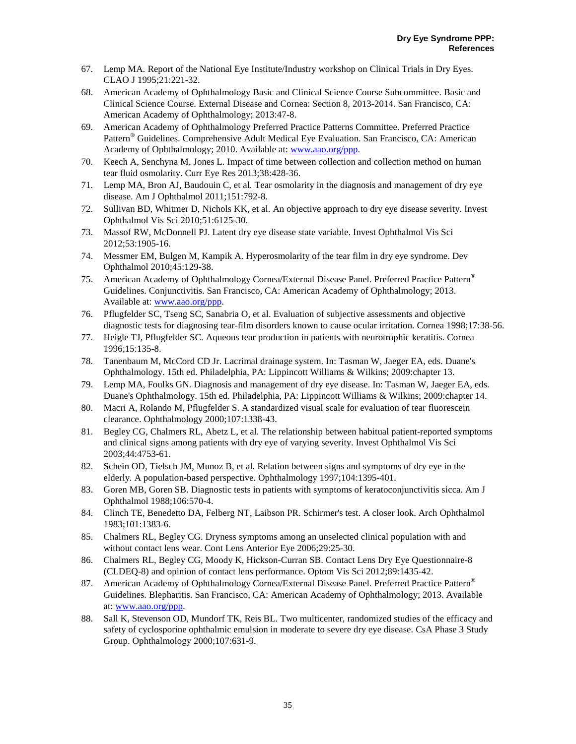67. Lemp MA. Report of the National Eye Institute/Industry workshop on Clinical Trials in Dry Eyes. CLAO J 1995;21:221-32.
68. American Academy of Ophthalmology Basic and Clinical Science Course Subcommittee. Basic and Clinical Science Course. External Disease and Cornea: Section 8, 2013-2014. San Francisco, CA: American Academy of Ophthalmology; 2013:47-8.
69. American Academy of Ophthalmology Preferred Practice Patterns Committee. Preferred Practice Pattern® Guidelines. Comprehensive Adult Medical Eye Evaluation. San Francisco, CA: American Academy of Ophthalmology; 2010. Available at: www.aao.org/ppp.
70. Keech A, Senchyna M, Jones L. Impact of time between collection and collection method on human tear fluid osmolarity. Curr Eye Res 2013;38:428-36.
71. Lemp MA, Bron AJ, Baudouin C, et al. Tear osmolarity in the diagnosis and management of dry eye disease. Am J Ophthalmol 2011;151:792-8.
72. Sullivan BD, Whitmer D, Nichols KK, et al. An objective approach to dry eye disease severity. Invest Ophthalmol Vis Sci 2010;51:6125-30.
73. Massof RW, McDonnell PJ. Latent dry eye disease state variable. Invest Ophthalmol Vis Sci 2012;53:1905-16.
74. Messmer EM, Bulgen M, Kampik A. Hyperosmolarity of the tear film in dry eye syndrome. Dev Ophthalmol 2010;45:129-38.
75. American Academy of Ophthalmology Cornea/External Disease Panel. Preferred Practice Pattern® Guidelines. Conjunctivitis. San Francisco, CA: American Academy of Ophthalmology; 2013. Available at: www.aao.org/ppp.
76. Pflugfelder SC, Tseng SC, Sanabria O, et al. Evaluation of subjective assessments and objective diagnostic tests for diagnosing tear-film disorders known to cause ocular irritation. Cornea 1998;17:38-56.
77. Heigle TJ, Pflugfelder SC. Aqueous tear production in patients with neurotrophic keratitis. Cornea 1996;15:135-8.
78. Tanenbaum M, McCord CD Jr. Lacrimal drainage system. In: Tasman W, Jaeger EA, eds. Duane's Ophthalmology. 15th ed. Philadelphia, PA: Lippincott Williams & Wilkins; 2009:chapter 13.
79. Lemp MA, Foulks GN. Diagnosis and management of dry eye disease. In: Tasman W, Jaeger EA, eds. Duane's Ophthalmology. 15th ed. Philadelphia, PA: Lippincott Williams & Wilkins; 2009:chapter 14.
80. Macri A, Rolando M, Pflugfelder S. A standardized visual scale for evaluation of tear fluorescein clearance. Ophthalmology 2000;107:1338-43.
81. Begley CG, Chalmers RL, Abetz L, et al. The relationship between habitual patient-reported symptoms and clinical signs among patients with dry eye of varying severity. Invest Ophthalmol Vis Sci 2003;44:4753-61.
82. Schein OD, Tielsch JM, Munoz B, et al. Relation between signs and symptoms of dry eye in the elderly. A population-based perspective. Ophthalmology 1997;104:1395-401.
83. Goren MB, Goren SB. Diagnostic tests in patients with symptoms of keratoconjunctivitis sicca. Am J Ophthalmol 1988;106:570-4.
84. Clinch TE, Benedetto DA, Felberg NT, Laibson PR. Schirmer's test. A closer look. Arch Ophthalmol 1983;101:1383-6.
85. Chalmers RL, Begley CG. Dryness symptoms among an unselected clinical population with and without contact lens wear. Cont Lens Anterior Eye 2006;29:25-30.
86. Chalmers RL, Begley CG, Moody K, Hickson-Curran SB. Contact Lens Dry Eye Questionnaire-8 (CLDEQ-8) and opinion of contact lens performance. Optom Vis Sci 2012;89:1435-42.
87. American Academy of Ophthalmology Cornea/External Disease Panel. Preferred Practice Pattern® Guidelines. Blepharitis. San Francisco, CA: American Academy of Ophthalmology; 2013. Available at: www.aao.org/ppp.
88. Sall K, Stevenson OD, Mundorf TK, Reis BL. Two multicenter, randomized studies of the efficacy and safety of cyclosporine ophthalmic emulsion in moderate to severe dry eye disease. CsA Phase 3 Study Group. Ophthalmology 2000;107:631-9.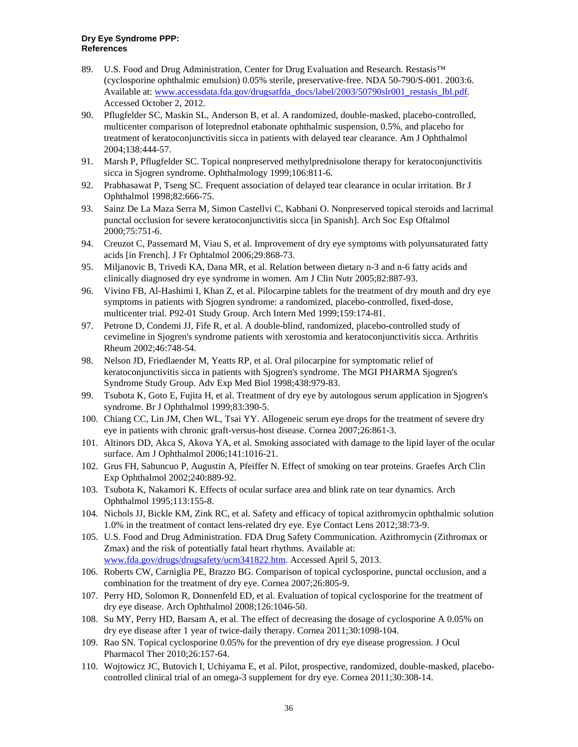89. U.S. Food and Drug Administration, Center for Drug Evaluation and Research. Restasis™ (cyclosporine ophthalmic emulsion) 0.05% sterile, preservative-free. NDA 50-790/S-001. 2003:6. Available at: www.accessdata.fda.gov/drugsatfda_docs/label/2003/50790slr001_restasis_lbl.pdf. Accessed October 2, 2012.
90. Pflugfelder SC, Maskin SL, Anderson B, et al. A randomized, double-masked, placebo-controlled, multicenter comparison of loteprednol etabonate ophthalmic suspension, 0.5%, and placebo for treatment of keratoconjunctivitis sicca in patients with delayed tear clearance. Am J Ophthalmol 2004;138:444-57.
91. Marsh P, Pflugfelder SC. Topical nonpreserved methylprednisolone therapy for keratoconjunctivitis sicca in Sjogren syndrome. Ophthalmology 1999;106:811-6.
92. Prabhasawat P, Tseng SC. Frequent association of delayed tear clearance in ocular irritation. Br J Ophthalmol 1998;82:666-75.
93. Sainz De La Maza Serra M, Simon Castellvi C, Kabbani O. Nonpreserved topical steroids and lacrimal punctal occlusion for severe keratoconjunctivitis sicca [in Spanish]. Arch Soc Esp Oftalmol 2000;75:751-6.
94. Creuzot C, Passemard M, Viau S, et al. Improvement of dry eye symptoms with polyunsaturated fatty acids [in French]. J Fr Ophtalmol 2006;29:868-73.
95. Miljanovic B, Trivedi KA, Dana MR, et al. Relation between dietary n-3 and n-6 fatty acids and clinically diagnosed dry eye syndrome in women. Am J Clin Nutr 2005;82:887-93.
96. Vivino FB, Al-Hashimi I, Khan Z, et al. Pilocarpine tablets for the treatment of dry mouth and dry eye symptoms in patients with Sjogren syndrome: a randomized, placebo-controlled, fixed-dose, multicenter trial. P92-01 Study Group. Arch Intern Med 1999;159:174-81.
97. Petrone D, Condemi JJ, Fife R, et al. A double-blind, randomized, placebo-controlled study of cevimeline in Sjogren's syndrome patients with xerostomia and keratoconjunctivitis sicca. Arthritis Rheum 2002;46:748-54.
98. Nelson JD, Friedlaender M, Yeatts RP, et al. Oral pilocarpine for symptomatic relief of keratoconjunctivitis sicca in patients with Sjogren's syndrome. The MGI PHARMA Sjogren's Syndrome Study Group. Adv Exp Med Biol 1998;438:979-83.
99. Tsubota K, Goto E, Fujita H, et al. Treatment of dry eye by autologous serum application in Sjogren's syndrome. Br J Ophthalmol 1999;83:390-5.
100. Chiang CC, Lin JM, Chen WL, Tsai YY. Allogeneic serum eye drops for the treatment of severe dry eye in patients with chronic graft-versus-host disease. Cornea 2007;26:861-3.
101. Altinors DD, Akca S, Akova YA, et al. Smoking associated with damage to the lipid layer of the ocular surface. Am J Ophthalmol 2006;141:1016-21.
102. Grus FH, Sabuncuo P, Augustin A, Pfeiffer N. Effect of smoking on tear proteins. Graefes Arch Clin Exp Ophthalmol 2002;240:889-92.
103. Tsubota K, Nakamori K. Effects of ocular surface area and blink rate on tear dynamics. Arch Ophthalmol 1995;113:155-8.
104. Nichols JJ, Bickle KM, Zink RC, et al. Safety and efficacy of topical azithromycin ophthalmic solution 1.0% in the treatment of contact lens-related dry eye. Eye Contact Lens 2012;38:73-9.
105. U.S. Food and Drug Administration. FDA Drug Safety Communication. Azithromycin (Zithromax or Zmax) and the risk of potentially fatal heart rhythms. Available at: www.fda.gov/drugs/drugsafety/ucm341822.htm. Accessed April 5, 2013.
106. Roberts CW, Carniglia PE, Brazzo BG. Comparison of topical cyclosporine, punctal occlusion, and a combination for the treatment of dry eye. Cornea 2007;26:805-9.
107. Perry HD, Solomon R, Donnenfeld ED, et al. Evaluation of topical cyclosporine for the treatment of dry eye disease. Arch Ophthalmol 2008;126:1046-50.
108. Su MY, Perry HD, Barsam A, et al. The effect of decreasing the dosage of cyclosporine A 0.05% on dry eye disease after 1 year of twice-daily therapy. Cornea 2011;30:1098-104.
109. Rao SN. Topical cyclosporine 0.05% for the prevention of dry eye disease progression. J Ocul Pharmacol Ther 2010;26:157-64.
110. Wojtowicz JC, Butovich I, Uchiyama E, et al. Pilot, prospective, randomized, double-masked, placebo-controlled clinical trial of an omega-3 supplement for dry eye. Cornea 2011;30:308-14.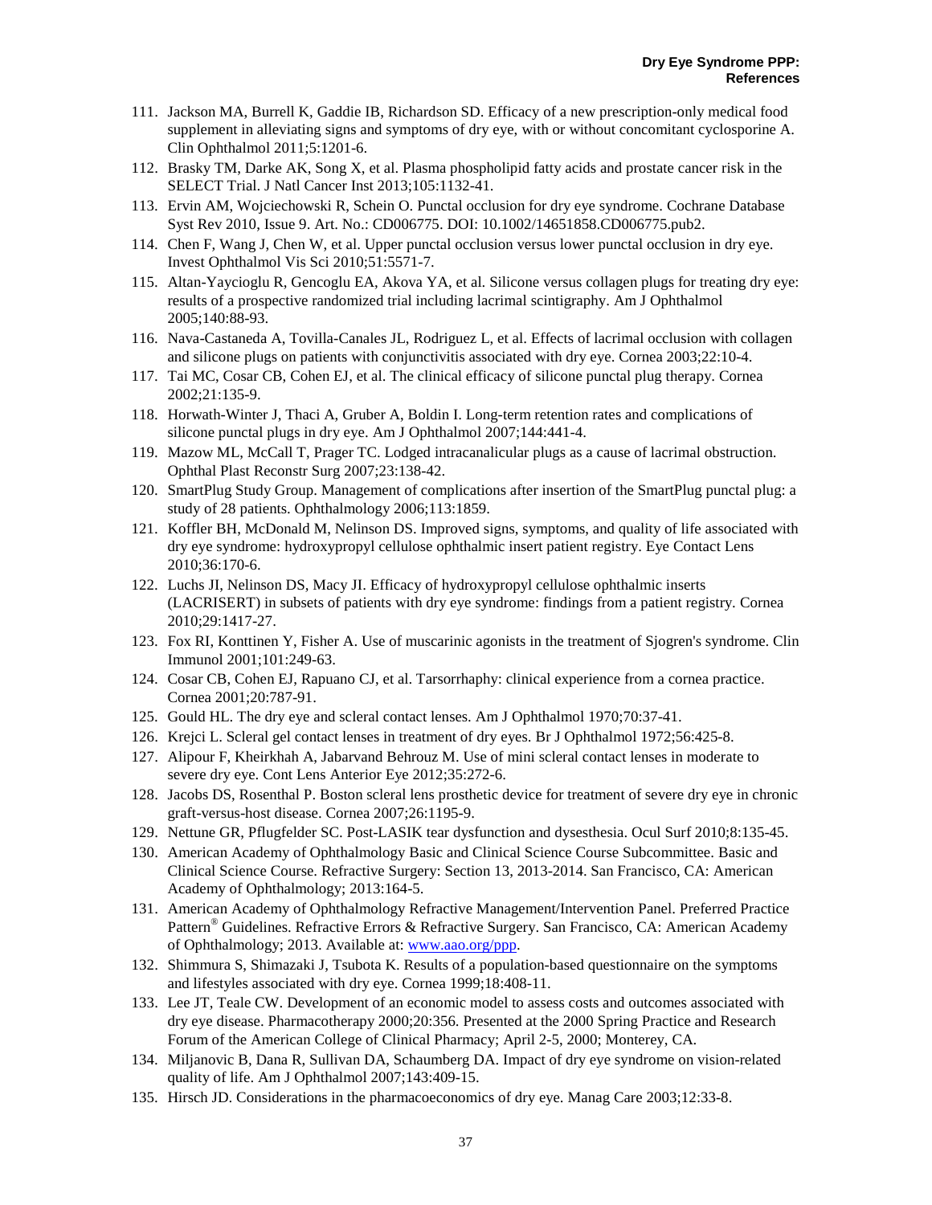111. Jackson MA, Burrell K, Gaddie IB, Richardson SD. Efficacy of a new prescription-only medical food supplement in alleviating signs and symptoms of dry eye, with or without concomitant cyclosporine A. Clin Ophthalmol 2011;5:1201-6.
112. Brasky TM, Darke AK, Song X, et al. Plasma phospholipid fatty acids and prostate cancer risk in the SELECT Trial. J Natl Cancer Inst 2013;105:1132-41.
113. Ervin AM, Wojciechowski R, Schein O. Punctal occlusion for dry eye syndrome. Cochrane Database Syst Rev 2010, Issue 9. Art. No.: CD006775. DOI: 10.1002/14651858.CD006775.pub2.
114. Chen F, Wang J, Chen W, et al. Upper punctal occlusion versus lower punctal occlusion in dry eye. Invest Ophthalmol Vis Sci 2010;51:5571-7.
115. Altan-Yaycioglu R, Gencoglu EA, Akova YA, et al. Silicone versus collagen plugs for treating dry eye: results of a prospective randomized trial including lacrimal scintigraphy. Am J Ophthalmol 2005;140:88-93.
116. Nava-Castaneda A, Tovilla-Canales JL, Rodriguez L, et al. Effects of lacrimal occlusion with collagen and silicone plugs on patients with conjunctivitis associated with dry eye. Cornea 2003;22:10-4.
117. Tai MC, Cosar CB, Cohen EJ, et al. The clinical efficacy of silicone punctal plug therapy. Cornea 2002;21:135-9.
118. Horwath-Winter J, Thaci A, Gruber A, Boldin I. Long-term retention rates and complications of silicone punctal plugs in dry eye. Am J Ophthalmol 2007;144:441-4.
119. Mazow ML, McCall T, Prager TC. Lodged intracanalicular plugs as a cause of lacrimal obstruction. Ophthal Plast Reconstr Surg 2007;23:138-42.
120. SmartPlug Study Group. Management of complications after insertion of the SmartPlug punctal plug: a study of 28 patients. Ophthalmology 2006;113:1859.
121. Koffler BH, McDonald M, Nelinson DS. Improved signs, symptoms, and quality of life associated with dry eye syndrome: hydroxypropyl cellulose ophthalmic insert patient registry. Eye Contact Lens 2010;36:170-6.
122. Luchs JI, Nelinson DS, Macy JI. Efficacy of hydroxypropyl cellulose ophthalmic inserts (LACRISERT) in subsets of patients with dry eye syndrome: findings from a patient registry. Cornea 2010;29:1417-27.
123. Fox RI, Konttinen Y, Fisher A. Use of muscarinic agonists in the treatment of Sjogren's syndrome. Clin Immunol 2001;101:249-63.
124. Cosar CB, Cohen EJ, Rapuano CJ, et al. Tarsorrhaphy: clinical experience from a cornea practice. Cornea 2001;20:787-91.
125. Gould HL. The dry eye and scleral contact lenses. Am J Ophthalmol 1970;70:37-41.
126. Krejci L. Scleral gel contact lenses in treatment of dry eyes. Br J Ophthalmol 1972;56:425-8.
127. Alipour F, Kheirkhah A, Jabarvand Behrouz M. Use of mini scleral contact lenses in moderate to severe dry eye. Cont Lens Anterior Eye 2012;35:272-6.
128. Jacobs DS, Rosenthal P. Boston scleral lens prosthetic device for treatment of severe dry eye in chronic graft-versus-host disease. Cornea 2007;26:1195-9.
129. Nettune GR, Pflugfelder SC. Post-LASIK tear dysfunction and dysesthesia. Ocul Surf 2010;8:135-45.
130. American Academy of Ophthalmology Basic and Clinical Science Course Subcommittee. Basic and Clinical Science Course. Refractive Surgery: Section 13, 2013-2014. San Francisco, CA: American Academy of Ophthalmology; 2013:164-5.
131. American Academy of Ophthalmology Refractive Management/Intervention Panel. Preferred Practice Pattern® Guidelines. Refractive Errors & Refractive Surgery. San Francisco, CA: American Academy of Ophthalmology; 2013. Available at: www.aao.org/ppp.
132. Shimmura S, Shimazaki J, Tsubota K. Results of a population-based questionnaire on the symptoms and lifestyles associated with dry eye. Cornea 1999;18:408-11.
133. Lee JT, Teale CW. Development of an economic model to assess costs and outcomes associated with dry eye disease. Pharmacotherapy 2000;20:356. Presented at the 2000 Spring Practice and Research Forum of the American College of Clinical Pharmacy; April 2-5, 2000; Monterey, CA.
134. Miljanovic B, Dana R, Sullivan DA, Schaumberg DA. Impact of dry eye syndrome on vision-related quality of life. Am J Ophthalmol 2007;143:409-15.
135. Hirsch JD. Considerations in the pharmacoeconomics of dry eye. Manag Care 2003;12:33-8.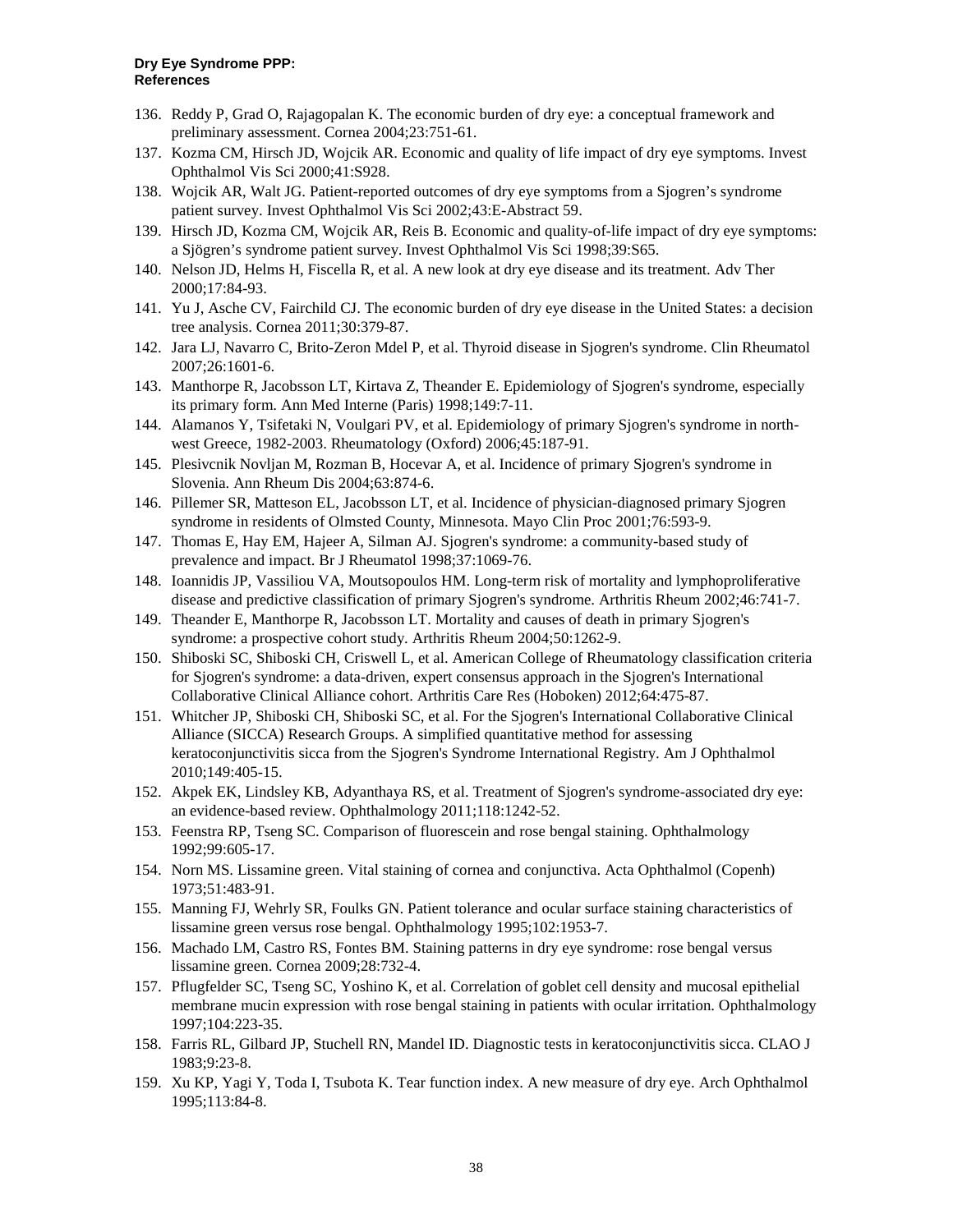136. Reddy P, Grad O, Rajagopalan K. The economic burden of dry eye: a conceptual framework and preliminary assessment. Cornea 2004;23:751-61.
137. Kozma CM, Hirsch JD, Wojcik AR. Economic and quality of life impact of dry eye symptoms. Invest Ophthalmol Vis Sci 2000;41:S928.
138. Wojcik AR, Walt JG. Patient-reported outcomes of dry eye symptoms from a Sjogren's syndrome patient survey. Invest Ophthalmol Vis Sci 2002;43:E-Abstract 59.
139. Hirsch JD, Kozma CM, Wojcik AR, Reis B. Economic and quality-of-life impact of dry eye symptoms: a Sjögren's syndrome patient survey. Invest Ophthalmol Vis Sci 1998;39:S65.
140. Nelson JD, Helms H, Fiscella R, et al. A new look at dry eye disease and its treatment. Adv Ther 2000;17:84-93.
141. Yu J, Asche CV, Fairchild CJ. The economic burden of dry eye disease in the United States: a decision tree analysis. Cornea 2011;30:379-87.
142. Jara LJ, Navarro C, Brito-Zeron Mdel P, et al. Thyroid disease in Sjogren's syndrome. Clin Rheumatol 2007;26:1601-6.
143. Manthorpe R, Jacobsson LT, Kirtava Z, Theander E. Epidemiology of Sjogren's syndrome, especially its primary form. Ann Med Interne (Paris) 1998;149:7-11.
144. Alamanos Y, Tsifetaki N, Voulgari PV, et al. Epidemiology of primary Sjogren's syndrome in north-west Greece, 1982-2003. Rheumatology (Oxford) 2006;45:187-91.
145. Plesivcnik Novljan M, Rozman B, Hocevar A, et al. Incidence of primary Sjogren's syndrome in Slovenia. Ann Rheum Dis 2004;63:874-6.
146. Pillemer SR, Matteson EL, Jacobsson LT, et al. Incidence of physician-diagnosed primary Sjogren syndrome in residents of Olmsted County, Minnesota. Mayo Clin Proc 2001;76:593-9.
147. Thomas E, Hay EM, Hajeer A, Silman AJ. Sjogren's syndrome: a community-based study of prevalence and impact. Br J Rheumatol 1998;37:1069-76.
148. Ioannidis JP, Vassiliou VA, Moutsopoulos HM. Long-term risk of mortality and lymphoproliferative disease and predictive classification of primary Sjogren's syndrome. Arthritis Rheum 2002;46:741-7.
149. Theander E, Manthorpe R, Jacobsson LT. Mortality and causes of death in primary Sjogren's syndrome: a prospective cohort study. Arthritis Rheum 2004;50:1262-9.
150. Shiboski SC, Shiboski CH, Criswell L, et al. American College of Rheumatology classification criteria for Sjogren's syndrome: a data-driven, expert consensus approach in the Sjogren's International Collaborative Clinical Alliance cohort. Arthritis Care Res (Hoboken) 2012;64:475-87.
151. Whitcher JP, Shiboski CH, Shiboski SC, et al. For the Sjogren's International Collaborative Clinical Alliance (SICCA) Research Groups. A simplified quantitative method for assessing keratoconjunctivitis sicca from the Sjogren's Syndrome International Registry. Am J Ophthalmol 2010;149:405-15.
152. Akpek EK, Lindsley KB, Adyanthaya RS, et al. Treatment of Sjogren's syndrome-associated dry eye: an evidence-based review. Ophthalmology 2011;118:1242-52.
153. Feenstra RP, Tseng SC. Comparison of fluorescein and rose bengal staining. Ophthalmology 1992;99:605-17.
154. Norn MS. Lissamine green. Vital staining of cornea and conjunctiva. Acta Ophthalmol (Copenh) 1973;51:483-91.
155. Manning FJ, Wehrly SR, Foulks GN. Patient tolerance and ocular surface staining characteristics of lissamine green versus rose bengal. Ophthalmology 1995;102:1953-7.
156. Machado LM, Castro RS, Fontes BM. Staining patterns in dry eye syndrome: rose bengal versus lissamine green. Cornea 2009;28:732-4.
157. Pflugfelder SC, Tseng SC, Yoshino K, et al. Correlation of goblet cell density and mucosal epithelial membrane mucin expression with rose bengal staining in patients with ocular irritation. Ophthalmology 1997;104:223-35.
158. Farris RL, Gilbard JP, Stuchell RN, Mandel ID. Diagnostic tests in keratoconjunctivitis sicca. CLAO J 1983;9:23-8.
159. Xu KP, Yagi Y, Toda I, Tsubota K. Tear function index. A new measure of dry eye. Arch Ophthalmol 1995;113:84-8.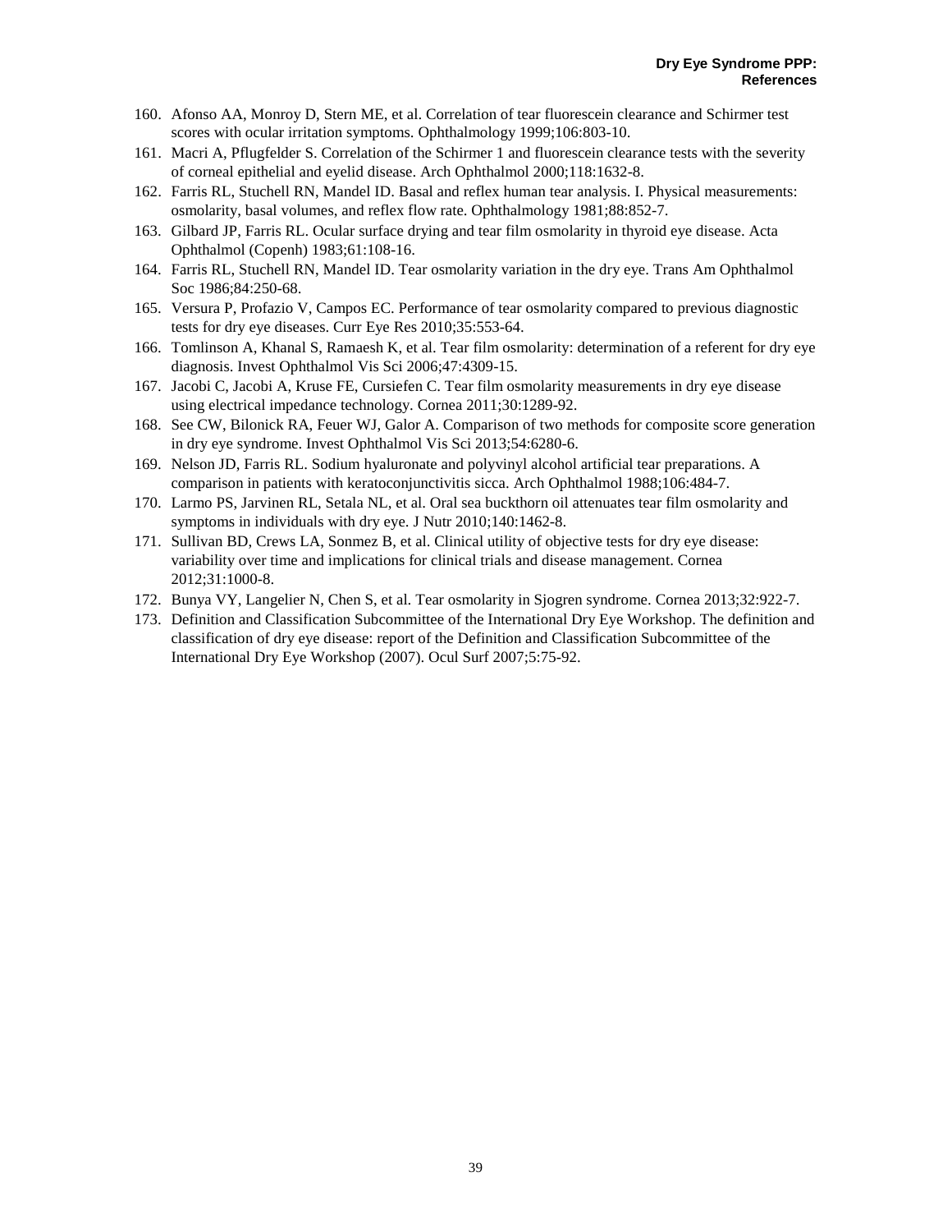160. Afonso AA, Monroy D, Stern ME, et al. Correlation of tear fluorescein clearance and Schirmer test scores with ocular irritation symptoms. Ophthalmology 1999;106:803-10.
161. Macri A, Pflugfelder S. Correlation of the Schirmer 1 and fluorescein clearance tests with the severity of corneal epithelial and eyelid disease. Arch Ophthalmol 2000;118:1632-8.
162. Farris RL, Stuchell RN, Mandel ID. Basal and reflex human tear analysis. I. Physical measurements: osmolarity, basal volumes, and reflex flow rate. Ophthalmology 1981;88:852-7.
163. Gilbard JP, Farris RL. Ocular surface drying and tear film osmolarity in thyroid eye disease. Acta Ophthalmol (Copenh) 1983;61:108-16.
164. Farris RL, Stuchell RN, Mandel ID. Tear osmolarity variation in the dry eye. Trans Am Ophthalmol Soc 1986;84:250-68.
165. Versura P, Profazio V, Campos EC. Performance of tear osmolarity compared to previous diagnostic tests for dry eye diseases. Curr Eye Res 2010;35:553-64.
166. Tomlinson A, Khanal S, Ramaesh K, et al. Tear film osmolarity: determination of a referent for dry eye diagnosis. Invest Ophthalmol Vis Sci 2006;47:4309-15.
167. Jacobi C, Jacobi A, Kruse FE, Cursiefen C. Tear film osmolarity measurements in dry eye disease using electrical impedance technology. Cornea 2011;30:1289-92.
168. See CW, Bilonick RA, Feuer WJ, Galor A. Comparison of two methods for composite score generation in dry eye syndrome. Invest Ophthalmol Vis Sci 2013;54:6280-6.
169. Nelson JD, Farris RL. Sodium hyaluronate and polyvinyl alcohol artificial tear preparations. A comparison in patients with keratoconjunctivitis sicca. Arch Ophthalmol 1988;106:484-7.
170. Larmo PS, Jarvinen RL, Setala NL, et al. Oral sea buckthorn oil attenuates tear film osmolarity and symptoms in individuals with dry eye. J Nutr 2010;140:1462-8.
171. Sullivan BD, Crews LA, Sonmez B, et al. Clinical utility of objective tests for dry eye disease: variability over time and implications for clinical trials and disease management. Cornea 2012;31:1000-8.
172. Bunya VY, Langelier N, Chen S, et al. Tear osmolarity in Sjogren syndrome. Cornea 2013;32:922-7.
173. Definition and Classification Subcommittee of the International Dry Eye Workshop. The definition and classification of dry eye disease: report of the Definition and Classification Subcommittee of the International Dry Eye Workshop (2007). Ocul Surf 2007;5:75-92.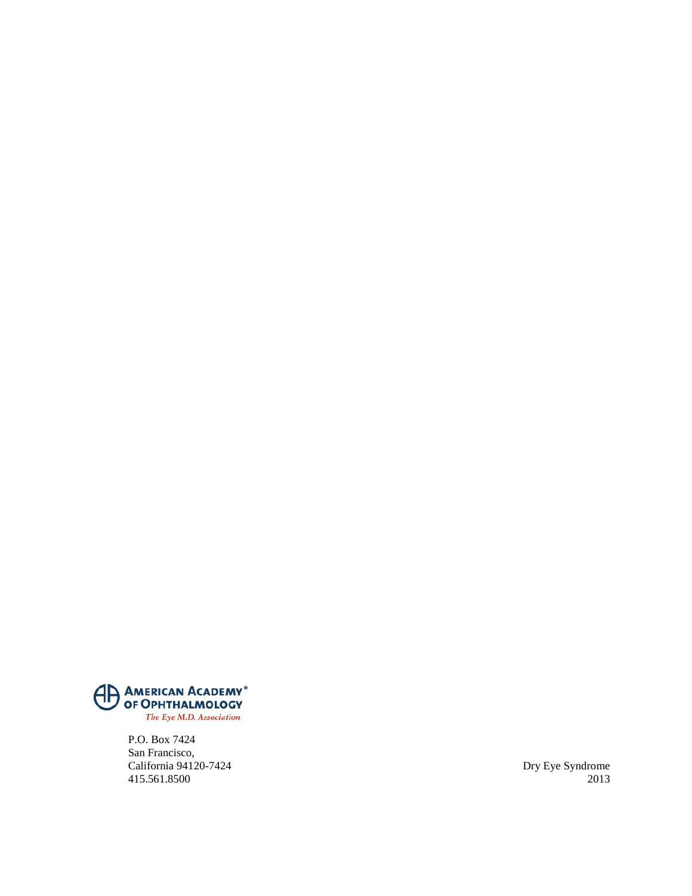AMERICAN ACADEMY® OF OPHTHALMOLOGY
*The Eye M.D. Association*

P.O. Box 7424
San Francisco,
California 94120-7424
415.561.8500

Dry Eye Syndrome
2013